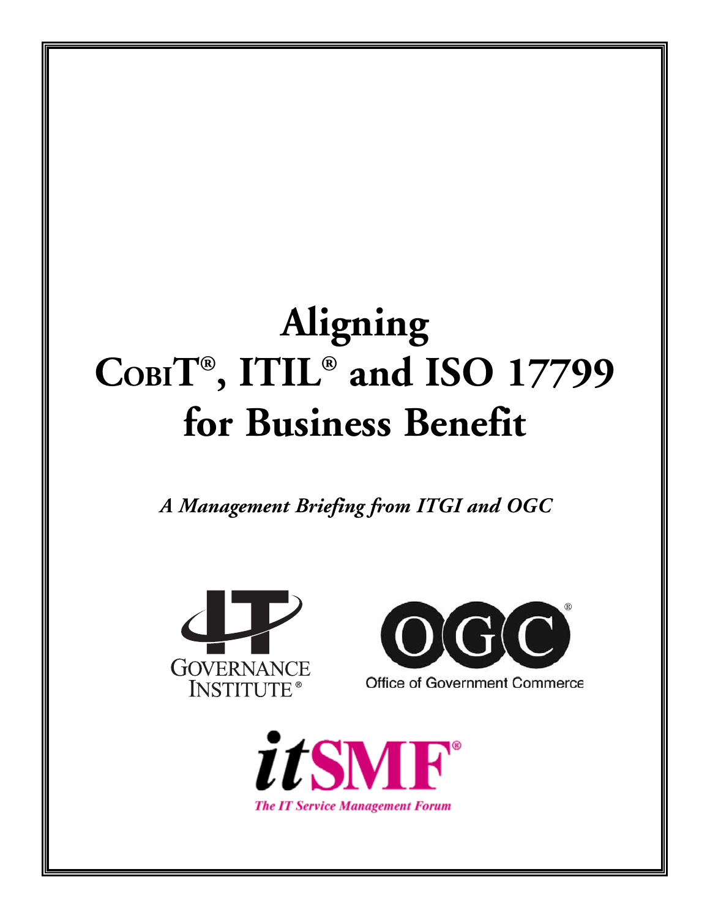# Aligning COBIT®, ITIL® and ISO 17799 for Business Benefit

*A Management Briefing from ITGI and OGC*

IT Governance Institute®

Office of Government Commerce

itSMF®

*The IT Service Management Forum*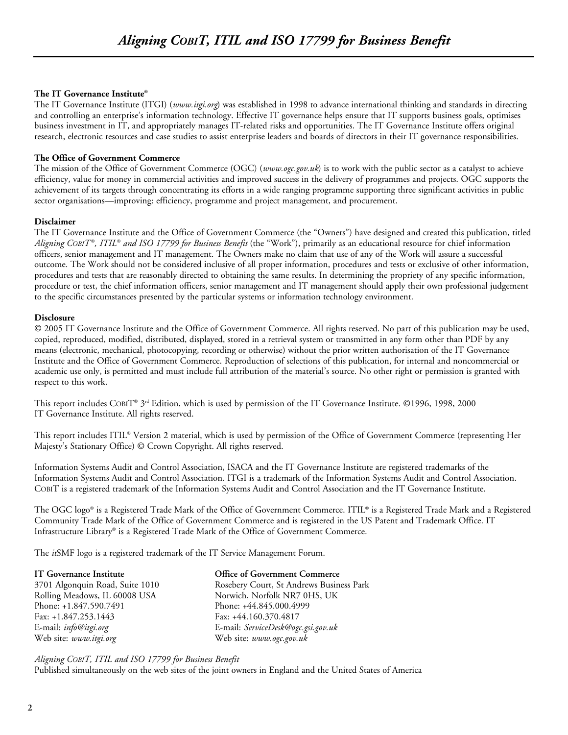**The IT Governance Institute®**

The IT Governance Institute (ITGI) (*www.itgi.org*) was established in 1998 to advance international thinking and standards in directing and controlling an enterprise's information technology. Effective IT governance helps ensure that IT supports business goals, optimises business investment in IT, and appropriately manages IT-related risks and opportunities. The IT Governance Institute offers original research, electronic resources and case studies to assist enterprise leaders and boards of directors in their IT governance responsibilities.

**The Office of Government Commerce**

The mission of the Office of Government Commerce (OGC) (*www.ogc.gov.uk*) is to work with the public sector as a catalyst to achieve efficiency, value for money in commercial activities and improved success in the delivery of programmes and projects. OGC supports the achievement of its targets through concentrating its efforts in a wide ranging programme supporting three significant activities in public sector organisations—improving: efficiency, programme and project management, and procurement.

**Disclaimer**

The IT Governance Institute and the Office of Government Commerce (the "Owners") have designed and created this publication, titled *Aligning COBIT®, ITIL® and ISO 17799 for Business Benefit* (the "Work"), primarily as an educational resource for chief information officers, senior management and IT management. The Owners make no claim that use of any of the Work will assure a successful outcome. The Work should not be considered inclusive of all proper information, procedures and tests or exclusive of other information, procedures and tests that are reasonably directed to obtaining the same results. In determining the propriety of any specific information, procedure or test, the chief information officers, senior management and IT management should apply their own professional judgement to the specific circumstances presented by the particular systems or information technology environment.

**Disclosure**

© 2005 IT Governance Institute and the Office of Government Commerce. All rights reserved. No part of this publication may be used, copied, reproduced, modified, distributed, displayed, stored in a retrieval system or transmitted in any form other than PDF by any means (electronic, mechanical, photocopying, recording or otherwise) without the prior written authorisation of the IT Governance Institute and the Office of Government Commerce. Reproduction of selections of this publication, for internal and noncommercial or academic use only, is permitted and must include full attribution of the material's source. No other right or permission is granted with respect to this work.

This report includes COBIT® 3rd Edition, which is used by permission of the IT Governance Institute. ©1996, 1998, 2000 IT Governance Institute. All rights reserved.

This report includes ITIL® Version 2 material, which is used by permission of the Office of Government Commerce (representing Her Majesty's Stationary Office) © Crown Copyright. All rights reserved.

Information Systems Audit and Control Association, ISACA and the IT Governance Institute are registered trademarks of the Information Systems Audit and Control Association. ITGI is a trademark of the Information Systems Audit and Control Association. COBIT is a registered trademark of the Information Systems Audit and Control Association and the IT Governance Institute.

The OGC logo® is a Registered Trade Mark of the Office of Government Commerce. ITIL® is a Registered Trade Mark and a Registered Community Trade Mark of the Office of Government Commerce and is registered in the US Patent and Trademark Office. IT Infrastructure Library® is a Registered Trade Mark of the Office of Government Commerce.

The *it*SMF logo is a registered trademark of the IT Service Management Forum.

**IT Governance Institute**
3701 Algonquin Road, Suite 1010
Rolling Meadows, IL 60008 USA
Phone: +1.847.590.7491
Fax: +1.847.253.1443
E-mail: *info@itgi.org*
Web site: *www.itgi.org*

**Office of Government Commerce**
Rosebery Court, St Andrews Business Park
Norwich, Norfolk NR7 0HS, UK
Phone: +44.845.000.4999
Fax: +44.160.370.4817
E-mail: *ServiceDesk@ogc.gsi.gov.uk*
Web site: *www.ogc.gov.uk*

*Aligning COBIT, ITIL and ISO 17799 for Business Benefit*
Published simultaneously on the web sites of the joint owners in England and the United States of America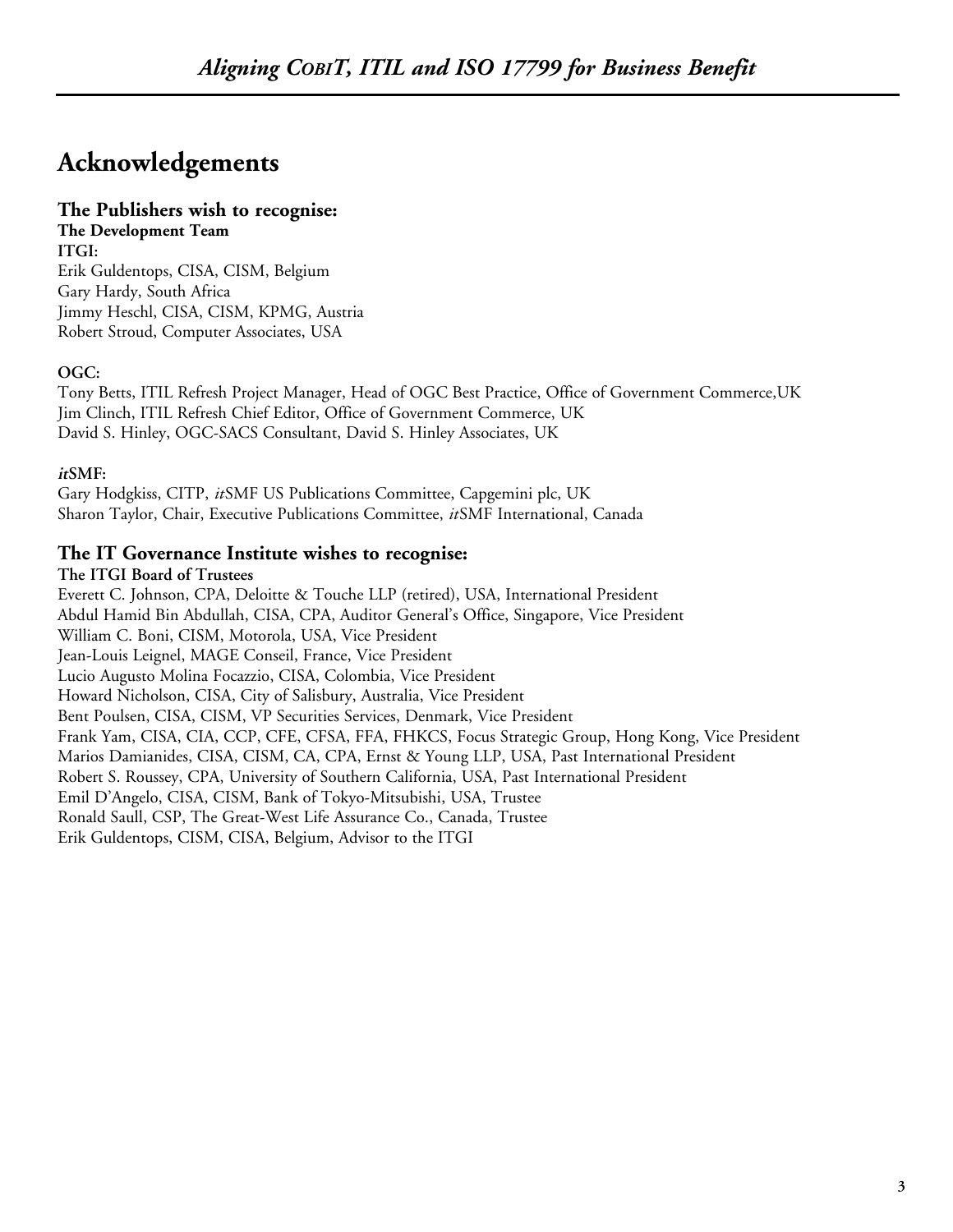# Acknowledgements

## The Publishers wish to recognise:

**The Development Team**

**ITGI:**

Erik Guldentops, CISA, CISM, Belgium
Gary Hardy, South Africa
Jimmy Heschl, CISA, CISM, KPMG, Austria
Robert Stroud, Computer Associates, USA

**OGC:**

Tony Betts, ITIL Refresh Project Manager, Head of OGC Best Practice, Office of Government Commerce,UK
Jim Clinch, ITIL Refresh Chief Editor, Office of Government Commerce, UK
David S. Hinley, OGC-SACS Consultant, David S. Hinley Associates, UK

***it*SMF:**

Gary Hodgkiss, CITP, *it*SMF US Publications Committee, Capgemini plc, UK
Sharon Taylor, Chair, Executive Publications Committee, *it*SMF International, Canada

## The IT Governance Institute wishes to recognise:

**The ITGI Board of Trustees**

Everett C. Johnson, CPA, Deloitte & Touche LLP (retired), USA, International President
Abdul Hamid Bin Abdullah, CISA, CPA, Auditor General's Office, Singapore, Vice President
William C. Boni, CISM, Motorola, USA, Vice President
Jean-Louis Leignel, MAGE Conseil, France, Vice President
Lucio Augusto Molina Focazzio, CISA, Colombia, Vice President
Howard Nicholson, CISA, City of Salisbury, Australia, Vice President
Bent Poulsen, CISA, CISM, VP Securities Services, Denmark, Vice President
Frank Yam, CISA, CIA, CCP, CFE, CFSA, FFA, FHKCS, Focus Strategic Group, Hong Kong, Vice President
Marios Damianides, CISA, CISM, CA, CPA, Ernst & Young LLP, USA, Past International President
Robert S. Roussey, CPA, University of Southern California, USA, Past International President
Emil D'Angelo, CISA, CISM, Bank of Tokyo-Mitsubishi, USA, Trustee
Ronald Saull, CSP, The Great-West Life Assurance Co., Canada, Trustee
Erik Guldentops, CISM, CISA, Belgium, Advisor to the ITGI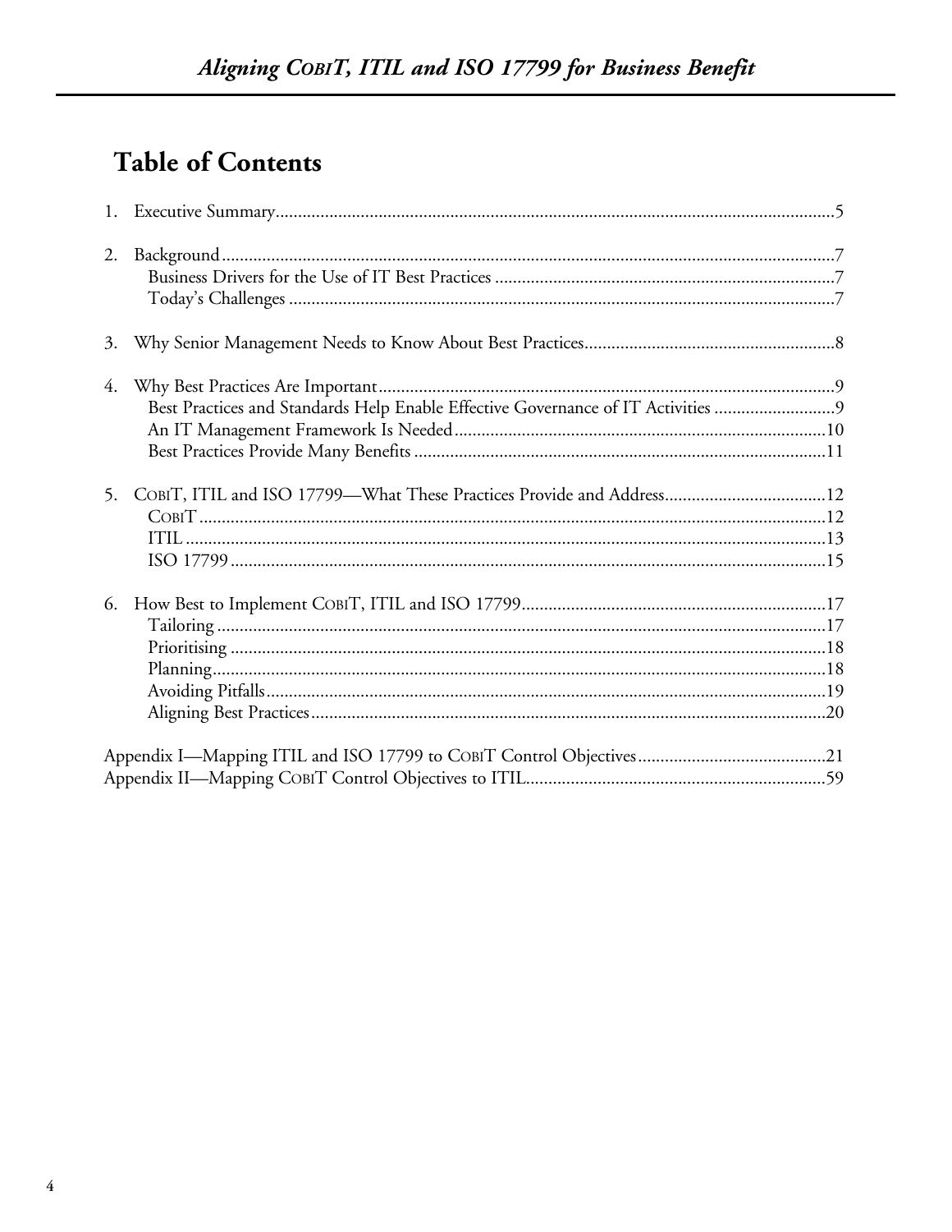# Table of Contents

1. Executive Summary.....5

2. Background.....7
   - Business Drivers for the Use of IT Best Practices.....7
   - Today's Challenges.....7

3. Why Senior Management Needs to Know About Best Practices.....8

4. Why Best Practices Are Important.....9
   - Best Practices and Standards Help Enable Effective Governance of IT Activities.....9
   - An IT Management Framework Is Needed.....10
   - Best Practices Provide Many Benefits.....11

5. COBIT, ITIL and ISO 17799—What These Practices Provide and Address.....12
   - COBIT.....12
   - ITIL.....13
   - ISO 17799.....15

6. How Best to Implement COBIT, ITIL and ISO 17799.....17
   - Tailoring.....17
   - Prioritising.....18
   - Planning.....18
   - Avoiding Pitfalls.....19
   - Aligning Best Practices.....20

Appendix I—Mapping ITIL and ISO 17799 to COBIT Control Objectives.....21

Appendix II—Mapping COBIT Control Objectives to ITIL.....59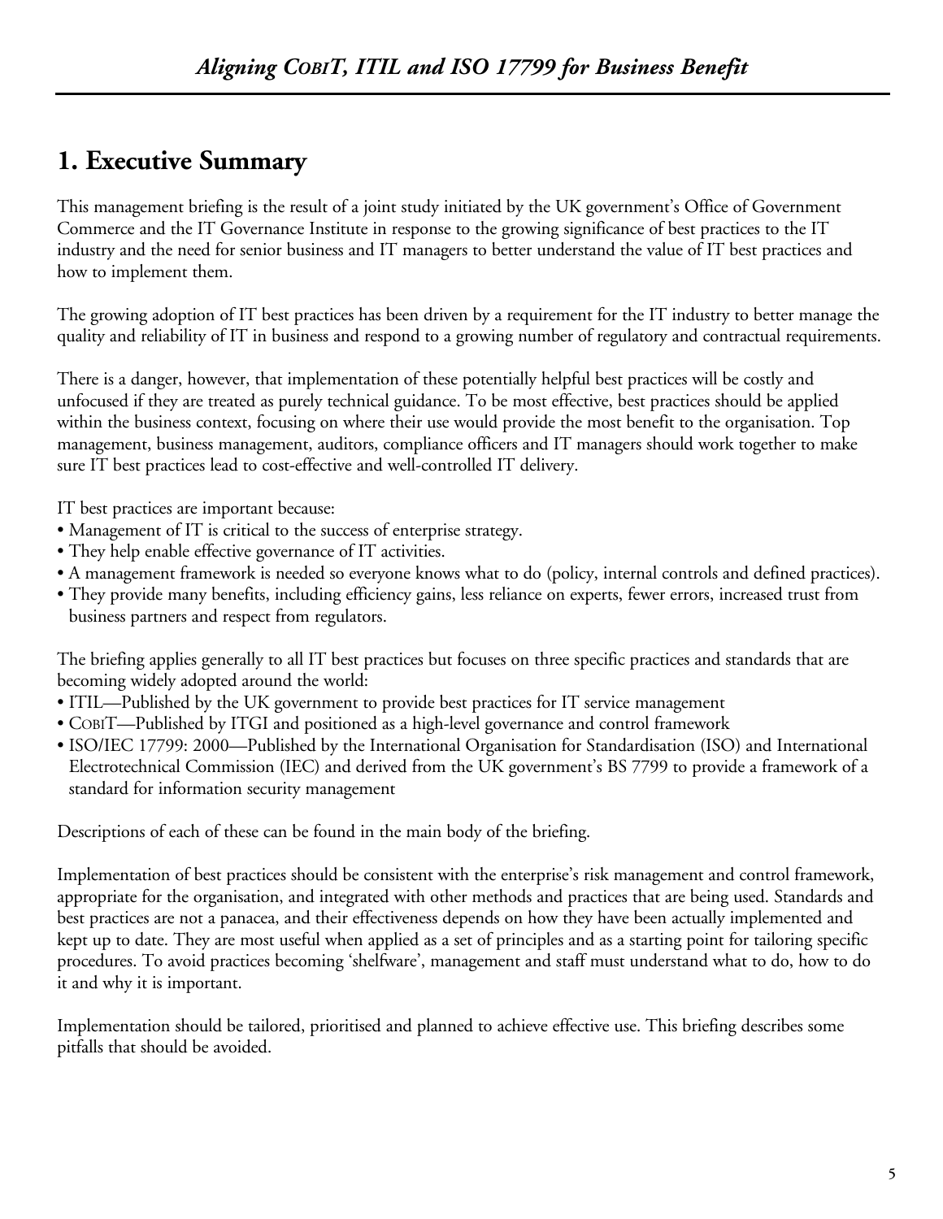# 1. Executive Summary

This management briefing is the result of a joint study initiated by the UK government's Office of Government Commerce and the IT Governance Institute in response to the growing significance of best practices to the IT industry and the need for senior business and IT managers to better understand the value of IT best practices and how to implement them.

The growing adoption of IT best practices has been driven by a requirement for the IT industry to better manage the quality and reliability of IT in business and respond to a growing number of regulatory and contractual requirements.

There is a danger, however, that implementation of these potentially helpful best practices will be costly and unfocused if they are treated as purely technical guidance. To be most effective, best practices should be applied within the business context, focusing on where their use would provide the most benefit to the organisation. Top management, business management, auditors, compliance officers and IT managers should work together to make sure IT best practices lead to cost-effective and well-controlled IT delivery.

IT best practices are important because:

- Management of IT is critical to the success of enterprise strategy.
- They help enable effective governance of IT activities.
- A management framework is needed so everyone knows what to do (policy, internal controls and defined practices).
- They provide many benefits, including efficiency gains, less reliance on experts, fewer errors, increased trust from business partners and respect from regulators.

The briefing applies generally to all IT best practices but focuses on three specific practices and standards that are becoming widely adopted around the world:

- ITIL—Published by the UK government to provide best practices for IT service management
- COBIT—Published by ITGI and positioned as a high-level governance and control framework
- ISO/IEC 17799: 2000—Published by the International Organisation for Standardisation (ISO) and International Electrotechnical Commission (IEC) and derived from the UK government's BS 7799 to provide a framework of a standard for information security management

Descriptions of each of these can be found in the main body of the briefing.

Implementation of best practices should be consistent with the enterprise's risk management and control framework, appropriate for the organisation, and integrated with other methods and practices that are being used. Standards and best practices are not a panacea, and their effectiveness depends on how they have been actually implemented and kept up to date. They are most useful when applied as a set of principles and as a starting point for tailoring specific procedures. To avoid practices becoming 'shelfware', management and staff must understand what to do, how to do it and why it is important.

Implementation should be tailored, prioritised and planned to achieve effective use. This briefing describes some pitfalls that should be avoided.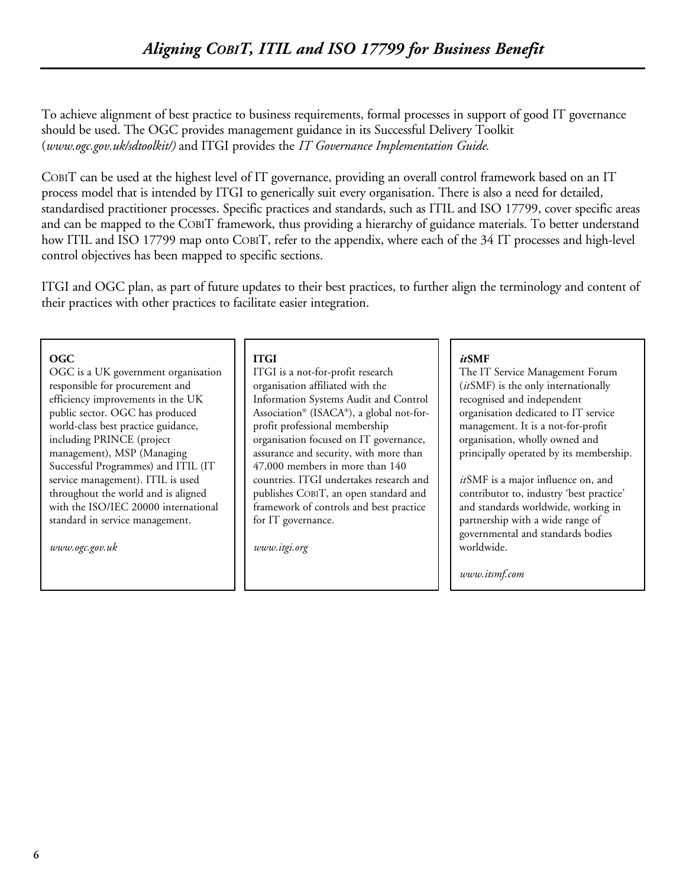To achieve alignment of best practice to business requirements, formal processes in support of good IT governance should be used. The OGC provides management guidance in its Successful Delivery Toolkit (*www.ogc.gov.uk/sdtoolkit/)* and ITGI provides the *IT Governance Implementation Guide*.

COBIT can be used at the highest level of IT governance, providing an overall control framework based on an IT process model that is intended by ITGI to generically suit every organisation. There is also a need for detailed, standardised practitioner processes. Specific practices and standards, such as ITIL and ISO 17799, cover specific areas and can be mapped to the COBIT framework, thus providing a hierarchy of guidance materials. To better understand how ITIL and ISO 17799 map onto COBIT, refer to the appendix, where each of the 34 IT processes and high-level control objectives has been mapped to specific sections.

ITGI and OGC plan, as part of future updates to their best practices, to further align the terminology and content of their practices with other practices to facilitate easier integration.

**OGC**

OGC is a UK government organisation responsible for procurement and efficiency improvements in the UK public sector. OGC has produced world-class best practice guidance, including PRINCE (project management), MSP (Managing Successful Programmes) and ITIL (IT service management). ITIL is used throughout the world and is aligned with the ISO/IEC 20000 international standard in service management.

*www.ogc.gov.uk*

**ITGI**

ITGI is a not-for-profit research organisation affiliated with the Information Systems Audit and Control Association® (ISACA®), a global not-for-profit professional membership organisation focused on IT governance, assurance and security, with more than 47,000 members in more than 140 countries. ITGI undertakes research and publishes COBIT, an open standard and framework of controls and best practice for IT governance.

*www.itgi.org*

***it*SMF**

The IT Service Management Forum (*it*SMF) is the only internationally recognised and independent organisation dedicated to IT service management. It is a not-for-profit organisation, wholly owned and principally operated by its membership.

*it*SMF is a major influence on, and contributor to, industry 'best practice' and standards worldwide, working in partnership with a wide range of governmental and standards bodies worldwide.

*www.itsmf.com*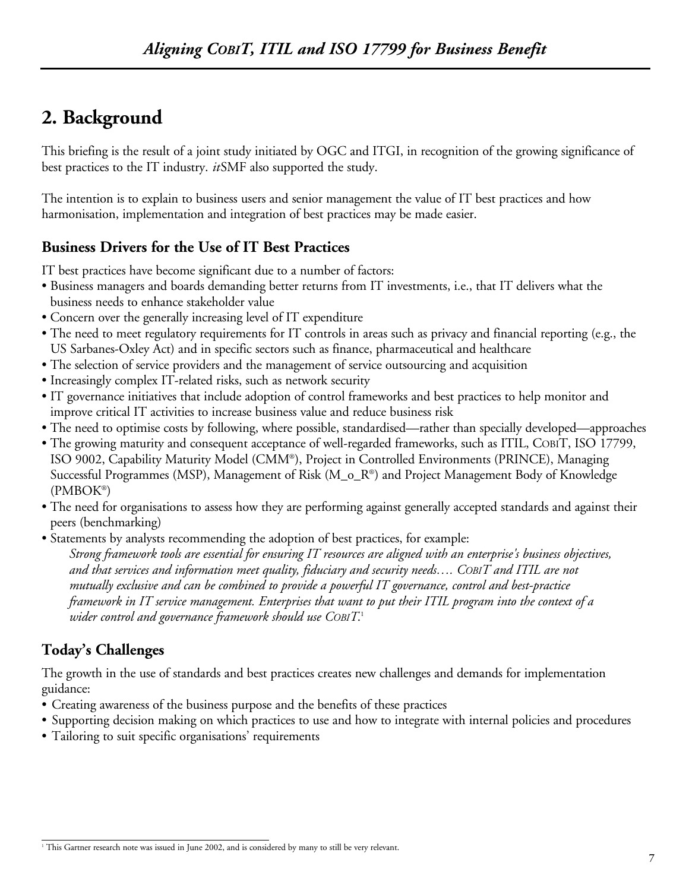## 2. Background

This briefing is the result of a joint study initiated by OGC and ITGI, in recognition of the growing significance of best practices to the IT industry. *it*SMF also supported the study.

The intention is to explain to business users and senior management the value of IT best practices and how harmonisation, implementation and integration of best practices may be made easier.

### Business Drivers for the Use of IT Best Practices

IT best practices have become significant due to a number of factors:

- Business managers and boards demanding better returns from IT investments, i.e., that IT delivers what the business needs to enhance stakeholder value
- Concern over the generally increasing level of IT expenditure
- The need to meet regulatory requirements for IT controls in areas such as privacy and financial reporting (e.g., the US Sarbanes-Oxley Act) and in specific sectors such as finance, pharmaceutical and healthcare
- The selection of service providers and the management of service outsourcing and acquisition
- Increasingly complex IT-related risks, such as network security
- IT governance initiatives that include adoption of control frameworks and best practices to help monitor and improve critical IT activities to increase business value and reduce business risk
- The need to optimise costs by following, where possible, standardised—rather than specially developed—approaches
- The growing maturity and consequent acceptance of well-regarded frameworks, such as ITIL, COBIT, ISO 17799, ISO 9002, Capability Maturity Model (CMM®), Project in Controlled Environments (PRINCE), Managing Successful Programmes (MSP), Management of Risk (M_o_R®) and Project Management Body of Knowledge (PMBOK®)
- The need for organisations to assess how they are performing against generally accepted standards and against their peers (benchmarking)
- Statements by analysts recommending the adoption of best practices, for example:

  *Strong framework tools are essential for ensuring IT resources are aligned with an enterprise's business objectives, and that services and information meet quality, fiduciary and security needs…. COBIT and ITIL are not mutually exclusive and can be combined to provide a powerful IT governance, control and best-practice framework in IT service management. Enterprises that want to put their ITIL program into the context of a wider control and governance framework should use COBIT.*[1]

### Today's Challenges

The growth in the use of standards and best practices creates new challenges and demands for implementation guidance:

- Creating awareness of the business purpose and the benefits of these practices
- Supporting decision making on which practices to use and how to integrate with internal policies and procedures
- Tailoring to suit specific organisations' requirements

[1] This Gartner research note was issued in June 2002, and is considered by many to still be very relevant.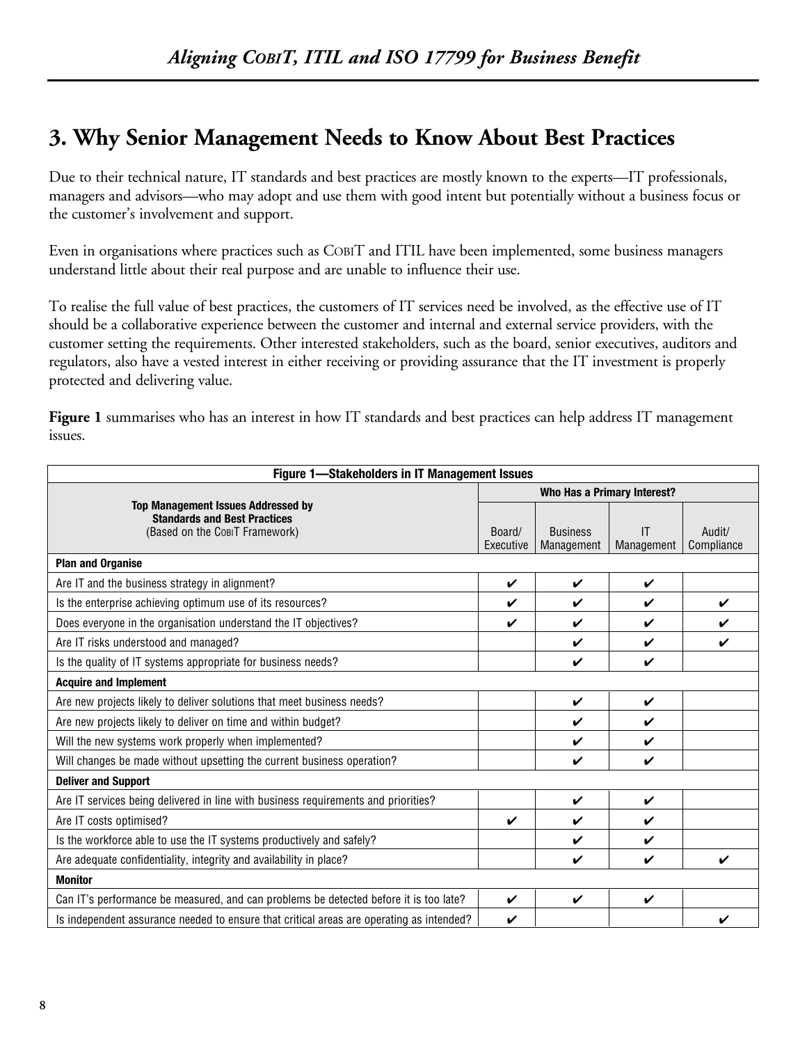# 3. Why Senior Management Needs to Know About Best Practices

Due to their technical nature, IT standards and best practices are mostly known to the experts—IT professionals, managers and advisors—who may adopt and use them with good intent but potentially without a business focus or the customer's involvement and support.

Even in organisations where practices such as COBIT and ITIL have been implemented, some business managers understand little about their real purpose and are unable to influence their use.

To realise the full value of best practices, the customers of IT services need be involved, as the effective use of IT should be a collaborative experience between the customer and internal and external service providers, with the customer setting the requirements. Other interested stakeholders, such as the board, senior executives, auditors and regulators, also have a vested interest in either receiving or providing assurance that the IT investment is properly protected and delivering value.

**Figure 1** summarises who has an interest in how IT standards and best practices can help address IT management issues.

**Figure 1—Stakeholders in IT Management Issues**

| **Top Management Issues Addressed by Standards and Best Practices** (Based on the COBIT Framework) | **Who Has a Primary Interest?** | | | |
|---|---|---|---|---|
| | Board/ Executive | Business Management | IT Management | Audit/ Compliance |
| **Plan and Organise** | | | | |
| Are IT and the business strategy in alignment? | ✔ | ✔ | ✔ | |
| Is the enterprise achieving optimum use of its resources? | ✔ | ✔ | ✔ | ✔ |
| Does everyone in the organisation understand the IT objectives? | ✔ | ✔ | ✔ | ✔ |
| Are IT risks understood and managed? | | ✔ | ✔ | ✔ |
| Is the quality of IT systems appropriate for business needs? | | ✔ | ✔ | |
| **Acquire and Implement** | | | | |
| Are new projects likely to deliver solutions that meet business needs? | | ✔ | ✔ | |
| Are new projects likely to deliver on time and within budget? | | ✔ | ✔ | |
| Will the new systems work properly when implemented? | | ✔ | ✔ | |
| Will changes be made without upsetting the current business operation? | | ✔ | ✔ | |
| **Deliver and Support** | | | | |
| Are IT services being delivered in line with business requirements and priorities? | | ✔ | ✔ | |
| Are IT costs optimised? | ✔ | ✔ | ✔ | |
| Is the workforce able to use the IT systems productively and safely? | | ✔ | ✔ | |
| Are adequate confidentiality, integrity and availability in place? | | ✔ | ✔ | ✔ |
| **Monitor** | | | | |
| Can IT's performance be measured, and can problems be detected before it is too late? | ✔ | ✔ | ✔ | |
| Is independent assurance needed to ensure that critical areas are operating as intended? | ✔ | | | ✔ |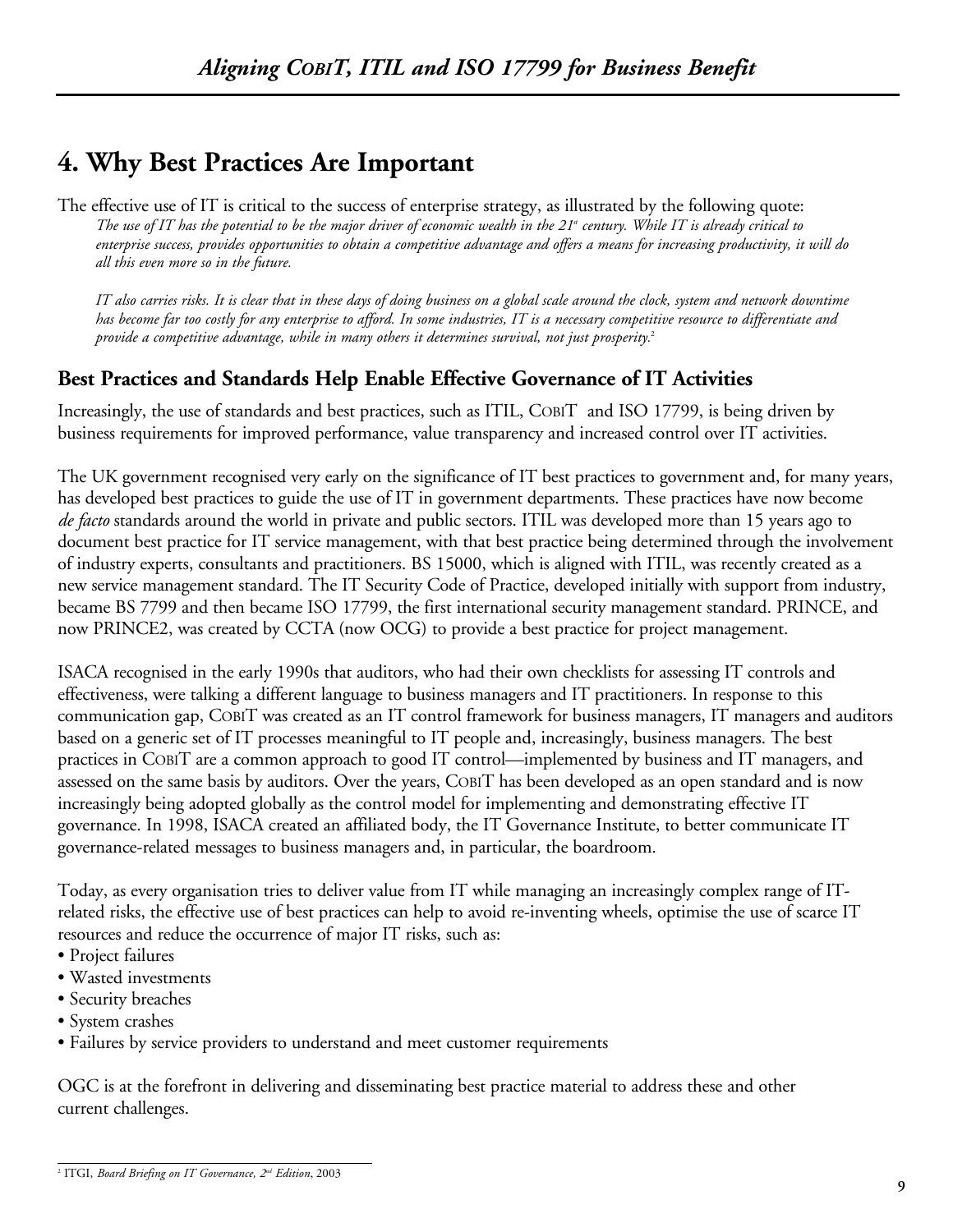# 4. Why Best Practices Are Important

The effective use of IT is critical to the success of enterprise strategy, as illustrated by the following quote:

> *The use of IT has the potential to be the major driver of economic wealth in the 21st century. While IT is already critical to enterprise success, provides opportunities to obtain a competitive advantage and offers a means for increasing productivity, it will do all this even more so in the future.*
>
> *IT also carries risks. It is clear that in these days of doing business on a global scale around the clock, system and network downtime has become far too costly for any enterprise to afford. In some industries, IT is a necessary competitive resource to differentiate and provide a competitive advantage, while in many others it determines survival, not just prosperity.*[2]

## Best Practices and Standards Help Enable Effective Governance of IT Activities

Increasingly, the use of standards and best practices, such as ITIL, COBIT and ISO 17799, is being driven by business requirements for improved performance, value transparency and increased control over IT activities.

The UK government recognised very early on the significance of IT best practices to government and, for many years, has developed best practices to guide the use of IT in government departments. These practices have now become *de facto* standards around the world in private and public sectors. ITIL was developed more than 15 years ago to document best practice for IT service management, with that best practice being determined through the involvement of industry experts, consultants and practitioners. BS 15000, which is aligned with ITIL, was recently created as a new service management standard. The IT Security Code of Practice, developed initially with support from industry, became BS 7799 and then became ISO 17799, the first international security management standard. PRINCE, and now PRINCE2, was created by CCTA (now OCG) to provide a best practice for project management.

ISACA recognised in the early 1990s that auditors, who had their own checklists for assessing IT controls and effectiveness, were talking a different language to business managers and IT practitioners. In response to this communication gap, COBIT was created as an IT control framework for business managers, IT managers and auditors based on a generic set of IT processes meaningful to IT people and, increasingly, business managers. The best practices in COBIT are a common approach to good IT control—implemented by business and IT managers, and assessed on the same basis by auditors. Over the years, COBIT has been developed as an open standard and is now increasingly being adopted globally as the control model for implementing and demonstrating effective IT governance. In 1998, ISACA created an affiliated body, the IT Governance Institute, to better communicate IT governance-related messages to business managers and, in particular, the boardroom.

Today, as every organisation tries to deliver value from IT while managing an increasingly complex range of IT-related risks, the effective use of best practices can help to avoid re-inventing wheels, optimise the use of scarce IT resources and reduce the occurrence of major IT risks, such as:

- Project failures
- Wasted investments
- Security breaches
- System crashes
- Failures by service providers to understand and meet customer requirements

OGC is at the forefront in delivering and disseminating best practice material to address these and other current challenges.

---

[2] ITGI, *Board Briefing on IT Governance, 2nd Edition*, 2003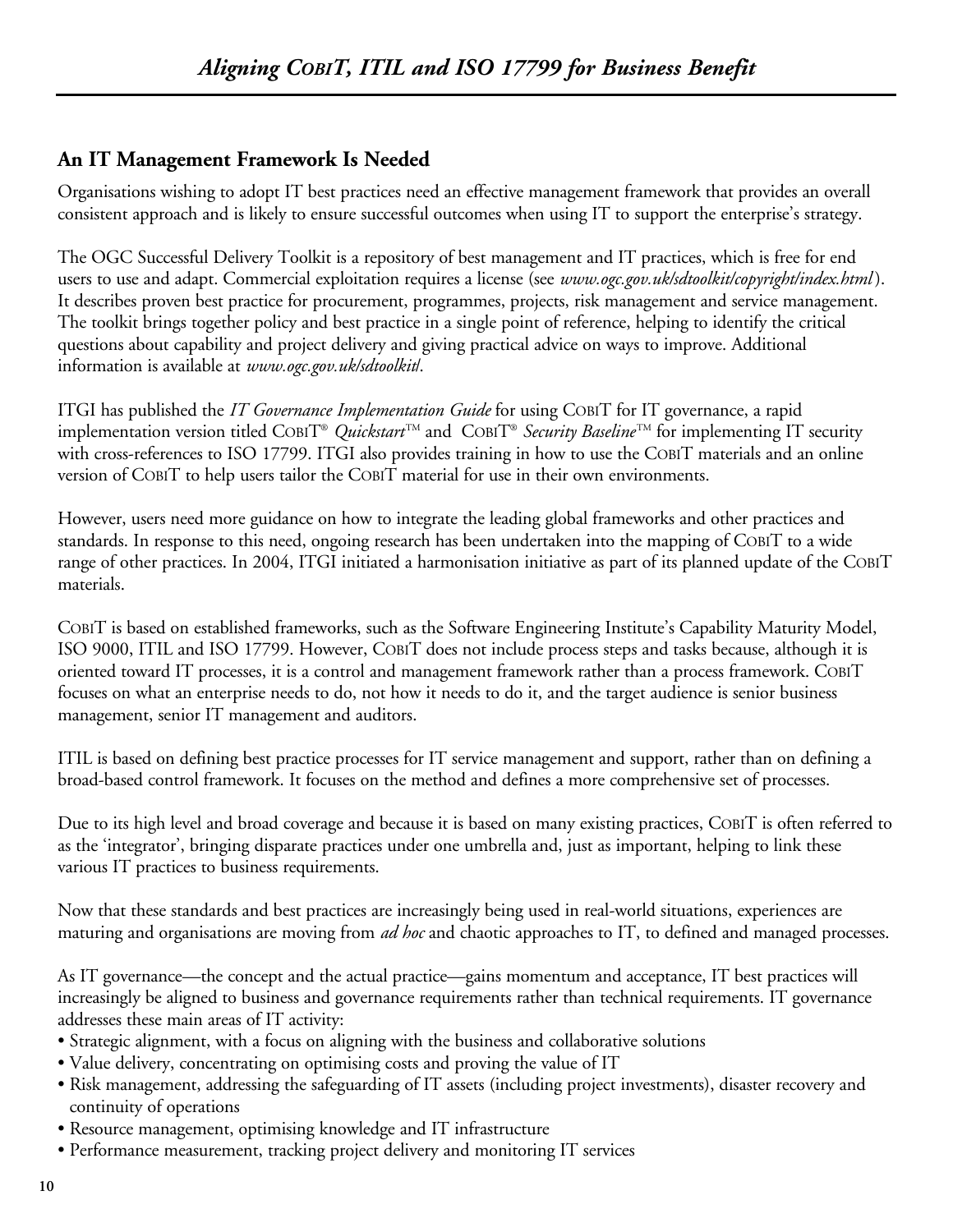## An IT Management Framework Is Needed

Organisations wishing to adopt IT best practices need an effective management framework that provides an overall consistent approach and is likely to ensure successful outcomes when using IT to support the enterprise's strategy.

The OGC Successful Delivery Toolkit is a repository of best management and IT practices, which is free for end users to use and adapt. Commercial exploitation requires a license (see *www.ogc.gov.uk/sdtoolkit/copyright/index.html*). It describes proven best practice for procurement, programmes, projects, risk management and service management. The toolkit brings together policy and best practice in a single point of reference, helping to identify the critical questions about capability and project delivery and giving practical advice on ways to improve. Additional information is available at *www.ogc.gov.uk/sdtoolkit/*.

ITGI has published the *IT Governance Implementation Guide* for using COBIT for IT governance, a rapid implementation version titled COBIT® *Quickstart*™ and COBIT® *Security Baseline*™ for implementing IT security with cross-references to ISO 17799. ITGI also provides training in how to use the COBIT materials and an online version of COBIT to help users tailor the COBIT material for use in their own environments.

However, users need more guidance on how to integrate the leading global frameworks and other practices and standards. In response to this need, ongoing research has been undertaken into the mapping of COBIT to a wide range of other practices. In 2004, ITGI initiated a harmonisation initiative as part of its planned update of the COBIT materials.

COBIT is based on established frameworks, such as the Software Engineering Institute's Capability Maturity Model, ISO 9000, ITIL and ISO 17799. However, COBIT does not include process steps and tasks because, although it is oriented toward IT processes, it is a control and management framework rather than a process framework. COBIT focuses on what an enterprise needs to do, not how it needs to do it, and the target audience is senior business management, senior IT management and auditors.

ITIL is based on defining best practice processes for IT service management and support, rather than on defining a broad-based control framework. It focuses on the method and defines a more comprehensive set of processes.

Due to its high level and broad coverage and because it is based on many existing practices, COBIT is often referred to as the 'integrator', bringing disparate practices under one umbrella and, just as important, helping to link these various IT practices to business requirements.

Now that these standards and best practices are increasingly being used in real-world situations, experiences are maturing and organisations are moving from *ad hoc* and chaotic approaches to IT, to defined and managed processes.

As IT governance—the concept and the actual practice—gains momentum and acceptance, IT best practices will increasingly be aligned to business and governance requirements rather than technical requirements. IT governance addresses these main areas of IT activity:

- Strategic alignment, with a focus on aligning with the business and collaborative solutions
- Value delivery, concentrating on optimising costs and proving the value of IT
- Risk management, addressing the safeguarding of IT assets (including project investments), disaster recovery and continuity of operations
- Resource management, optimising knowledge and IT infrastructure
- Performance measurement, tracking project delivery and monitoring IT services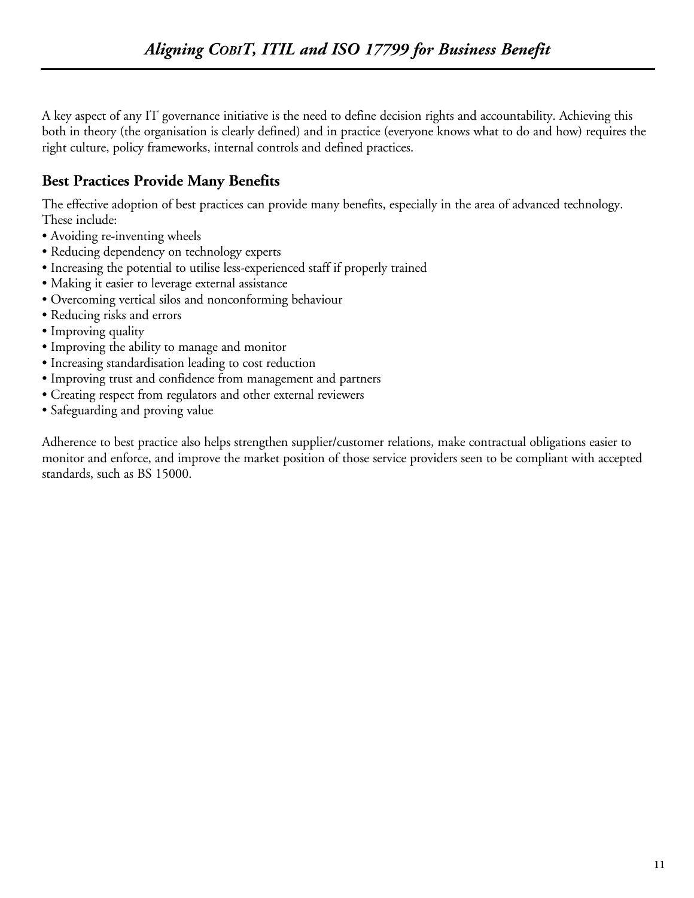A key aspect of any IT governance initiative is the need to define decision rights and accountability. Achieving this both in theory (the organisation is clearly defined) and in practice (everyone knows what to do and how) requires the right culture, policy frameworks, internal controls and defined practices.

## Best Practices Provide Many Benefits

The effective adoption of best practices can provide many benefits, especially in the area of advanced technology. These include:

- Avoiding re-inventing wheels
- Reducing dependency on technology experts
- Increasing the potential to utilise less-experienced staff if properly trained
- Making it easier to leverage external assistance
- Overcoming vertical silos and nonconforming behaviour
- Reducing risks and errors
- Improving quality
- Improving the ability to manage and monitor
- Increasing standardisation leading to cost reduction
- Improving trust and confidence from management and partners
- Creating respect from regulators and other external reviewers
- Safeguarding and proving value

Adherence to best practice also helps strengthen supplier/customer relations, make contractual obligations easier to monitor and enforce, and improve the market position of those service providers seen to be compliant with accepted standards, such as BS 15000.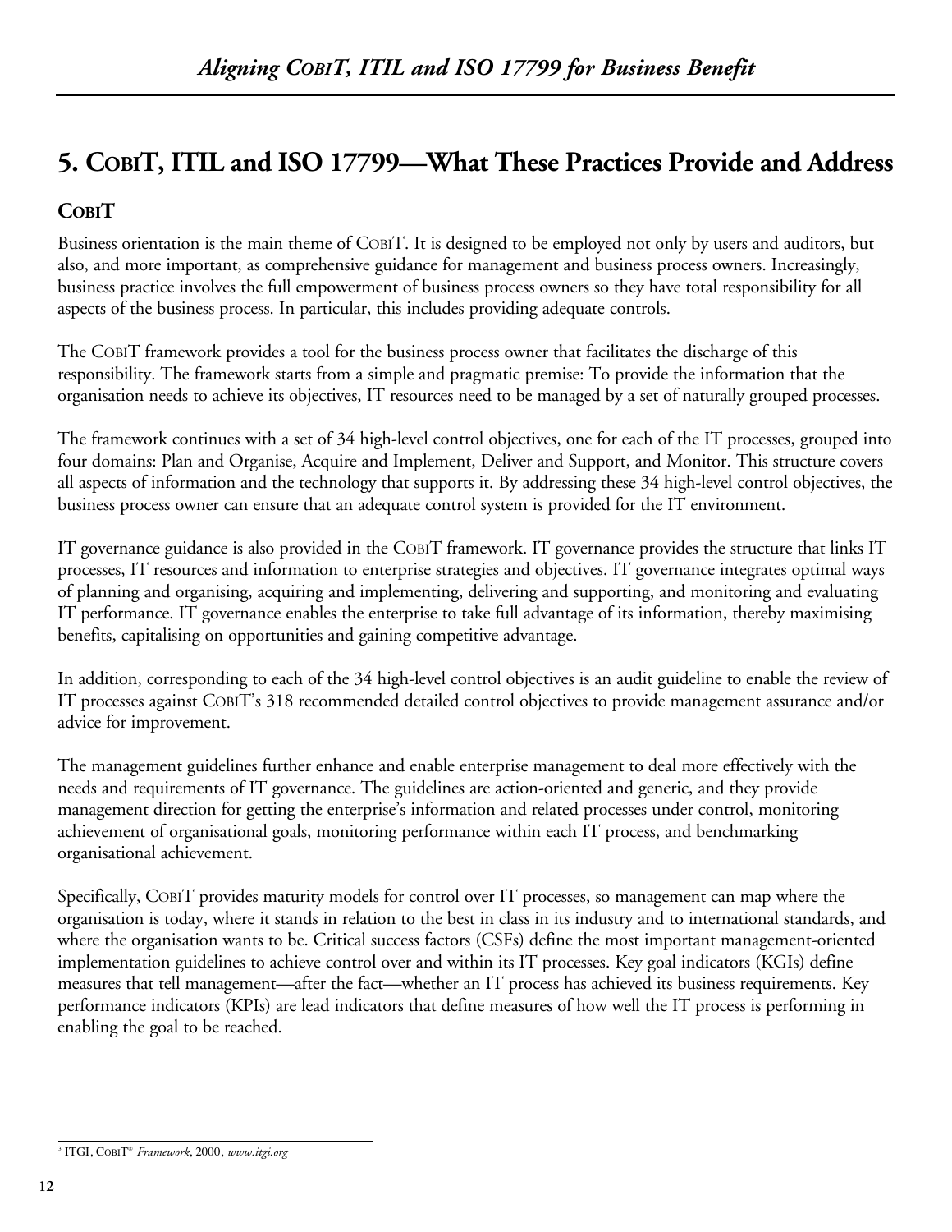# 5. COBIT, ITIL and ISO 17799—What These Practices Provide and Address

## COBIT

Business orientation is the main theme of COBIT. It is designed to be employed not only by users and auditors, but also, and more important, as comprehensive guidance for management and business process owners. Increasingly, business practice involves the full empowerment of business process owners so they have total responsibility for all aspects of the business process. In particular, this includes providing adequate controls.

The COBIT framework provides a tool for the business process owner that facilitates the discharge of this responsibility. The framework starts from a simple and pragmatic premise: To provide the information that the organisation needs to achieve its objectives, IT resources need to be managed by a set of naturally grouped processes.

The framework continues with a set of 34 high-level control objectives, one for each of the IT processes, grouped into four domains: Plan and Organise, Acquire and Implement, Deliver and Support, and Monitor. This structure covers all aspects of information and the technology that supports it. By addressing these 34 high-level control objectives, the business process owner can ensure that an adequate control system is provided for the IT environment.

IT governance guidance is also provided in the COBIT framework. IT governance provides the structure that links IT processes, IT resources and information to enterprise strategies and objectives. IT governance integrates optimal ways of planning and organising, acquiring and implementing, delivering and supporting, and monitoring and evaluating IT performance. IT governance enables the enterprise to take full advantage of its information, thereby maximising benefits, capitalising on opportunities and gaining competitive advantage.

In addition, corresponding to each of the 34 high-level control objectives is an audit guideline to enable the review of IT processes against COBIT's 318 recommended detailed control objectives to provide management assurance and/or advice for improvement.

The management guidelines further enhance and enable enterprise management to deal more effectively with the needs and requirements of IT governance. The guidelines are action-oriented and generic, and they provide management direction for getting the enterprise's information and related processes under control, monitoring achievement of organisational goals, monitoring performance within each IT process, and benchmarking organisational achievement.

Specifically, COBIT provides maturity models for control over IT processes, so management can map where the organisation is today, where it stands in relation to the best in class in its industry and to international standards, and where the organisation wants to be. Critical success factors (CSFs) define the most important management-oriented implementation guidelines to achieve control over and within its IT processes. Key goal indicators (KGIs) define measures that tell management—after the fact—whether an IT process has achieved its business requirements. Key performance indicators (KPIs) are lead indicators that define measures of how well the IT process is performing in enabling the goal to be reached.

---

[3] ITGI, COBIT® *Framework*, 2000, *www.itgi.org*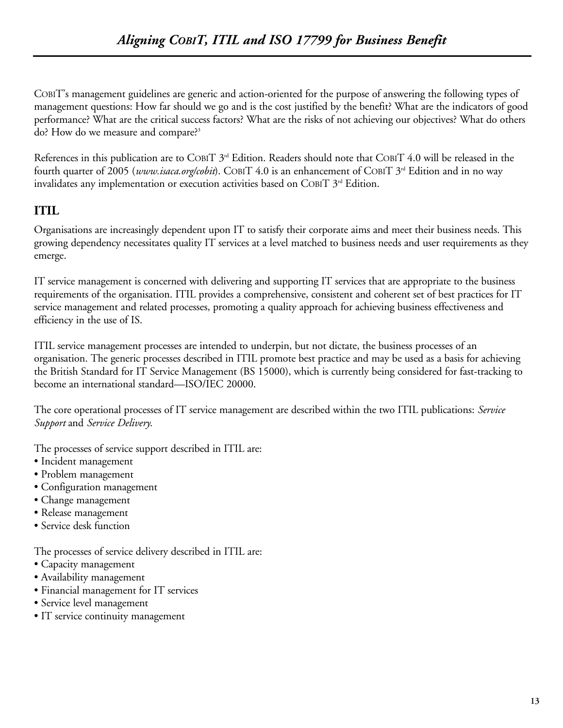COBIT's management guidelines are generic and action-oriented for the purpose of answering the following types of management questions: How far should we go and is the cost justified by the benefit? What are the indicators of good performance? What are the critical success factors? What are the risks of not achieving our objectives? What do others do? How do we measure and compare?[3]

References in this publication are to COBIT 3rd Edition. Readers should note that COBIT 4.0 will be released in the fourth quarter of 2005 (*www.isaca.org/cobit*). COBIT 4.0 is an enhancement of COBIT 3rd Edition and in no way invalidates any implementation or execution activities based on COBIT 3rd Edition.

## ITIL

Organisations are increasingly dependent upon IT to satisfy their corporate aims and meet their business needs. This growing dependency necessitates quality IT services at a level matched to business needs and user requirements as they emerge.

IT service management is concerned with delivering and supporting IT services that are appropriate to the business requirements of the organisation. ITIL provides a comprehensive, consistent and coherent set of best practices for IT service management and related processes, promoting a quality approach for achieving business effectiveness and efficiency in the use of IS.

ITIL service management processes are intended to underpin, but not dictate, the business processes of an organisation. The generic processes described in ITIL promote best practice and may be used as a basis for achieving the British Standard for IT Service Management (BS 15000), which is currently being considered for fast-tracking to become an international standard—ISO/IEC 20000.

The core operational processes of IT service management are described within the two ITIL publications: *Service Support* and *Service Delivery*.

The processes of service support described in ITIL are:
- Incident management
- Problem management
- Configuration management
- Change management
- Release management
- Service desk function

The processes of service delivery described in ITIL are:
- Capacity management
- Availability management
- Financial management for IT services
- Service level management
- IT service continuity management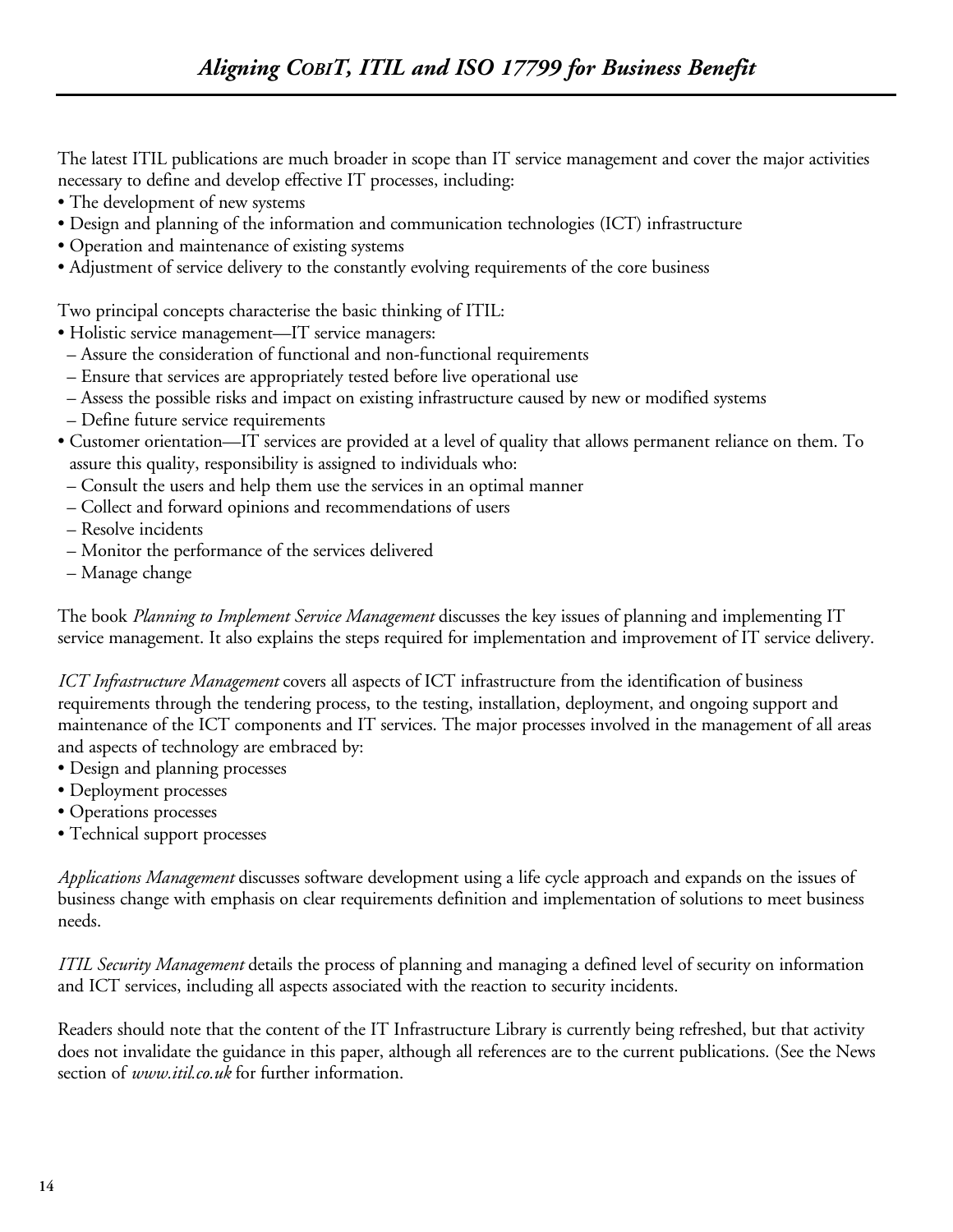The latest ITIL publications are much broader in scope than IT service management and cover the major activities necessary to define and develop effective IT processes, including:

- The development of new systems
- Design and planning of the information and communication technologies (ICT) infrastructure
- Operation and maintenance of existing systems
- Adjustment of service delivery to the constantly evolving requirements of the core business

Two principal concepts characterise the basic thinking of ITIL:

- Holistic service management—IT service managers:
  - Assure the consideration of functional and non-functional requirements
  - Ensure that services are appropriately tested before live operational use
  - Assess the possible risks and impact on existing infrastructure caused by new or modified systems
  - Define future service requirements
- Customer orientation—IT services are provided at a level of quality that allows permanent reliance on them. To assure this quality, responsibility is assigned to individuals who:
  - Consult the users and help them use the services in an optimal manner
  - Collect and forward opinions and recommendations of users
  - Resolve incidents
  - Monitor the performance of the services delivered
  - Manage change

The book *Planning to Implement Service Management* discusses the key issues of planning and implementing IT service management. It also explains the steps required for implementation and improvement of IT service delivery.

*ICT Infrastructure Management* covers all aspects of ICT infrastructure from the identification of business requirements through the tendering process, to the testing, installation, deployment, and ongoing support and maintenance of the ICT components and IT services. The major processes involved in the management of all areas and aspects of technology are embraced by:

- Design and planning processes
- Deployment processes
- Operations processes
- Technical support processes

*Applications Management* discusses software development using a life cycle approach and expands on the issues of business change with emphasis on clear requirements definition and implementation of solutions to meet business needs.

*ITIL Security Management* details the process of planning and managing a defined level of security on information and ICT services, including all aspects associated with the reaction to security incidents.

Readers should note that the content of the IT Infrastructure Library is currently being refreshed, but that activity does not invalidate the guidance in this paper, although all references are to the current publications. (See the News section of *www.itil.co.uk* for further information.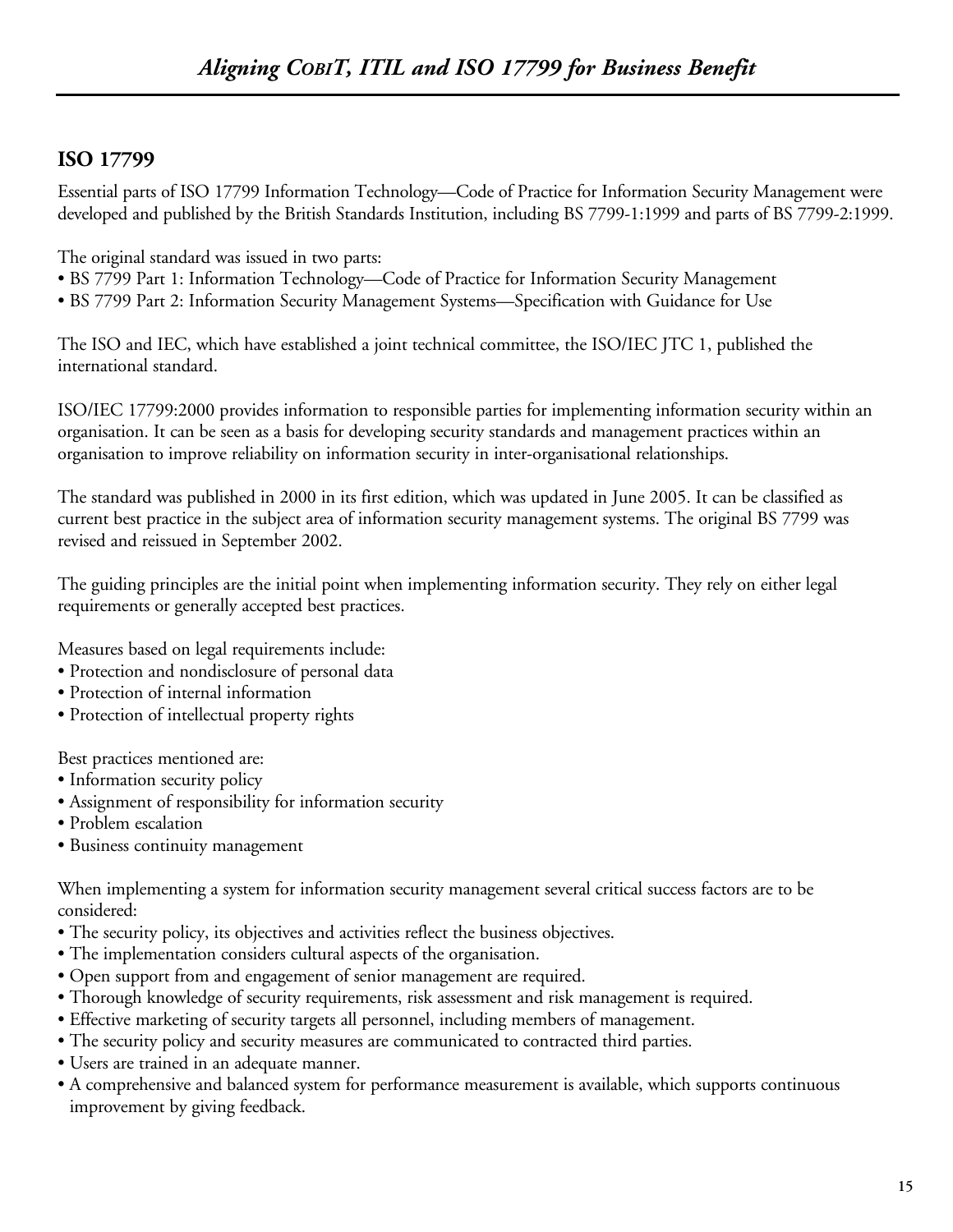## ISO 17799

Essential parts of ISO 17799 Information Technology—Code of Practice for Information Security Management were developed and published by the British Standards Institution, including BS 7799-1:1999 and parts of BS 7799-2:1999.

The original standard was issued in two parts:

- BS 7799 Part 1: Information Technology—Code of Practice for Information Security Management
- BS 7799 Part 2: Information Security Management Systems—Specification with Guidance for Use

The ISO and IEC, which have established a joint technical committee, the ISO/IEC JTC 1, published the international standard.

ISO/IEC 17799:2000 provides information to responsible parties for implementing information security within an organisation. It can be seen as a basis for developing security standards and management practices within an organisation to improve reliability on information security in inter-organisational relationships.

The standard was published in 2000 in its first edition, which was updated in June 2005. It can be classified as current best practice in the subject area of information security management systems. The original BS 7799 was revised and reissued in September 2002.

The guiding principles are the initial point when implementing information security. They rely on either legal requirements or generally accepted best practices.

Measures based on legal requirements include:

- Protection and nondisclosure of personal data
- Protection of internal information
- Protection of intellectual property rights

Best practices mentioned are:

- Information security policy
- Assignment of responsibility for information security
- Problem escalation
- Business continuity management

When implementing a system for information security management several critical success factors are to be considered:

- The security policy, its objectives and activities reflect the business objectives.
- The implementation considers cultural aspects of the organisation.
- Open support from and engagement of senior management are required.
- Thorough knowledge of security requirements, risk assessment and risk management is required.
- Effective marketing of security targets all personnel, including members of management.
- The security policy and security measures are communicated to contracted third parties.
- Users are trained in an adequate manner.
- A comprehensive and balanced system for performance measurement is available, which supports continuous improvement by giving feedback.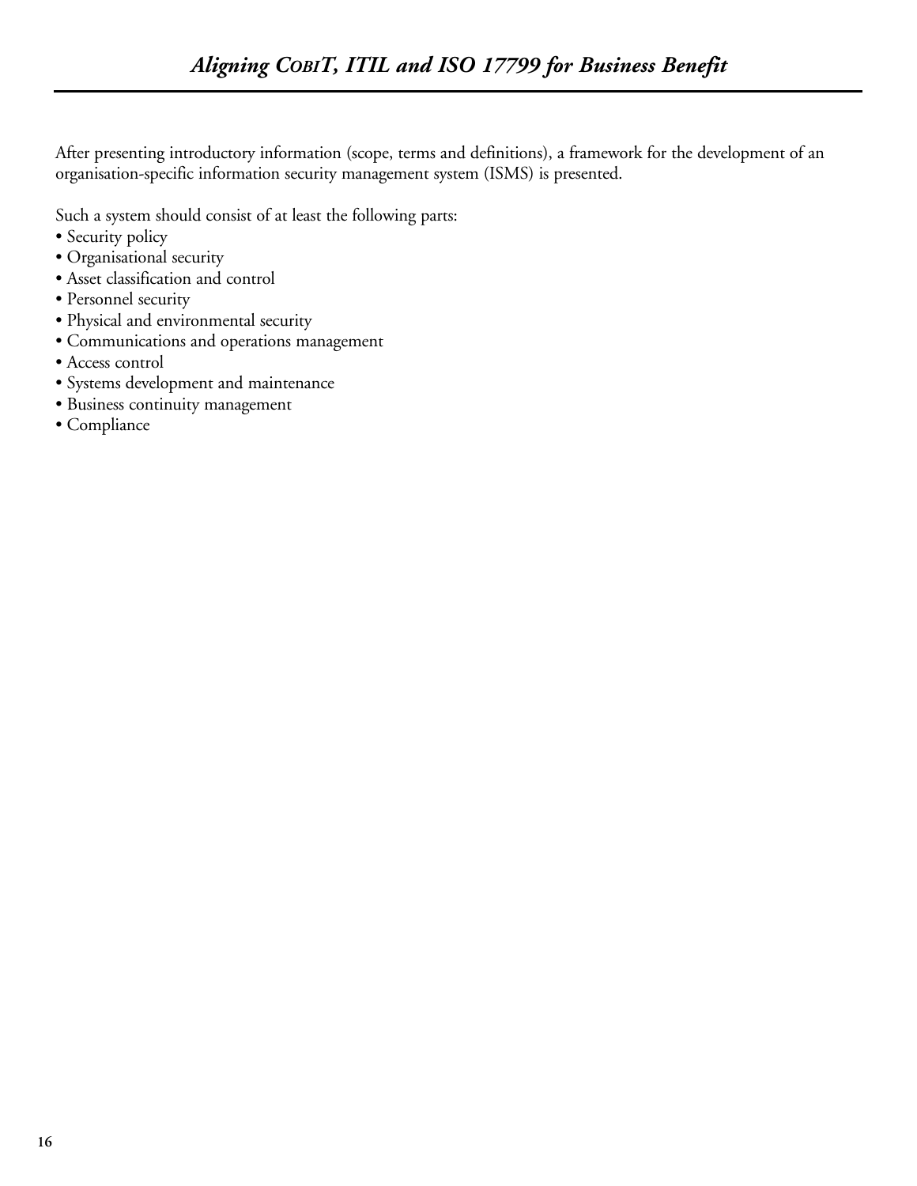After presenting introductory information (scope, terms and definitions), a framework for the development of an organisation-specific information security management system (ISMS) is presented.

Such a system should consist of at least the following parts:

- Security policy
- Organisational security
- Asset classification and control
- Personnel security
- Physical and environmental security
- Communications and operations management
- Access control
- Systems development and maintenance
- Business continuity management
- Compliance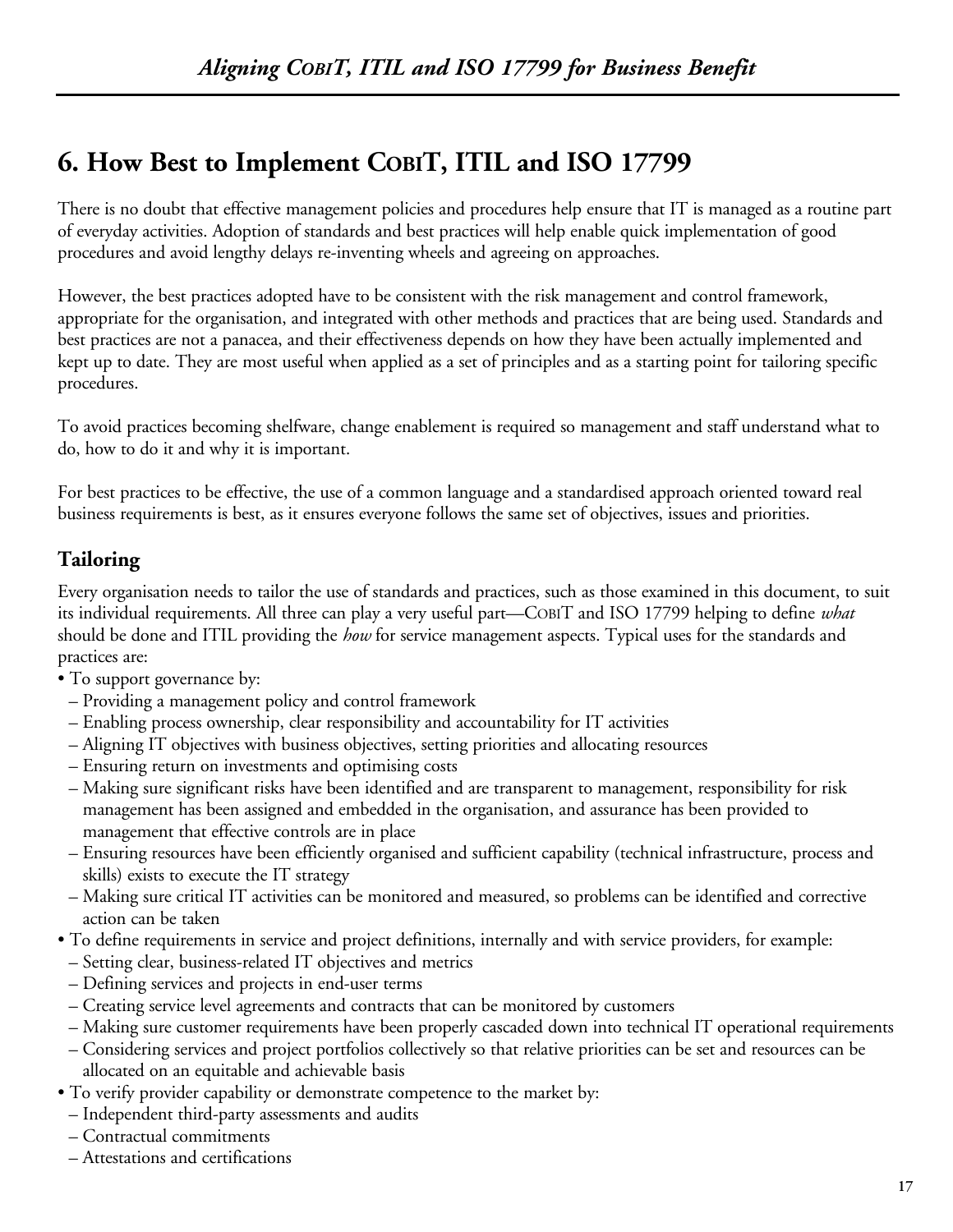# 6. How Best to Implement COBIT, ITIL and ISO 17799

There is no doubt that effective management policies and procedures help ensure that IT is managed as a routine part of everyday activities. Adoption of standards and best practices will help enable quick implementation of good procedures and avoid lengthy delays re-inventing wheels and agreeing on approaches.

However, the best practices adopted have to be consistent with the risk management and control framework, appropriate for the organisation, and integrated with other methods and practices that are being used. Standards and best practices are not a panacea, and their effectiveness depends on how they have been actually implemented and kept up to date. They are most useful when applied as a set of principles and as a starting point for tailoring specific procedures.

To avoid practices becoming shelfware, change enablement is required so management and staff understand what to do, how to do it and why it is important.

For best practices to be effective, the use of a common language and a standardised approach oriented toward real business requirements is best, as it ensures everyone follows the same set of objectives, issues and priorities.

## Tailoring

Every organisation needs to tailor the use of standards and practices, such as those examined in this document, to suit its individual requirements. All three can play a very useful part—COBIT and ISO 17799 helping to define *what* should be done and ITIL providing the *how* for service management aspects. Typical uses for the standards and practices are:

- To support governance by:
  - Providing a management policy and control framework
  - Enabling process ownership, clear responsibility and accountability for IT activities
  - Aligning IT objectives with business objectives, setting priorities and allocating resources
  - Ensuring return on investments and optimising costs
  - Making sure significant risks have been identified and are transparent to management, responsibility for risk management has been assigned and embedded in the organisation, and assurance has been provided to management that effective controls are in place
  - Ensuring resources have been efficiently organised and sufficient capability (technical infrastructure, process and skills) exists to execute the IT strategy
  - Making sure critical IT activities can be monitored and measured, so problems can be identified and corrective action can be taken
- To define requirements in service and project definitions, internally and with service providers, for example:
  - Setting clear, business-related IT objectives and metrics
  - Defining services and projects in end-user terms
  - Creating service level agreements and contracts that can be monitored by customers
  - Making sure customer requirements have been properly cascaded down into technical IT operational requirements
  - Considering services and project portfolios collectively so that relative priorities can be set and resources can be allocated on an equitable and achievable basis
- To verify provider capability or demonstrate competence to the market by:
  - Independent third-party assessments and audits
  - Contractual commitments
  - Attestations and certifications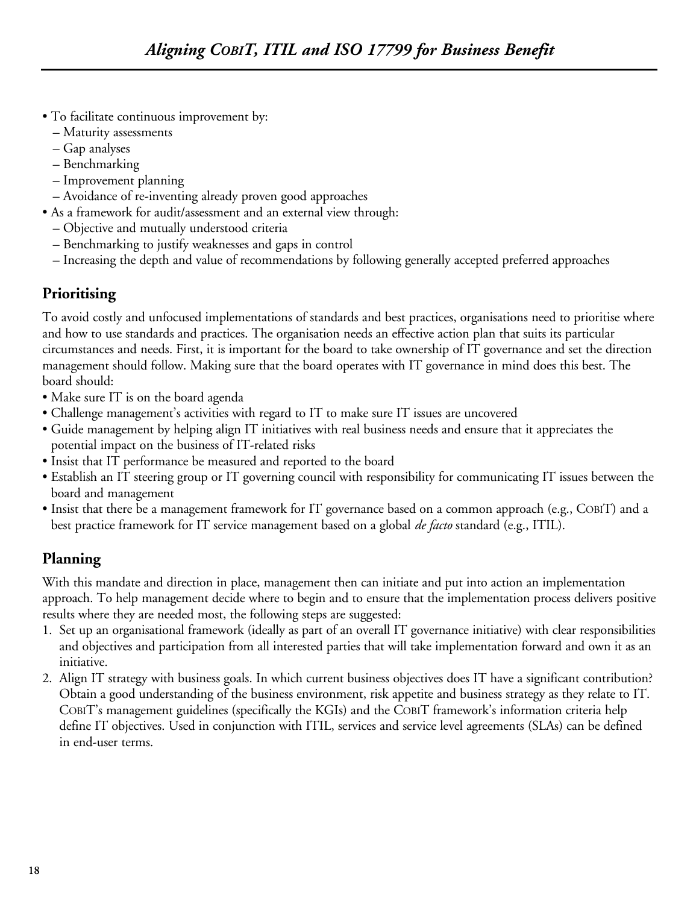- To facilitate continuous improvement by:
  - Maturity assessments
  - Gap analyses
  - Benchmarking
  - Improvement planning
  - Avoidance of re-inventing already proven good approaches
- As a framework for audit/assessment and an external view through:
  - Objective and mutually understood criteria
  - Benchmarking to justify weaknesses and gaps in control
  - Increasing the depth and value of recommendations by following generally accepted preferred approaches

## Prioritising

To avoid costly and unfocused implementations of standards and best practices, organisations need to prioritise where and how to use standards and practices. The organisation needs an effective action plan that suits its particular circumstances and needs. First, it is important for the board to take ownership of IT governance and set the direction management should follow. Making sure that the board operates with IT governance in mind does this best. The board should:

- Make sure IT is on the board agenda
- Challenge management's activities with regard to IT to make sure IT issues are uncovered
- Guide management by helping align IT initiatives with real business needs and ensure that it appreciates the potential impact on the business of IT-related risks
- Insist that IT performance be measured and reported to the board
- Establish an IT steering group or IT governing council with responsibility for communicating IT issues between the board and management
- Insist that there be a management framework for IT governance based on a common approach (e.g., COBIT) and a best practice framework for IT service management based on a global *de facto* standard (e.g., ITIL).

## Planning

With this mandate and direction in place, management then can initiate and put into action an implementation approach. To help management decide where to begin and to ensure that the implementation process delivers positive results where they are needed most, the following steps are suggested:

1. Set up an organisational framework (ideally as part of an overall IT governance initiative) with clear responsibilities and objectives and participation from all interested parties that will take implementation forward and own it as an initiative.
2. Align IT strategy with business goals. In which current business objectives does IT have a significant contribution? Obtain a good understanding of the business environment, risk appetite and business strategy as they relate to IT. COBIT's management guidelines (specifically the KGIs) and the COBIT framework's information criteria help define IT objectives. Used in conjunction with ITIL, services and service level agreements (SLAs) can be defined in end-user terms.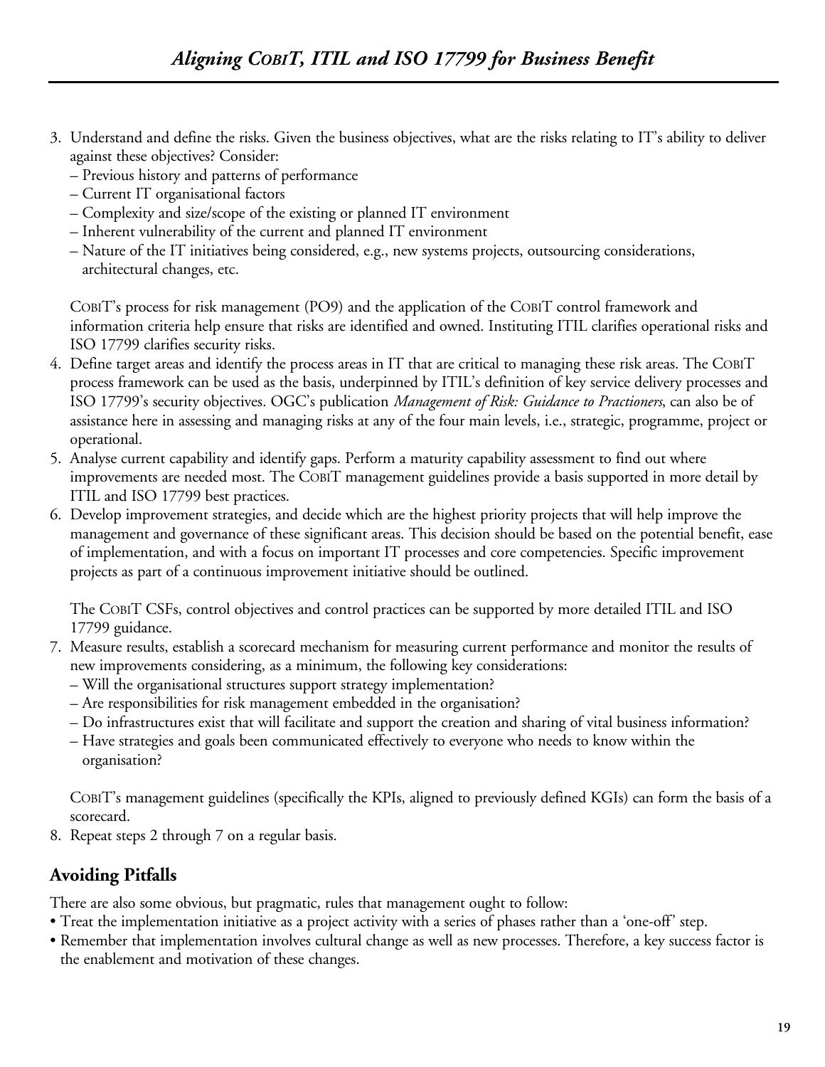3. Understand and define the risks. Given the business objectives, what are the risks relating to IT's ability to deliver against these objectives? Consider:
   - Previous history and patterns of performance
   - Current IT organisational factors
   - Complexity and size/scope of the existing or planned IT environment
   - Inherent vulnerability of the current and planned IT environment
   - Nature of the IT initiatives being considered, e.g., new systems projects, outsourcing considerations, architectural changes, etc.

   COBIT's process for risk management (PO9) and the application of the COBIT control framework and information criteria help ensure that risks are identified and owned. Instituting ITIL clarifies operational risks and ISO 17799 clarifies security risks.
4. Define target areas and identify the process areas in IT that are critical to managing these risk areas. The COBIT process framework can be used as the basis, underpinned by ITIL's definition of key service delivery processes and ISO 17799's security objectives. OGC's publication *Management of Risk: Guidance to Practioners*, can also be of assistance here in assessing and managing risks at any of the four main levels, i.e., strategic, programme, project or operational.
5. Analyse current capability and identify gaps. Perform a maturity capability assessment to find out where improvements are needed most. The COBIT management guidelines provide a basis supported in more detail by ITIL and ISO 17799 best practices.
6. Develop improvement strategies, and decide which are the highest priority projects that will help improve the management and governance of these significant areas. This decision should be based on the potential benefit, ease of implementation, and with a focus on important IT processes and core competencies. Specific improvement projects as part of a continuous improvement initiative should be outlined.

   The COBIT CSFs, control objectives and control practices can be supported by more detailed ITIL and ISO 17799 guidance.
7. Measure results, establish a scorecard mechanism for measuring current performance and monitor the results of new improvements considering, as a minimum, the following key considerations:
   - Will the organisational structures support strategy implementation?
   - Are responsibilities for risk management embedded in the organisation?
   - Do infrastructures exist that will facilitate and support the creation and sharing of vital business information?
   - Have strategies and goals been communicated effectively to everyone who needs to know within the organisation?

   COBIT's management guidelines (specifically the KPIs, aligned to previously defined KGIs) can form the basis of a scorecard.
8. Repeat steps 2 through 7 on a regular basis.

## Avoiding Pitfalls

There are also some obvious, but pragmatic, rules that management ought to follow:

- Treat the implementation initiative as a project activity with a series of phases rather than a 'one-off' step.
- Remember that implementation involves cultural change as well as new processes. Therefore, a key success factor is the enablement and motivation of these changes.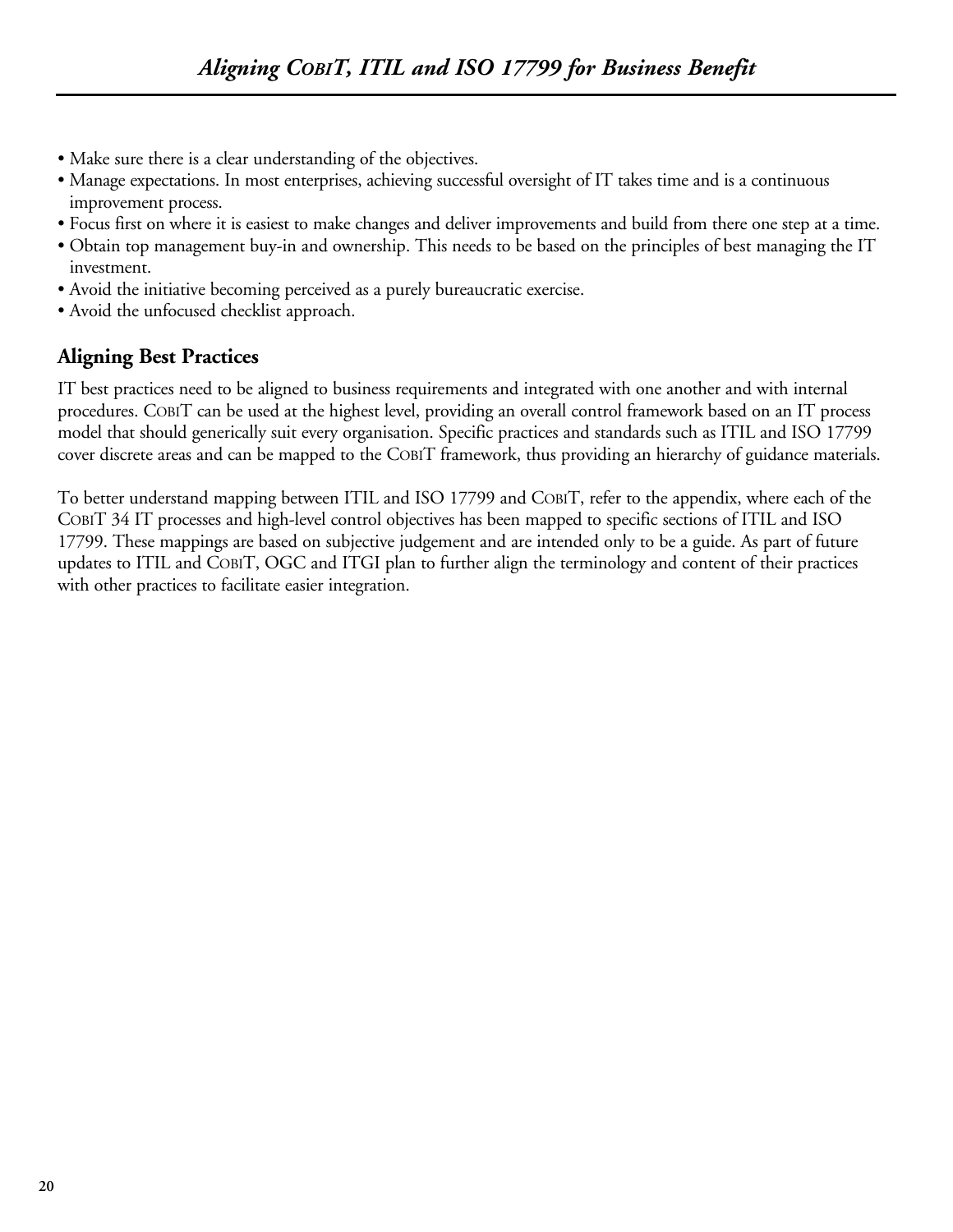- Make sure there is a clear understanding of the objectives.
- Manage expectations. In most enterprises, achieving successful oversight of IT takes time and is a continuous improvement process.
- Focus first on where it is easiest to make changes and deliver improvements and build from there one step at a time.
- Obtain top management buy-in and ownership. This needs to be based on the principles of best managing the IT investment.
- Avoid the initiative becoming perceived as a purely bureaucratic exercise.
- Avoid the unfocused checklist approach.

## Aligning Best Practices

IT best practices need to be aligned to business requirements and integrated with one another and with internal procedures. COBIT can be used at the highest level, providing an overall control framework based on an IT process model that should generically suit every organisation. Specific practices and standards such as ITIL and ISO 17799 cover discrete areas and can be mapped to the COBIT framework, thus providing an hierarchy of guidance materials.

To better understand mapping between ITIL and ISO 17799 and COBIT, refer to the appendix, where each of the COBIT 34 IT processes and high-level control objectives has been mapped to specific sections of ITIL and ISO 17799. These mappings are based on subjective judgement and are intended only to be a guide. As part of future updates to ITIL and COBIT, OGC and ITGI plan to further align the terminology and content of their practices with other practices to facilitate easier integration.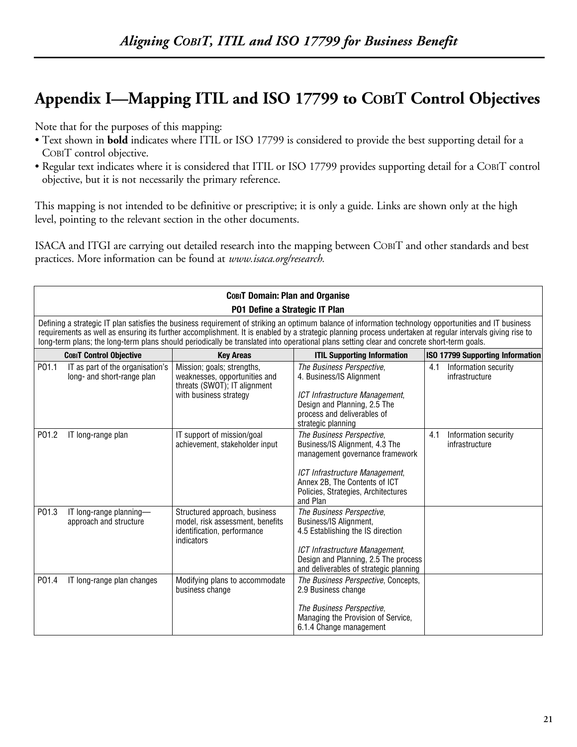# Appendix I—Mapping ITIL and ISO 17799 to COBIT Control Objectives

Note that for the purposes of this mapping:

- Text shown in **bold** indicates where ITIL or ISO 17799 is considered to provide the best supporting detail for a COBIT control objective.
- Regular text indicates where it is considered that ITIL or ISO 17799 provides supporting detail for a COBIT control objective, but it is not necessarily the primary reference.

This mapping is not intended to be definitive or prescriptive; it is only a guide. Links are shown only at the high level, pointing to the relevant section in the other documents.

ISACA and ITGI are carrying out detailed research into the mapping between COBIT and other standards and best practices. More information can be found at *www.isaca.org/research.*

**COBIT Domain: Plan and Organise**

**PO1 Define a Strategic IT Plan**

Defining a strategic IT plan satisfies the business requirement of striking an optimum balance of information technology opportunities and IT business requirements as well as ensuring its further accomplishment. It is enabled by a strategic planning process undertaken at regular intervals giving rise to long-term plans; the long-term plans should periodically be translated into operational plans setting clear and concrete short-term goals.

| COBIT Control Objective | Key Areas | ITIL Supporting Information | ISO 17799 Supporting Information |
|---|---|---|---|
| PO1.1 IT as part of the organisation's long- and short-range plan | Mission; goals; strengths, weaknesses, opportunities and threats (SWOT); IT alignment with business strategy | *The Business Perspective*, 4. Business/IS Alignment<br><br>*ICT Infrastructure Management*, Design and Planning, 2.5 The process and deliverables of strategic planning | 4.1 Information security infrastructure |
| PO1.2 IT long-range plan | IT support of mission/goal achievement, stakeholder input | *The Business Perspective*, Business/IS Alignment, 4.3 The management governance framework<br><br>*ICT Infrastructure Management*, Annex 2B, The Contents of ICT Policies, Strategies, Architectures and Plan | 4.1 Information security infrastructure |
| PO1.3 IT long-range planning—approach and structure | Structured approach, business model, risk assessment, benefits identification, performance indicators | *The Business Perspective*, Business/IS Alignment, 4.5 Establishing the IS direction<br><br>*ICT Infrastructure Management*, Design and Planning, 2.5 The process and deliverables of strategic planning | |
| PO1.4 IT long-range plan changes | Modifying plans to accommodate business change | *The Business Perspective*, Concepts, 2.9 Business change<br><br>*The Business Perspective*, Managing the Provision of Service, 6.1.4 Change management | |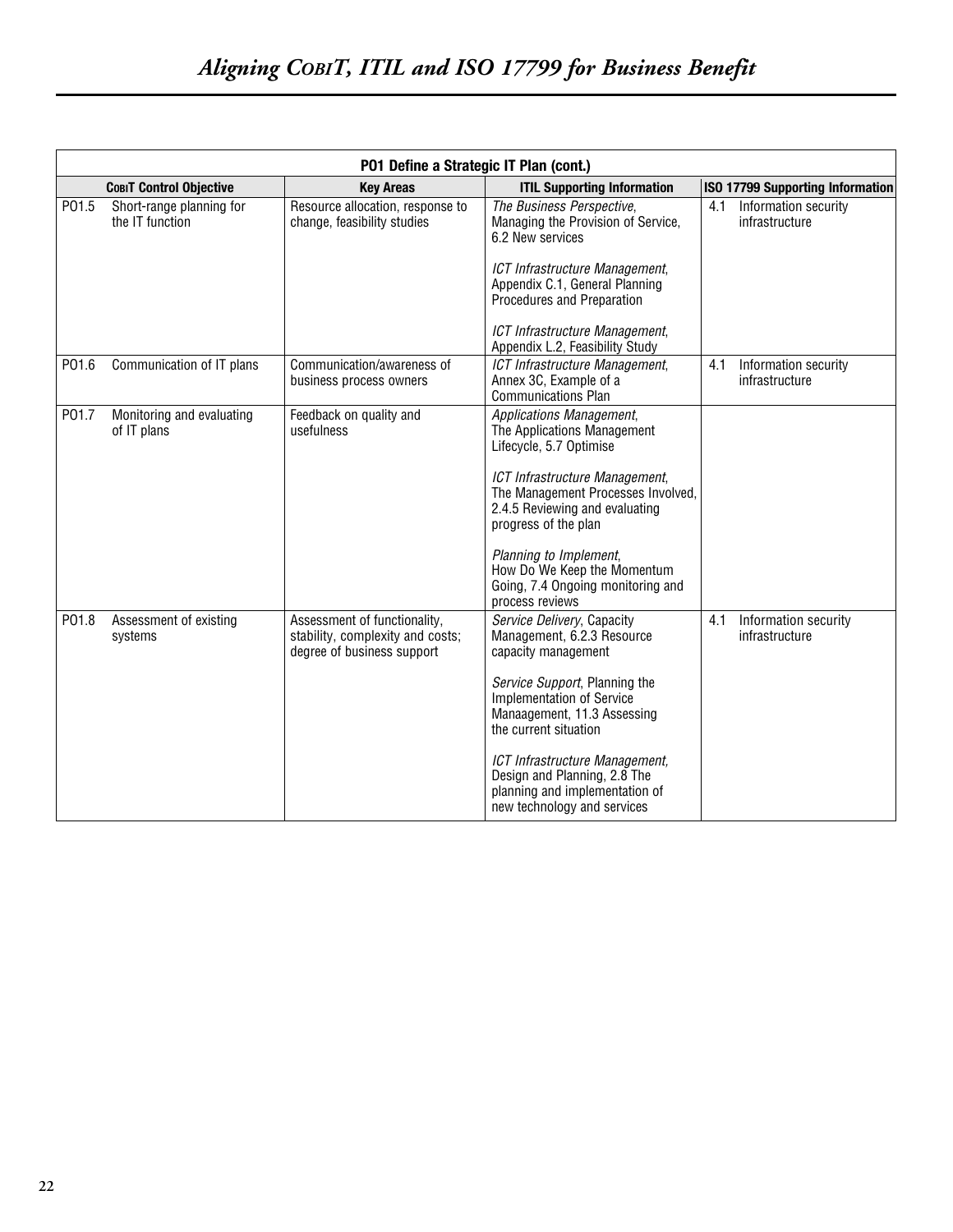| PO1 Define a Strategic IT Plan (cont.) | | | |
|---|---|---|---|
| **COBIT Control Objective** | **Key Areas** | **ITIL Supporting Information** | **ISO 17799 Supporting Information** |
| PO1.5 Short-range planning for the IT function | Resource allocation, response to change, feasibility studies | *The Business Perspective*, Managing the Provision of Service, 6.2 New services<br><br>*ICT Infrastructure Management*, Appendix C.1, General Planning Procedures and Preparation<br><br>*ICT Infrastructure Management*, Appendix L.2, Feasibility Study | 4.1 Information security infrastructure |
| PO1.6 Communication of IT plans | Communication/awareness of business process owners | *ICT Infrastructure Management*, Annex 3C, Example of a Communications Plan | 4.1 Information security infrastructure |
| PO1.7 Monitoring and evaluating of IT plans | Feedback on quality and usefulness | *Applications Management*, The Applications Management Lifecycle, 5.7 Optimise<br><br>*ICT Infrastructure Management*, The Management Processes Involved, 2.4.5 Reviewing and evaluating progress of the plan<br><br>*Planning to Implement*, How Do We Keep the Momentum Going, 7.4 Ongoing monitoring and process reviews | |
| PO1.8 Assessment of existing systems | Assessment of functionality, stability, complexity and costs; degree of business support | *Service Delivery*, Capacity Management, 6.2.3 Resource capacity management<br><br>*Service Support*, Planning the Implementation of Service Manaagement, 11.3 Assessing the current situation<br><br>*ICT Infrastructure Management*, Design and Planning, 2.8 The planning and implementation of new technology and services | 4.1 Information security infrastructure |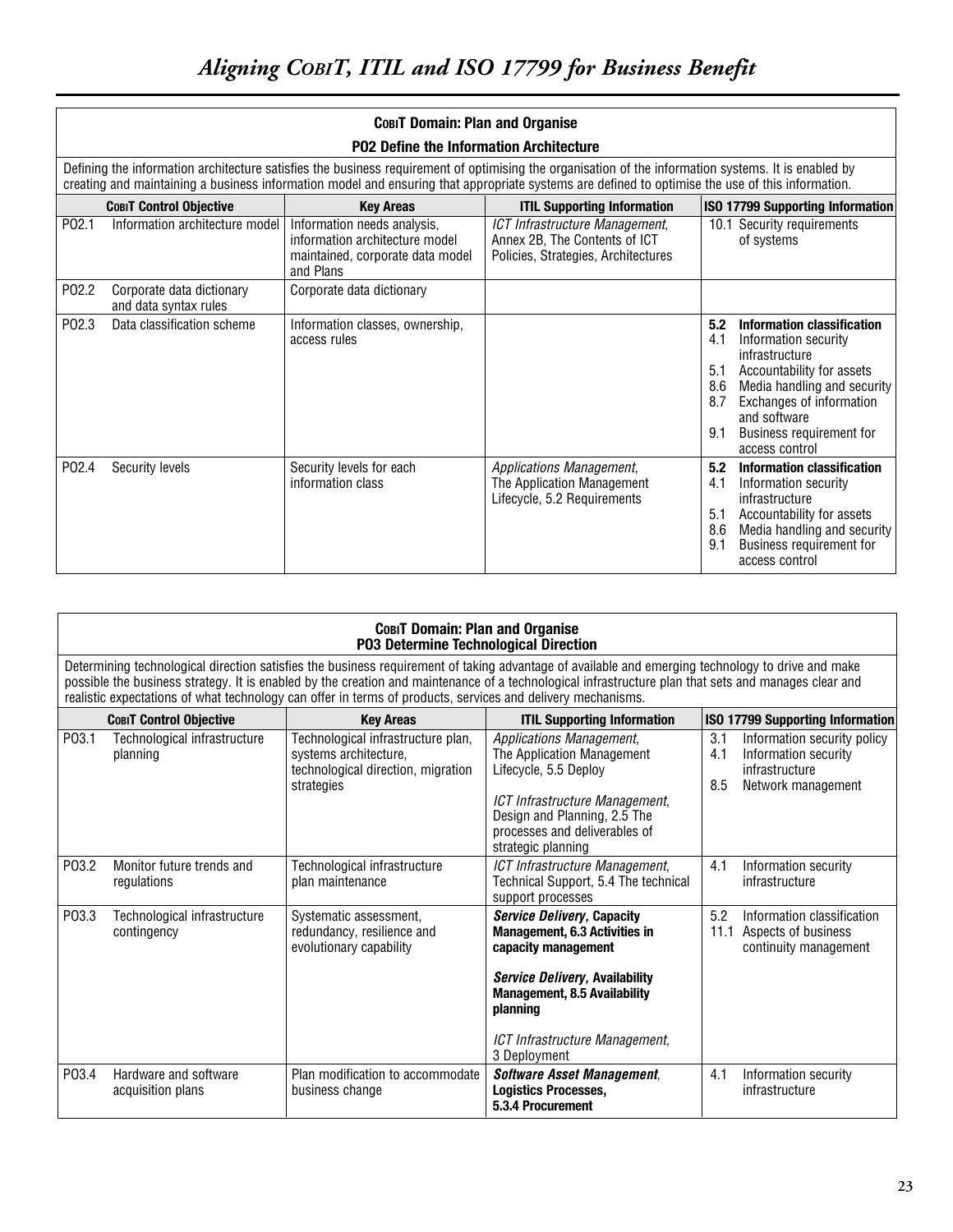| **COBIT Domain: Plan and Organise** | | | |
|---|---|---|---|
| **PO2 Define the Information Architecture** | | | |
| Defining the information architecture satisfies the business requirement of optimising the organisation of the information systems. It is enabled by creating and maintaining a business information model and ensuring that appropriate systems are defined to optimise the use of this information. | | | |
| **COBIT Control Objective** | **Key Areas** | **ITIL Supporting Information** | **ISO 17799 Supporting Information** |
| PO2.1 Information architecture model | Information needs analysis, information architecture model maintained, corporate data model and Plans | *ICT Infrastructure Management*, Annex 2B, The Contents of ICT Policies, Strategies, Architectures | 10.1 Security requirements of systems |
| PO2.2 Corporate data dictionary and data syntax rules | Corporate data dictionary | | |
| PO2.3 Data classification scheme | Information classes, ownership, access rules | | **5.2 Information classification**<br>4.1 Information security infrastructure<br>5.1 Accountability for assets<br>8.6 Media handling and security<br>8.7 Exchanges of information and software<br>9.1 Business requirement for access control |
| PO2.4 Security levels | Security levels for each information class | *Applications Management*, The Application Management Lifecycle, 5.2 Requirements | **5.2 Information classification**<br>4.1 Information security infrastructure<br>5.1 Accountability for assets<br>8.6 Media handling and security<br>9.1 Business requirement for access control |

| **COBIT Domain: Plan and Organise** | | | |
|---|---|---|---|
| **PO3 Determine Technological Direction** | | | |
| Determining technological direction satisfies the business requirement of taking advantage of available and emerging technology to drive and make possible the business strategy. It is enabled by the creation and maintenance of a technological infrastructure plan that sets and manages clear and realistic expectations of what technology can offer in terms of products, services and delivery mechanisms. | | | |
| **COBIT Control Objective** | **Key Areas** | **ITIL Supporting Information** | **ISO 17799 Supporting Information** |
| PO3.1 Technological infrastructure planning | Technological infrastructure plan, systems architecture, technological direction, migration strategies | *Applications Management*, The Application Management Lifecycle, 5.5 Deploy<br><br>*ICT Infrastructure Management*, Design and Planning, 2.5 The processes and deliverables of strategic planning | 3.1 Information security policy<br>4.1 Information security infrastructure<br>8.5 Network management |
| PO3.2 Monitor future trends and regulations | Technological infrastructure plan maintenance | *ICT Infrastructure Management*, Technical Support, 5.4 The technical support processes | 4.1 Information security infrastructure |
| PO3.3 Technological infrastructure contingency | Systematic assessment, redundancy, resilience and evolutionary capability | ***Service Delivery*, Capacity Management, 6.3 Activities in capacity management**<br><br>***Service Delivery*, Availability Management, 8.5 Availability planning**<br><br>*ICT Infrastructure Management*, 3 Deployment | 5.2 Information classification<br>11.1 Aspects of business continuity management |
| PO3.4 Hardware and software acquisition plans | Plan modification to accommodate business change | ***Software Asset Management*, Logistics Processes, 5.3.4 Procurement** | 4.1 Information security infrastructure |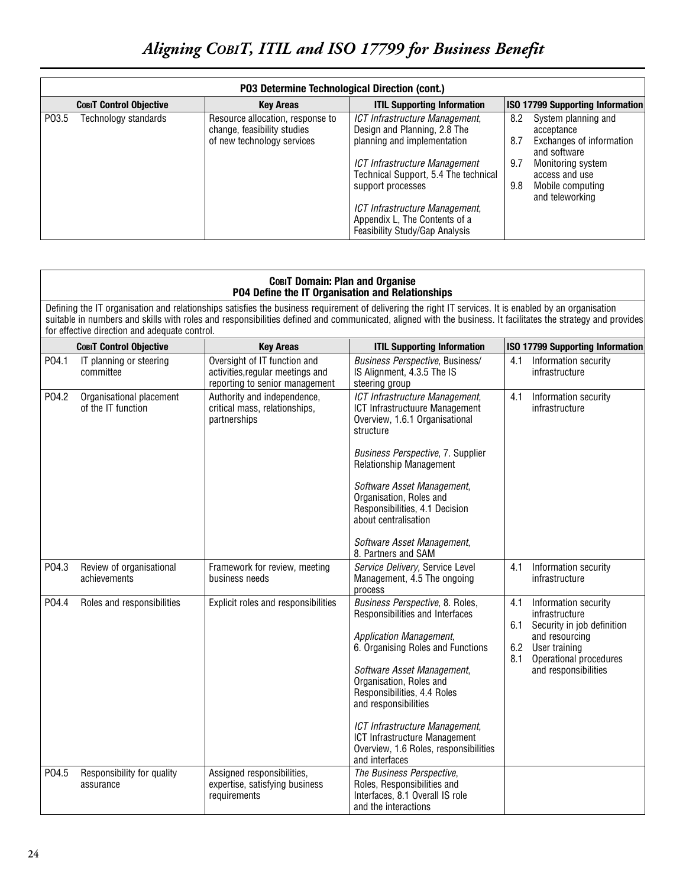| PO3 Determine Technological Direction (cont.) | | | |
|---|---|---|---|
| **CobiT Control Objective** | **Key Areas** | **ITIL Supporting Information** | **ISO 17799 Supporting Information** |
| PO3.5 Technology standards | Resource allocation, response to change, feasibility studies of new technology services | *ICT Infrastructure Management*, Design and Planning, 2.8 The planning and implementation<br><br>*ICT Infrastructure Management* Technical Support, 5.4 The technical support processes<br><br>*ICT Infrastructure Management*, Appendix L, The Contents of a Feasibility Study/Gap Analysis | 8.2 System planning and acceptance<br>8.7 Exchanges of information and software<br>9.7 Monitoring system access and use<br>9.8 Mobile computing and teleworking |

**CobiT Domain: Plan and Organise**
**PO4 Define the IT Organisation and Relationships**

Defining the IT organisation and relationships satisfies the business requirement of delivering the right IT services. It is enabled by an organisation suitable in numbers and skills with roles and responsibilities defined and communicated, aligned with the business. It facilitates the strategy and provides for effective direction and adequate control.

| **CobiT Control Objective** | **Key Areas** | **ITIL Supporting Information** | **ISO 17799 Supporting Information** |
|---|---|---|---|
| PO4.1 IT planning or steering committee | Oversight of IT function and activities,regular meetings and reporting to senior management | *Business Perspective*, Business/ IS Alignment, 4.3.5 The IS steering group | 4.1 Information security infrastructure |
| PO4.2 Organisational placement of the IT function | Authority and independence, critical mass, relationships, partnerships | *ICT Infrastructure Management*, ICT Infrastructuure Management Overview, 1.6.1 Organisational structure<br><br>*Business Perspective*, 7. Supplier Relationship Management<br><br>*Software Asset Management*, Organisation, Roles and Responsibilities, 4.1 Decision about centralisation<br><br>*Software Asset Management*, 8. Partners and SAM | 4.1 Information security infrastructure |
| PO4.3 Review of organisational achievements | Framework for review, meeting business needs | *Service Delivery*, Service Level Management, 4.5 The ongoing process | 4.1 Information security infrastructure |
| PO4.4 Roles and responsibilities | Explicit roles and responsibilities | *Business Perspective*, 8. Roles, Responsibilities and Interfaces<br><br>*Application Management*, 6. Organising Roles and Functions<br><br>*Software Asset Management*, Organisation, Roles and Responsibilities, 4.4 Roles and responsibilities<br><br>*ICT Infrastructure Management*, ICT Infrastructure Management Overview, 1.6 Roles, responsibilities and interfaces | 4.1 Information security infrastructure<br>6.1 Security in job definition and resourcing<br>6.2 User training<br>8.1 Operational procedures and responsibilities |
| PO4.5 Responsibility for quality assurance | Assigned responsibilities, expertise, satisfying business requirements | *The Business Perspective*, Roles, Responsibilities and Interfaces, 8.1 Overall IS role and the interactions | |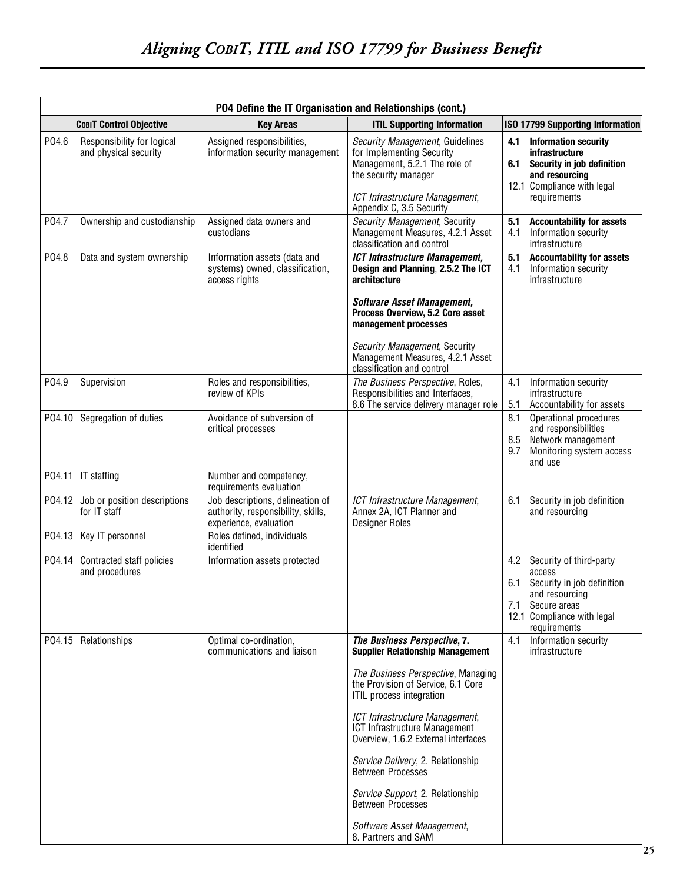| PO4 Define the IT Organisation and Relationships (cont.) | | | |
|---|---|---|---|
| **COBIT Control Objective** | **Key Areas** | **ITIL Supporting Information** | **ISO 17799 Supporting Information** |
| PO4.6 Responsibility for logical and physical security | Assigned responsibilities, information security management | *Security Management*, Guidelines for Implementing Security Management, 5.2.1 The role of the security manager<br><br>*ICT Infrastructure Management*, Appendix C, 3.5 Security | **4.1 Information security infrastructure**<br>**6.1 Security in job definition and resourcing**<br>12.1 Compliance with legal requirements |
| PO4.7 Ownership and custodianship | Assigned data owners and custodians | *Security Management*, Security Management Measures, 4.2.1 Asset classification and control | **5.1 Accountability for assets**<br>4.1 Information security infrastructure |
| PO4.8 Data and system ownership | Information assets (data and systems) owned, classification, access rights | ***ICT Infrastructure Management*, Design and Planning, 2.5.2 The ICT architecture**<br><br>***Software Asset Management*, Process Overview, 5.2 Core asset management processes**<br><br>*Security Management*, Security Management Measures, 4.2.1 Asset classification and control | **5.1 Accountability for assets**<br>4.1 Information security infrastructure |
| PO4.9 Supervision | Roles and responsibilities, review of KPIs | *The Business Perspective*, Roles, Responsibilities and Interfaces, 8.6 The service delivery manager role | 4.1 Information security infrastructure<br>5.1 Accountability for assets |
| PO4.10 Segregation of duties | Avoidance of subversion of critical processes | | 8.1 Operational procedures and responsibilities<br>8.5 Network management<br>9.7 Monitoring system access and use |
| PO4.11 IT staffing | Number and competency, requirements evaluation | | |
| PO4.12 Job or position descriptions for IT staff | Job descriptions, delineation of authority, responsibility, skills, experience, evaluation | *ICT Infrastructure Management*, Annex 2A, ICT Planner and Designer Roles | 6.1 Security in job definition and resourcing |
| PO4.13 Key IT personnel | Roles defined, individuals identified | | |
| PO4.14 Contracted staff policies and procedures | Information assets protected | | 4.2 Security of third-party access<br>6.1 Security in job definition and resourcing<br>7.1 Secure areas<br>12.1 Compliance with legal requirements |
| PO4.15 Relationships | Optimal co-ordination, communications and liaison | ***The Business Perspective*, 7. Supplier Relationship Management**<br><br>*The Business Perspective*, Managing the Provision of Service, 6.1 Core ITIL process integration<br><br>*ICT Infrastructure Management*, ICT Infrastructure Management Overview, 1.6.2 External interfaces<br><br>*Service Delivery*, 2. Relationship Between Processes<br><br>*Service Support*, 2. Relationship Between Processes<br><br>*Software Asset Management*, 8. Partners and SAM | 4.1 Information security infrastructure |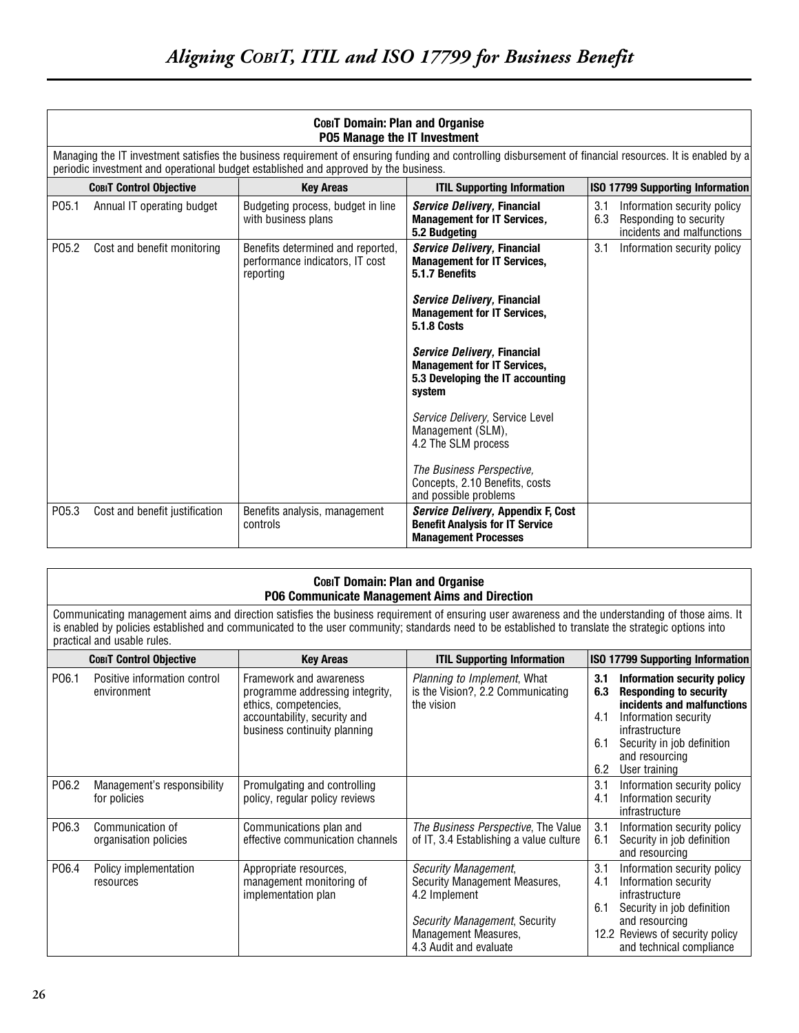**CobiT Domain: Plan and Organise**
**PO5 Manage the IT Investment**

Managing the IT investment satisfies the business requirement of ensuring funding and controlling disbursement of financial resources. It is enabled by a periodic investment and operational budget established and approved by the business.

| CobiT Control Objective | | Key Areas | ITIL Supporting Information | ISO 17799 Supporting Information |
|---|---|---|---|---|
| PO5.1 | Annual IT operating budget | Budgeting process, budget in line with business plans | ***Service Delivery*, Financial Management for IT Services, 5.2 Budgeting** | 3.1 Information security policy<br>6.3 Responding to security incidents and malfunctions |
| PO5.2 | Cost and benefit monitoring | Benefits determined and reported, performance indicators, IT cost reporting | ***Service Delivery*, Financial Management for IT Services, 5.1.7 Benefits**<br><br>***Service Delivery*, Financial Management for IT Services, 5.1.8 Costs**<br><br>***Service Delivery*, Financial Management for IT Services, 5.3 Developing the IT accounting system**<br><br>*Service Delivery*, Service Level Management (SLM), 4.2 The SLM process<br><br>*The Business Perspective*, Concepts, 2.10 Benefits, costs and possible problems | 3.1 Information security policy |
| PO5.3 | Cost and benefit justification | Benefits analysis, management controls | ***Service Delivery*, Appendix F, Cost Benefit Analysis for IT Service Management Processes** | |

**CobiT Domain: Plan and Organise**
**PO6 Communicate Management Aims and Direction**

Communicating management aims and direction satisfies the business requirement of ensuring user awareness and the understanding of those aims. It is enabled by policies established and communicated to the user community; standards need to be established to translate the strategic options into practical and usable rules.

| CobiT Control Objective | | Key Areas | ITIL Supporting Information | ISO 17799 Supporting Information |
|---|---|---|---|---|
| PO6.1 | Positive information control environment | Framework and awareness programme addressing integrity, ethics, competencies, accountability, security and business continuity planning | *Planning to Implement*, What is the Vision?, 2.2 Communicating the vision | **3.1 Information security policy**<br>**6.3 Responding to security incidents and malfunctions**<br>4.1 Information security infrastructure<br>6.1 Security in job definition and resourcing<br>6.2 User training |
| PO6.2 | Management's responsibility for policies | Promulgating and controlling policy, regular policy reviews | | 3.1 Information security policy<br>4.1 Information security infrastructure |
| PO6.3 | Communication of organisation policies | Communications plan and effective communication channels | *The Business Perspective*, The Value of IT, 3.4 Establishing a value culture | 3.1 Information security policy<br>6.1 Security in job definition and resourcing |
| PO6.4 | Policy implementation resources | Appropriate resources, management monitoring of implementation plan | *Security Management*, Security Management Measures, 4.2 Implement<br><br>*Security Management*, Security Management Measures, 4.3 Audit and evaluate | 3.1 Information security policy<br>4.1 Information security infrastructure<br>6.1 Security in job definition and resourcing<br>12.2 Reviews of security policy and technical compliance |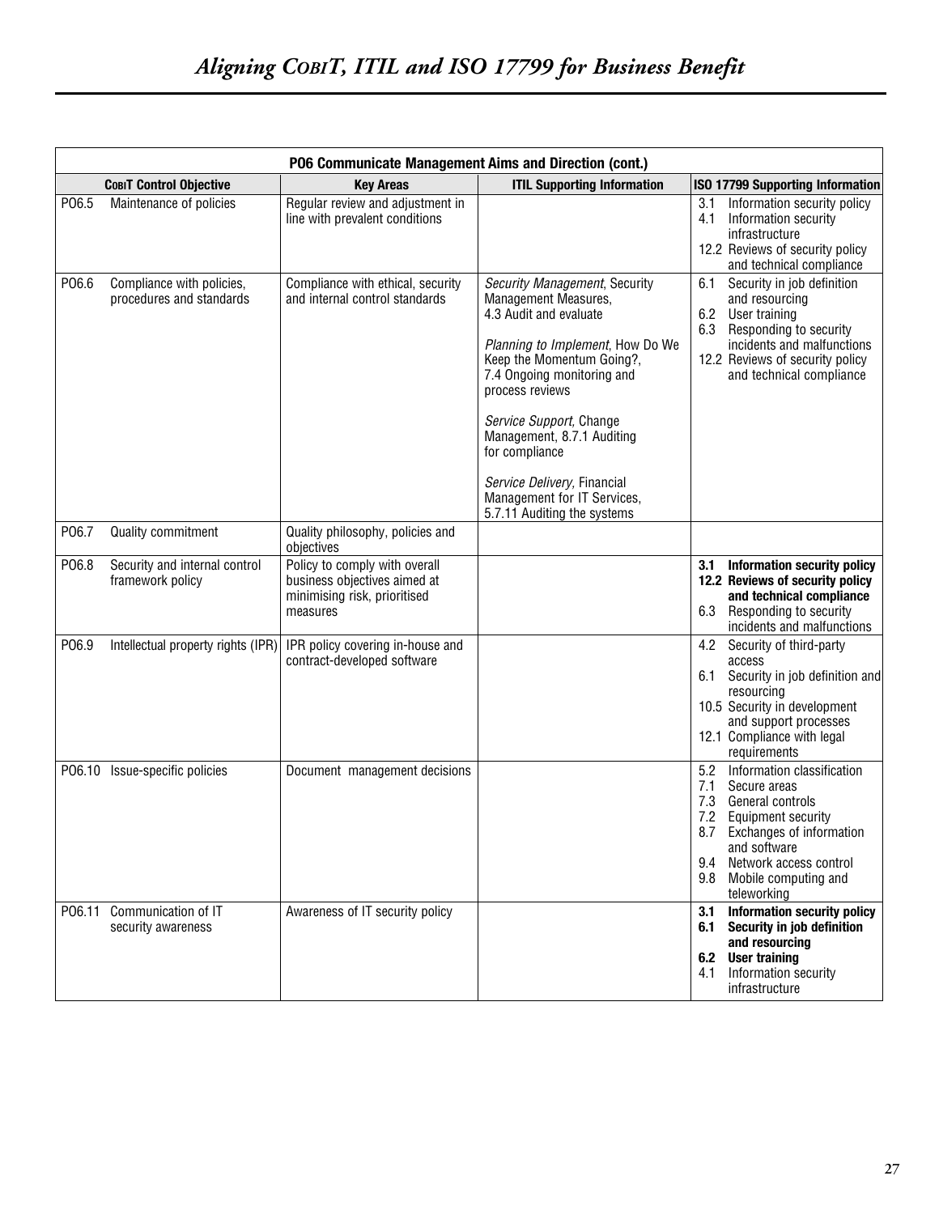| P06 Communicate Management Aims and Direction (cont.) | | | | |
|---|---|---|---|---|
| **COBIT Control Objective** | | **Key Areas** | **ITIL Supporting Information** | **ISO 17799 Supporting Information** |
| PO6.5 | Maintenance of policies | Regular review and adjustment in line with prevalent conditions | | 3.1 Information security policy<br>4.1 Information security infrastructure<br>12.2 Reviews of security policy and technical compliance |
| PO6.6 | Compliance with policies, procedures and standards | Compliance with ethical, security and internal control standards | *Security Management*, Security Management Measures, 4.3 Audit and evaluate<br><br>*Planning to Implement*, How Do We Keep the Momentum Going?, 7.4 Ongoing monitoring and process reviews<br><br>*Service Support,* Change Management, 8.7.1 Auditing for compliance<br><br>*Service Delivery,* Financial Management for IT Services, 5.7.11 Auditing the systems | 6.1 Security in job definition and resourcing<br>6.2 User training<br>6.3 Responding to security incidents and malfunctions<br>12.2 Reviews of security policy and technical compliance |
| PO6.7 | Quality commitment | Quality philosophy, policies and objectives | | |
| PO6.8 | Security and internal control framework policy | Policy to comply with overall business objectives aimed at minimising risk, prioritised measures | | **3.1 Information security policy**<br>**12.2 Reviews of security policy and technical compliance**<br>6.3 Responding to security incidents and malfunctions |
| PO6.9 | Intellectual property rights (IPR) | IPR policy covering in-house and contract-developed software | | 4.2 Security of third-party access<br>6.1 Security in job definition and resourcing<br>10.5 Security in development and support processes<br>12.1 Compliance with legal requirements |
| PO6.10 | Issue-specific policies | Document management decisions | | 5.2 Information classification<br>7.1 Secure areas<br>7.3 General controls<br>7.2 Equipment security<br>8.7 Exchanges of information and software<br>9.4 Network access control<br>9.8 Mobile computing and teleworking |
| PO6.11 | Communication of IT security awareness | Awareness of IT security policy | | **3.1 Information security policy**<br>**6.1 Security in job definition and resourcing**<br>**6.2 User training**<br>4.1 Information security infrastructure |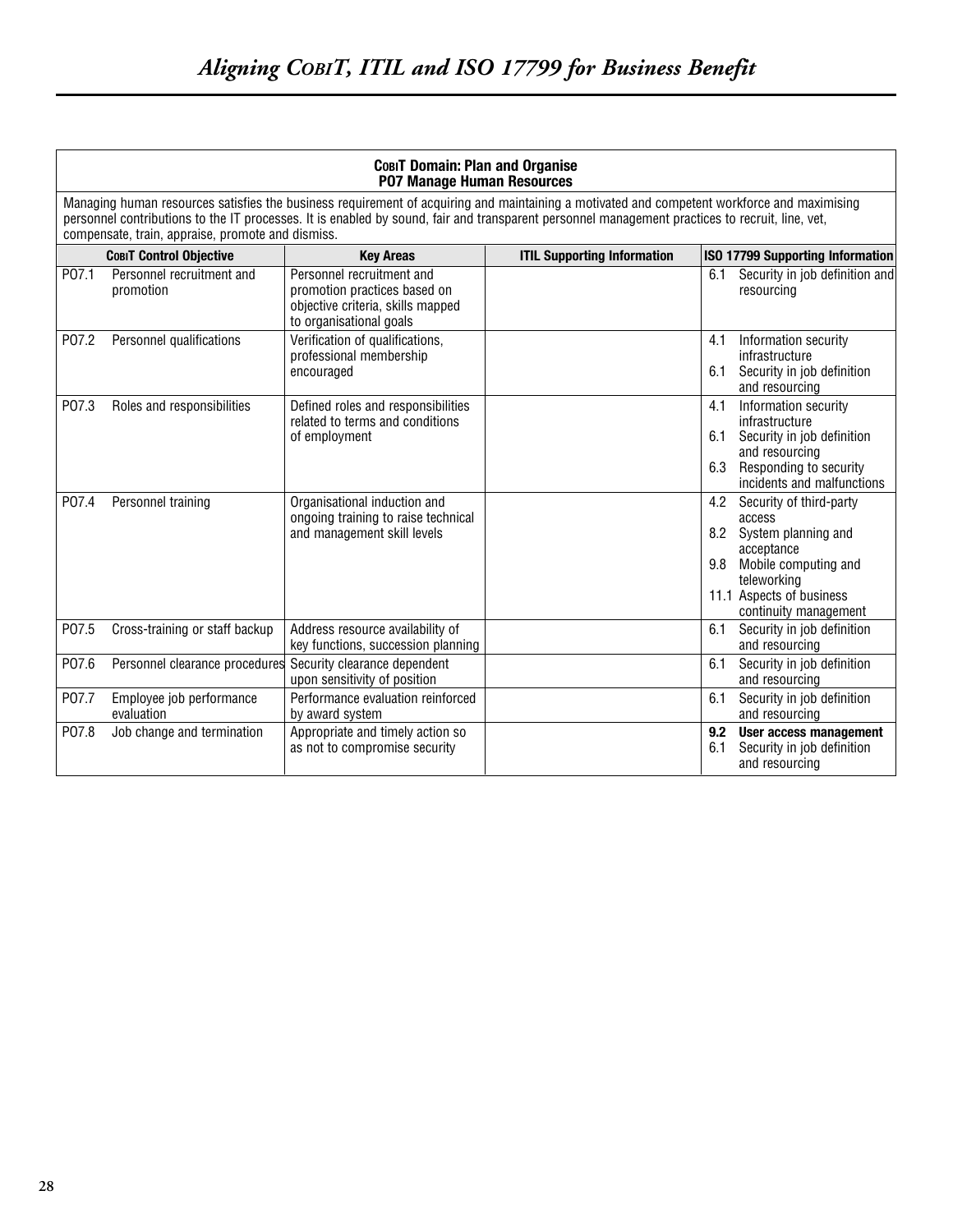**COBIT Domain: Plan and Organise**
**PO7 Manage Human Resources**

Managing human resources satisfies the business requirement of acquiring and maintaining a motivated and competent workforce and maximising personnel contributions to the IT processes. It is enabled by sound, fair and transparent personnel management practices to recruit, line, vet, compensate, train, appraise, promote and dismiss.

| COBIT Control Objective | | Key Areas | ITIL Supporting Information | ISO 17799 Supporting Information |
|---|---|---|---|---|
| PO7.1 | Personnel recruitment and promotion | Personnel recruitment and promotion practices based on objective criteria, skills mapped to organisational goals | | 6.1 Security in job definition and resourcing |
| PO7.2 | Personnel qualifications | Verification of qualifications, professional membership encouraged | | 4.1 Information security infrastructure<br>6.1 Security in job definition and resourcing |
| PO7.3 | Roles and responsibilities | Defined roles and responsibilities related to terms and conditions of employment | | 4.1 Information security infrastructure<br>6.1 Security in job definition and resourcing<br>6.3 Responding to security incidents and malfunctions |
| PO7.4 | Personnel training | Organisational induction and ongoing training to raise technical and management skill levels | | 4.2 Security of third-party access<br>8.2 System planning and acceptance<br>9.8 Mobile computing and teleworking<br>11.1 Aspects of business continuity management |
| PO7.5 | Cross-training or staff backup | Address resource availability of key functions, succession planning | | 6.1 Security in job definition and resourcing |
| PO7.6 | Personnel clearance procedures | Security clearance dependent upon sensitivity of position | | 6.1 Security in job definition and resourcing |
| PO7.7 | Employee job performance evaluation | Performance evaluation reinforced by award system | | 6.1 Security in job definition and resourcing |
| PO7.8 | Job change and termination | Appropriate and timely action so as not to compromise security | | **9.2 User access management**<br>6.1 Security in job definition and resourcing |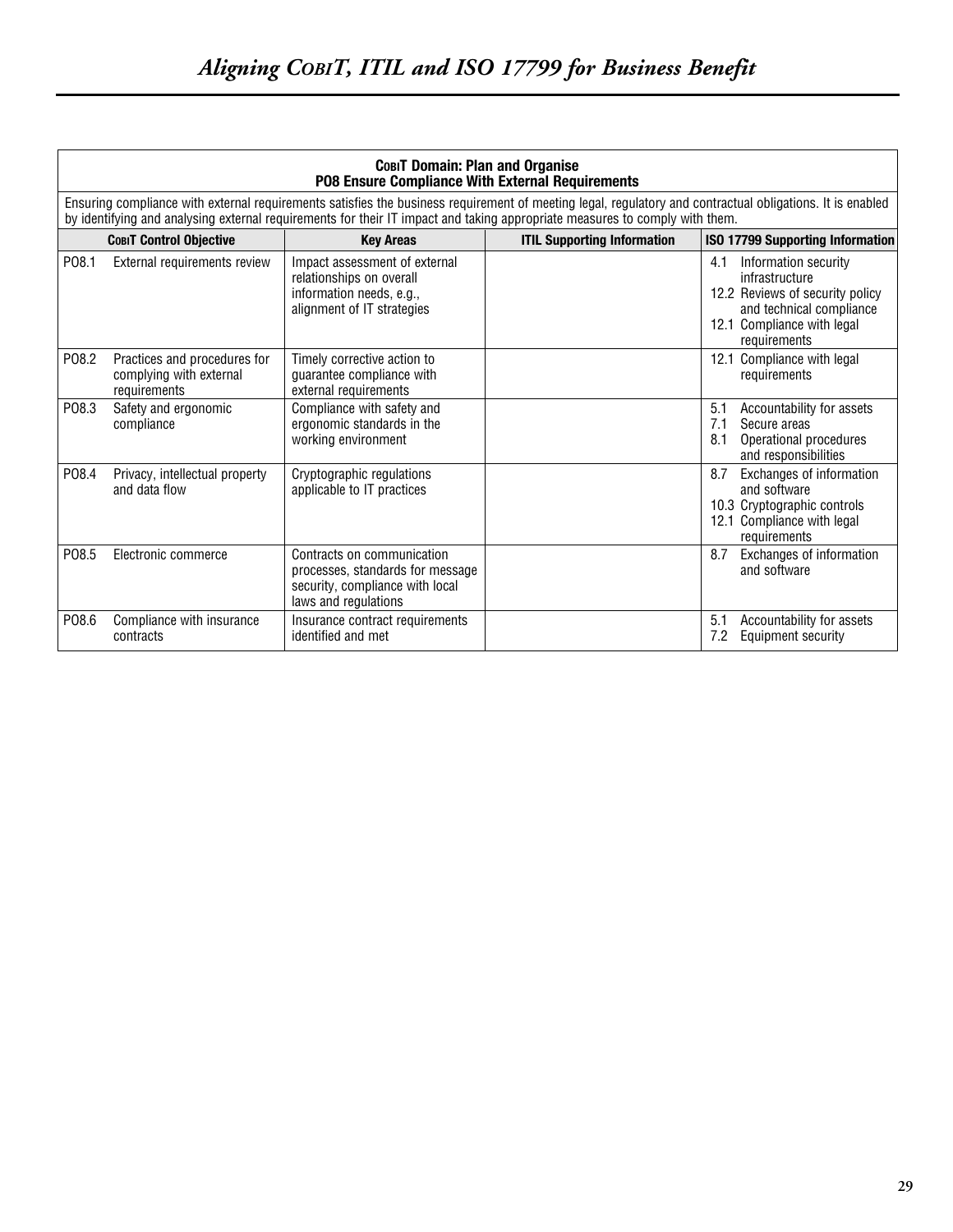| **COBIT Domain: Plan and Organise<br>PO8 Ensure Compliance With External Requirements** | | | | |
|---|---|---|---|---|
| Ensuring compliance with external requirements satisfies the business requirement of meeting legal, regulatory and contractual obligations. It is enabled by identifying and analysing external requirements for their IT impact and taking appropriate measures to comply with them. | | | | |
| **COBIT Control Objective** | | **Key Areas** | **ITIL Supporting Information** | **ISO 17799 Supporting Information** |
| PO8.1 | External requirements review | Impact assessment of external relationships on overall information needs, e.g., alignment of IT strategies | | 4.1 Information security infrastructure<br>12.2 Reviews of security policy and technical compliance<br>12.1 Compliance with legal requirements |
| PO8.2 | Practices and procedures for complying with external requirements | Timely corrective action to guarantee compliance with external requirements | | 12.1 Compliance with legal requirements |
| PO8.3 | Safety and ergonomic compliance | Compliance with safety and ergonomic standards in the working environment | | 5.1 Accountability for assets<br>7.1 Secure areas<br>8.1 Operational procedures and responsibilities |
| PO8.4 | Privacy, intellectual property and data flow | Cryptographic regulations applicable to IT practices | | 8.7 Exchanges of information and software<br>10.3 Cryptographic controls<br>12.1 Compliance with legal requirements |
| PO8.5 | Electronic commerce | Contracts on communication processes, standards for message security, compliance with local laws and regulations | | 8.7 Exchanges of information and software |
| PO8.6 | Compliance with insurance contracts | Insurance contract requirements identified and met | | 5.1 Accountability for assets<br>7.2 Equipment security |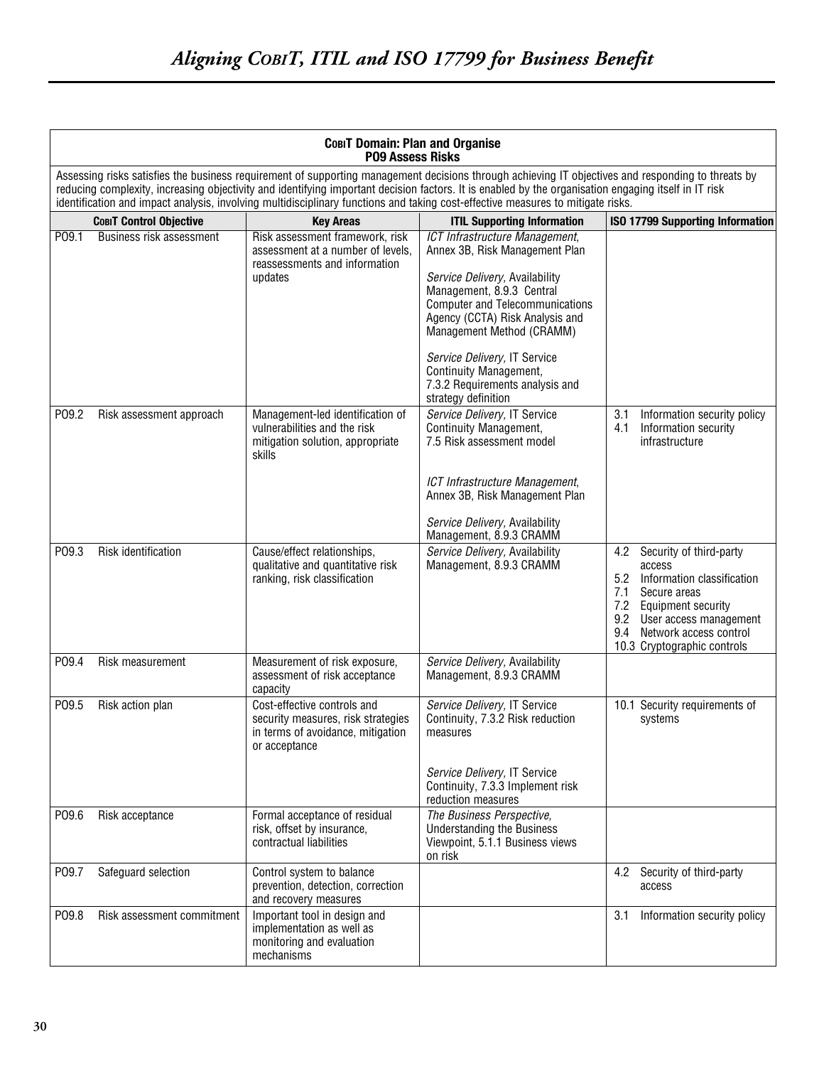| **COBIT Domain: Plan and Organise**<br>**PO9 Assess Risks** | | | |
|---|---|---|---|
| Assessing risks satisfies the business requirement of supporting management decisions through achieving IT objectives and responding to threats by reducing complexity, increasing objectivity and identifying important decision factors. It is enabled by the organisation engaging itself in IT risk identification and impact analysis, involving multidisciplinary functions and taking cost-effective measures to mitigate risks. | | | |
| **COBIT Control Objective** | **Key Areas** | **ITIL Supporting Information** | **ISO 17799 Supporting Information** |
| PO9.1 Business risk assessment | Risk assessment framework, risk assessment at a number of levels, reassessments and information updates | *ICT Infrastructure Management*, Annex 3B, Risk Management Plan<br><br>*Service Delivery,* Availability Management, 8.9.3 Central Computer and Telecommunications Agency (CCTA) Risk Analysis and Management Method (CRAMM)<br><br>*Service Delivery,* IT Service Continuity Management, 7.3.2 Requirements analysis and strategy definition | |
| PO9.2 Risk assessment approach | Management-led identification of vulnerabilities and the risk mitigation solution, appropriate skills | *Service Delivery,* IT Service Continuity Management, 7.5 Risk assessment model<br><br>*ICT Infrastructure Management*, Annex 3B, Risk Management Plan<br><br>*Service Delivery*, Availability Management, 8.9.3 CRAMM | 3.1 Information security policy<br>4.1 Information security infrastructure |
| PO9.3 Risk identification | Cause/effect relationships, qualitative and quantitative risk ranking, risk classification | *Service Delivery*, Availability Management, 8.9.3 CRAMM | 4.2 Security of third-party access<br>5.2 Information classification<br>7.1 Secure areas<br>7.2 Equipment security<br>9.2 User access management<br>9.4 Network access control<br>10.3 Cryptographic controls |
| PO9.4 Risk measurement | Measurement of risk exposure, assessment of risk acceptance capacity | *Service Delivery*, Availability Management, 8.9.3 CRAMM | |
| PO9.5 Risk action plan | Cost-effective controls and security measures, risk strategies in terms of avoidance, mitigation or acceptance | *Service Delivery,* IT Service Continuity, 7.3.2 Risk reduction measures<br><br>*Service Delivery,* IT Service Continuity, 7.3.3 Implement risk reduction measures | 10.1 Security requirements of systems |
| PO9.6 Risk acceptance | Formal acceptance of residual risk, offset by insurance, contractual liabilities | *The Business Perspective,* Understanding the Business Viewpoint, 5.1.1 Business views on risk | |
| PO9.7 Safeguard selection | Control system to balance prevention, detection, correction and recovery measures | | 4.2 Security of third-party access |
| PO9.8 Risk assessment commitment | Important tool in design and implementation as well as monitoring and evaluation mechanisms | | 3.1 Information security policy |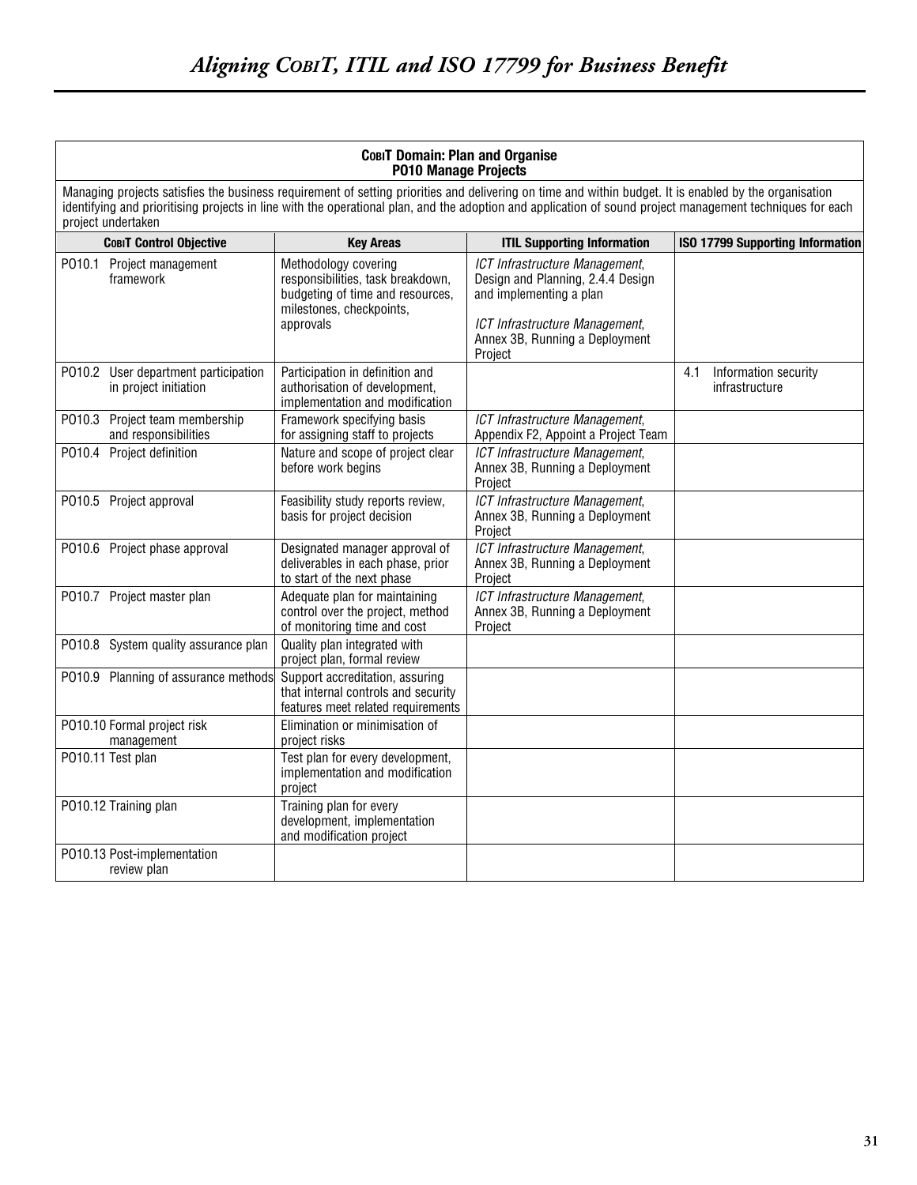| **COBIT Domain: Plan and Organise PO10 Manage Projects** | | | |
|---|---|---|---|
| Managing projects satisfies the business requirement of setting priorities and delivering on time and within budget. It is enabled by the organisation identifying and prioritising projects in line with the operational plan, and the adoption and application of sound project management techniques for each project undertaken | | | |
| **COBIT Control Objective** | **Key Areas** | **ITIL Supporting Information** | **ISO 17799 Supporting Information** |
| PO10.1 Project management framework | Methodology covering responsibilities, task breakdown, budgeting of time and resources, milestones, checkpoints, approvals | *ICT Infrastructure Management*, Design and Planning, 2.4.4 Design and implementing a plan<br><br>*ICT Infrastructure Management*, Annex 3B, Running a Deployment Project | |
| PO10.2 User department participation in project initiation | Participation in definition and authorisation of development, implementation and modification | | 4.1 Information security infrastructure |
| PO10.3 Project team membership and responsibilities | Framework specifying basis for assigning staff to projects | *ICT Infrastructure Management*, Appendix F2, Appoint a Project Team | |
| PO10.4 Project definition | Nature and scope of project clear before work begins | *ICT Infrastructure Management*, Annex 3B, Running a Deployment Project | |
| PO10.5 Project approval | Feasibility study reports review, basis for project decision | *ICT Infrastructure Management*, Annex 3B, Running a Deployment Project | |
| PO10.6 Project phase approval | Designated manager approval of deliverables in each phase, prior to start of the next phase | *ICT Infrastructure Management*, Annex 3B, Running a Deployment Project | |
| PO10.7 Project master plan | Adequate plan for maintaining control over the project, method of monitoring time and cost | *ICT Infrastructure Management*, Annex 3B, Running a Deployment Project | |
| PO10.8 System quality assurance plan | Quality plan integrated with project plan, formal review | | |
| PO10.9 Planning of assurance methods | Support accreditation, assuring that internal controls and security features meet related requirements | | |
| PO10.10 Formal project risk management | Elimination or minimisation of project risks | | |
| PO10.11 Test plan | Test plan for every development, implementation and modification project | | |
| PO10.12 Training plan | Training plan for every development, implementation and modification project | | |
| PO10.13 Post-implementation review plan | | | |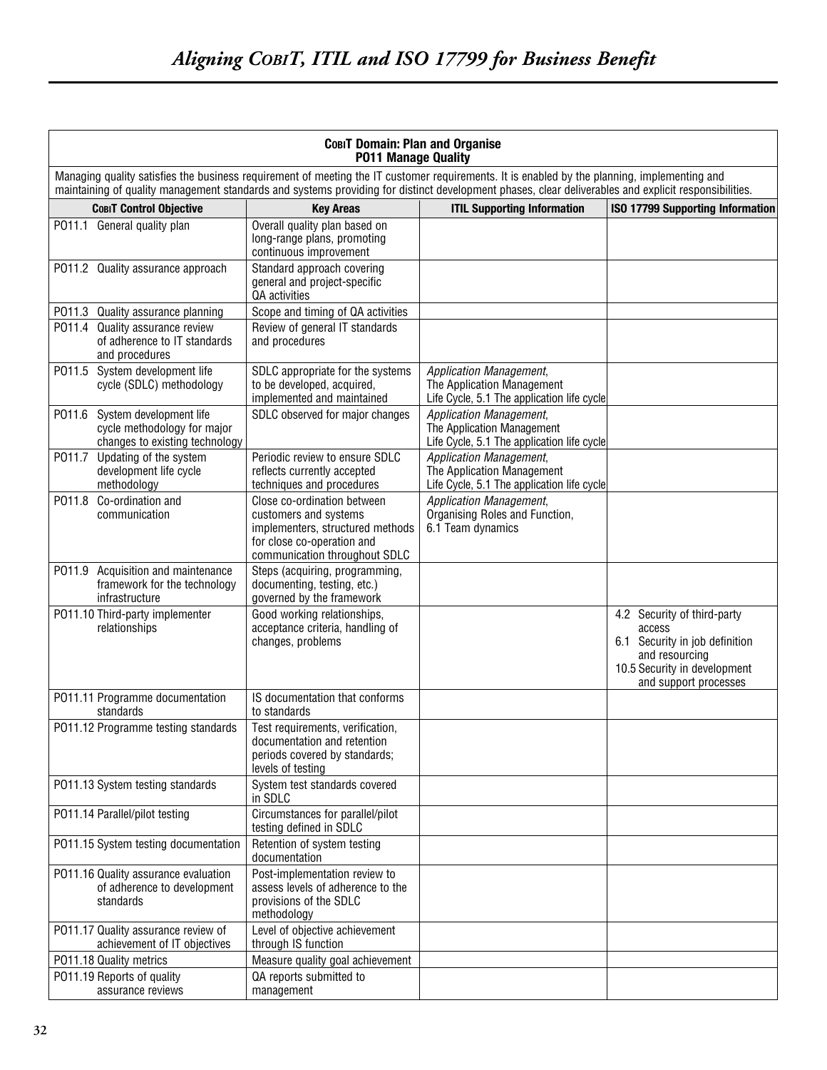| **COBIT Domain: Plan and Organise**<br>**PO11 Manage Quality** | | | |
|---|---|---|---|
| Managing quality satisfies the business requirement of meeting the IT customer requirements. It is enabled by the planning, implementing and maintaining of quality management standards and systems providing for distinct development phases, clear deliverables and explicit responsibilities. | | | |
| **COBIT Control Objective** | **Key Areas** | **ITIL Supporting Information** | **ISO 17799 Supporting Information** |
| PO11.1 General quality plan | Overall quality plan based on long-range plans, promoting continuous improvement | | |
| PO11.2 Quality assurance approach | Standard approach covering general and project-specific QA activities | | |
| PO11.3 Quality assurance planning | Scope and timing of QA activities | | |
| PO11.4 Quality assurance review of adherence to IT standards and procedures | Review of general IT standards and procedures | | |
| PO11.5 System development life cycle (SDLC) methodology | SDLC appropriate for the systems to be developed, acquired, implemented and maintained | *Application Management*, The Application Management Life Cycle, 5.1 The application life cycle | |
| PO11.6 System development life cycle methodology for major changes to existing technology | SDLC observed for major changes | *Application Management*, The Application Management Life Cycle, 5.1 The application life cycle | |
| PO11.7 Updating of the system development life cycle methodology | Periodic review to ensure SDLC reflects currently accepted techniques and procedures | *Application Management*, The Application Management Life Cycle, 5.1 The application life cycle | |
| PO11.8 Co-ordination and communication | Close co-ordination between customers and systems implementers, structured methods for close co-operation and communication throughout SDLC | *Application Management*, Organising Roles and Function, 6.1 Team dynamics | |
| PO11.9 Acquisition and maintenance framework for the technology infrastructure | Steps (acquiring, programming, documenting, testing, etc.) governed by the framework | | |
| PO11.10 Third-party implementer relationships | Good working relationships, acceptance criteria, handling of changes, problems | | 4.2 Security of third-party access<br>6.1 Security in job definition and resourcing<br>10.5 Security in development and support processes |
| PO11.11 Programme documentation standards | IS documentation that conforms to standards | | |
| PO11.12 Programme testing standards | Test requirements, verification, documentation and retention periods covered by standards; levels of testing | | |
| PO11.13 System testing standards | System test standards covered in SDLC | | |
| PO11.14 Parallel/pilot testing | Circumstances for parallel/pilot testing defined in SDLC | | |
| PO11.15 System testing documentation | Retention of system testing documentation | | |
| PO11.16 Quality assurance evaluation of adherence to development standards | Post-implementation review to assess levels of adherence to the provisions of the SDLC methodology | | |
| PO11.17 Quality assurance review of achievement of IT objectives | Level of objective achievement through IS function | | |
| PO11.18 Quality metrics | Measure quality goal achievement | | |
| PO11.19 Reports of quality assurance reviews | QA reports submitted to management | | |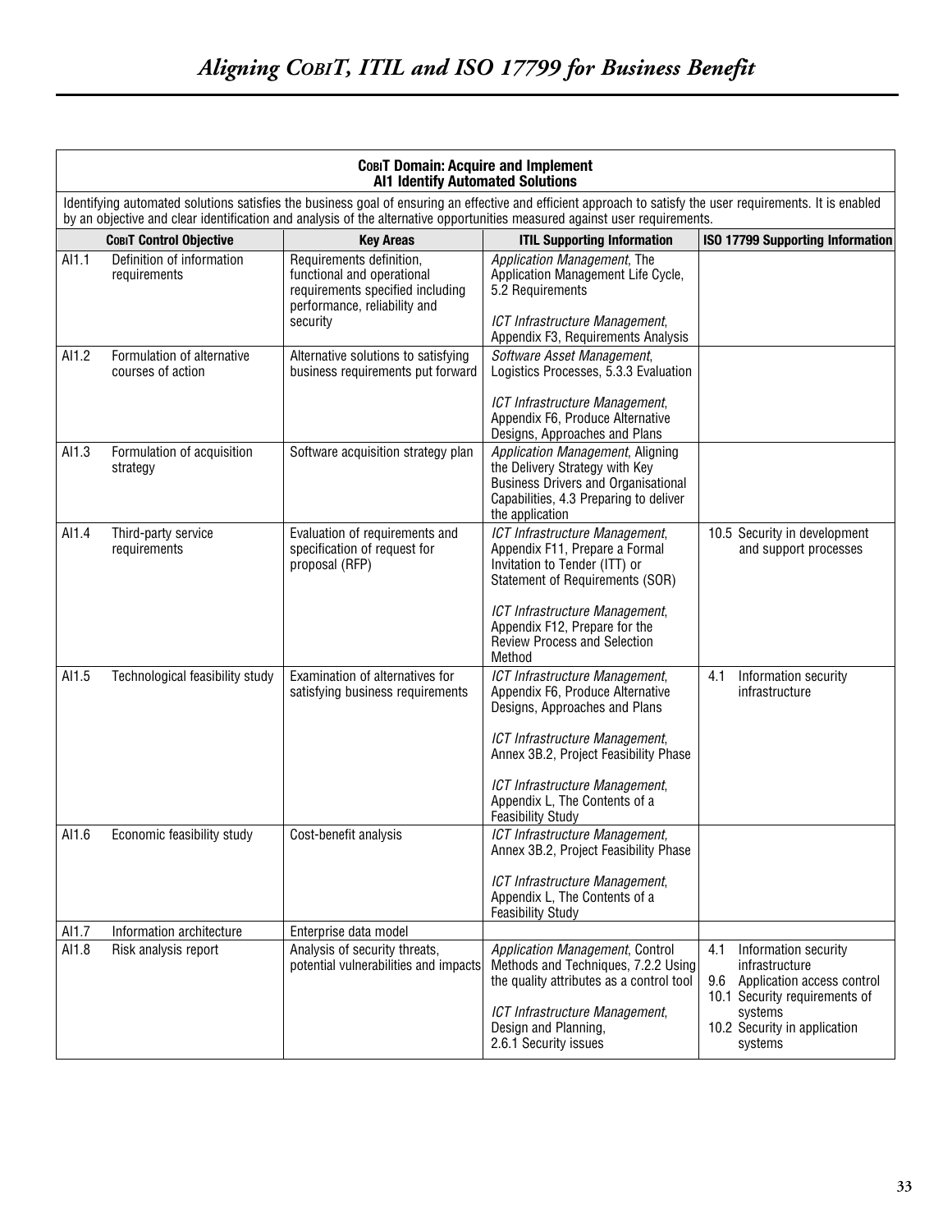| **CobiT Domain: Acquire and Implement**<br>**AI1 Identify Automated Solutions** | | | | |
|---|---|---|---|---|
| Identifying automated solutions satisfies the business goal of ensuring an effective and efficient approach to satisfy the user requirements. It is enabled by an objective and clear identification and analysis of the alternative opportunities measured against user requirements. | | | | |
| **CobiT Control Objective** | | **Key Areas** | **ITIL Supporting Information** | **ISO 17799 Supporting Information** |
| AI1.1 | Definition of information requirements | Requirements definition, functional and operational requirements specified including performance, reliability and security | *Application Management*, The Application Management Life Cycle, 5.2 Requirements<br><br>*ICT Infrastructure Management*, Appendix F3, Requirements Analysis | |
| AI1.2 | Formulation of alternative courses of action | Alternative solutions to satisfying business requirements put forward | *Software Asset Management*, Logistics Processes, 5.3.3 Evaluation<br><br>*ICT Infrastructure Management*, Appendix F6, Produce Alternative Designs, Approaches and Plans | |
| AI1.3 | Formulation of acquisition strategy | Software acquisition strategy plan | *Application Management*, Aligning the Delivery Strategy with Key Business Drivers and Organisational Capabilities, 4.3 Preparing to deliver the application | |
| AI1.4 | Third-party service requirements | Evaluation of requirements and specification of request for proposal (RFP) | *ICT Infrastructure Management*, Appendix F11, Prepare a Formal Invitation to Tender (ITT) or Statement of Requirements (SOR)<br><br>*ICT Infrastructure Management*, Appendix F12, Prepare for the Review Process and Selection Method | 10.5 Security in development and support processes |
| AI1.5 | Technological feasibility study | Examination of alternatives for satisfying business requirements | *ICT Infrastructure Management*, Appendix F6, Produce Alternative Designs, Approaches and Plans<br><br>*ICT Infrastructure Management*, Annex 3B.2, Project Feasibility Phase<br><br>*ICT Infrastructure Management*, Appendix L, The Contents of a Feasibility Study | 4.1 Information security infrastructure |
| AI1.6 | Economic feasibility study | Cost-benefit analysis | *ICT Infrastructure Management*, Annex 3B.2, Project Feasibility Phase<br><br>*ICT Infrastructure Management*, Appendix L, The Contents of a Feasibility Study | |
| AI1.7 | Information architecture | Enterprise data model | | |
| AI1.8 | Risk analysis report | Analysis of security threats, potential vulnerabilities and impacts | *Application Management*, Control Methods and Techniques, 7.2.2 Using the quality attributes as a control tool<br><br>*ICT Infrastructure Management*, Design and Planning, 2.6.1 Security issues | 4.1 Information security infrastructure<br>9.6 Application access control<br>10.1 Security requirements of systems<br>10.2 Security in application systems |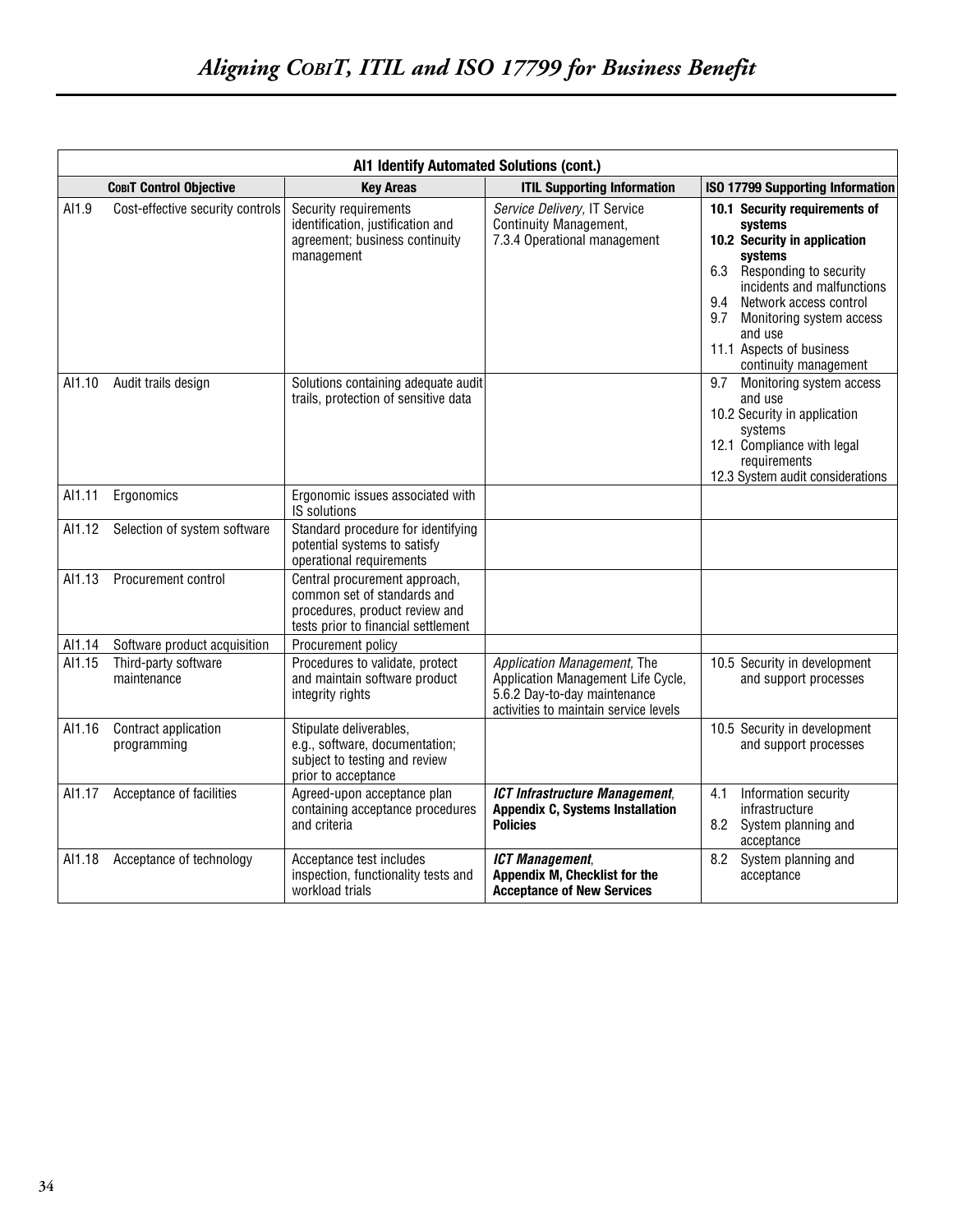| AI1 Identify Automated Solutions (cont.) | | | | |
|---|---|---|---|---|
| **COBIT Control Objective** | | **Key Areas** | **ITIL Supporting Information** | **ISO 17799 Supporting Information** |
| AI1.9 | Cost-effective security controls | Security requirements identification, justification and agreement; business continuity management | *Service Delivery,* IT Service Continuity Management, 7.3.4 Operational management | **10.1 Security requirements of systems**<br>**10.2 Security in application systems**<br>6.3 Responding to security incidents and malfunctions<br>9.4 Network access control<br>9.7 Monitoring system access and use<br>11.1 Aspects of business continuity management |
| AI1.10 | Audit trails design | Solutions containing adequate audit trails, protection of sensitive data | | 9.7 Monitoring system access and use<br>10.2 Security in application systems<br>12.1 Compliance with legal requirements<br>12.3 System audit considerations |
| AI1.11 | Ergonomics | Ergonomic issues associated with IS solutions | | |
| AI1.12 | Selection of system software | Standard procedure for identifying potential systems to satisfy operational requirements | | |
| AI1.13 | Procurement control | Central procurement approach, common set of standards and procedures, product review and tests prior to financial settlement | | |
| AI1.14 | Software product acquisition | Procurement policy | | |
| AI1.15 | Third-party software maintenance | Procedures to validate, protect and maintain software product integrity rights | *Application Management,* The Application Management Life Cycle, 5.6.2 Day-to-day maintenance activities to maintain service levels | 10.5 Security in development and support processes |
| AI1.16 | Contract application programming | Stipulate deliverables, e.g., software, documentation; subject to testing and review prior to acceptance | | 10.5 Security in development and support processes |
| AI1.17 | Acceptance of facilities | Agreed-upon acceptance plan containing acceptance procedures and criteria | ***ICT Infrastructure Management*, Appendix C, Systems Installation Policies** | 4.1 Information security infrastructure<br>8.2 System planning and acceptance |
| AI1.18 | Acceptance of technology | Acceptance test includes inspection, functionality tests and workload trials | ***ICT Management*, Appendix M, Checklist for the Acceptance of New Services** | 8.2 System planning and acceptance |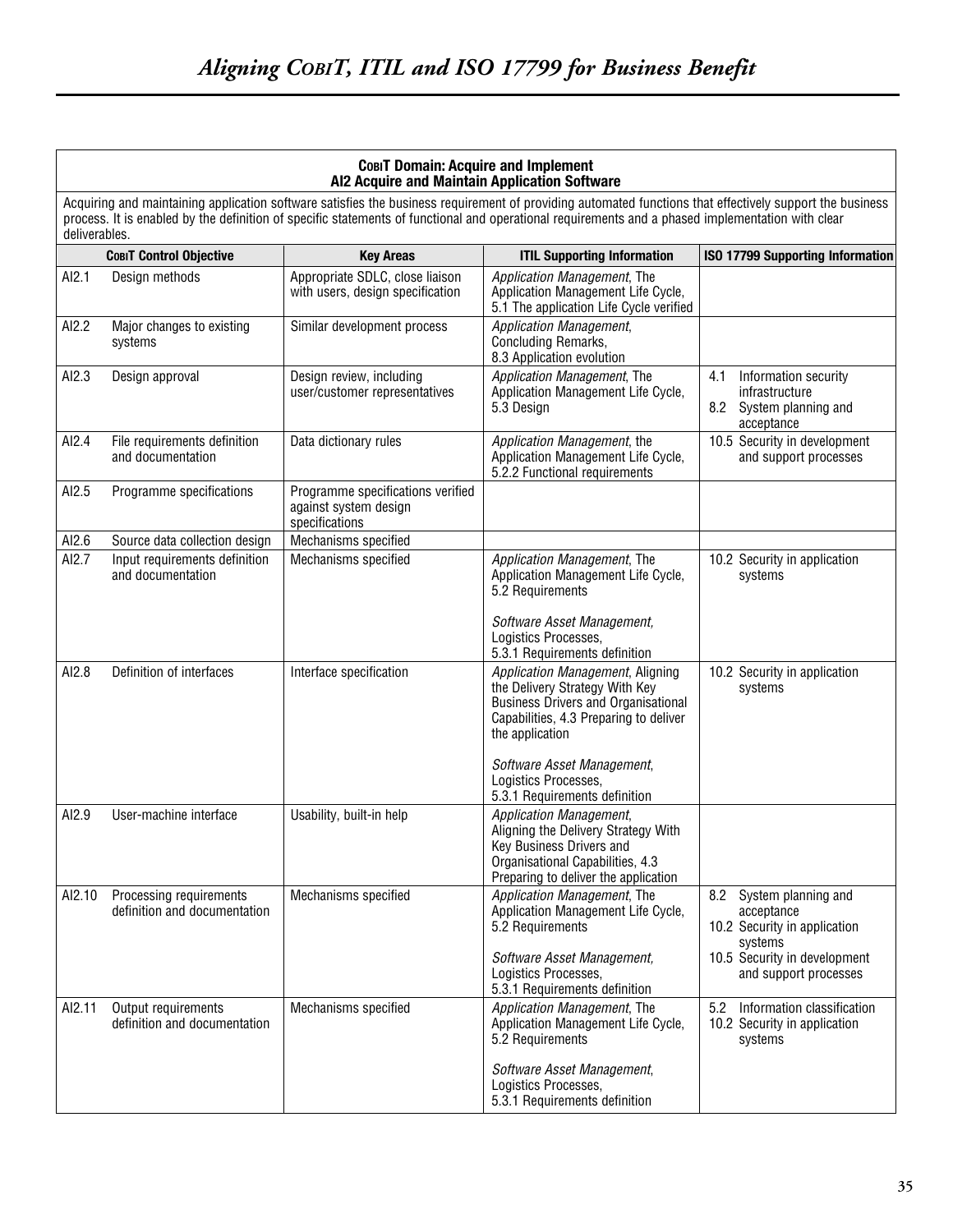| **COBIT Domain: Acquire and Implement<br>AI2 Acquire and Maintain Application Software** | | | | |
|---|---|---|---|---|
| Acquiring and maintaining application software satisfies the business requirement of providing automated functions that effectively support the business process. It is enabled by the definition of specific statements of functional and operational requirements and a phased implementation with clear deliverables. | | | | |
| **COBIT Control Objective** | | **Key Areas** | **ITIL Supporting Information** | **ISO 17799 Supporting Information** |
| AI2.1 | Design methods | Appropriate SDLC, close liaison with users, design specification | *Application Management*, The Application Management Life Cycle, 5.1 The application Life Cycle verified | |
| AI2.2 | Major changes to existing systems | Similar development process | *Application Management*, Concluding Remarks, 8.3 Application evolution | |
| AI2.3 | Design approval | Design review, including user/customer representatives | *Application Management*, The Application Management Life Cycle, 5.3 Design | 4.1 Information security infrastructure<br>8.2 System planning and acceptance |
| AI2.4 | File requirements definition and documentation | Data dictionary rules | *Application Management*, the Application Management Life Cycle, 5.2.2 Functional requirements | 10.5 Security in development and support processes |
| AI2.5 | Programme specifications | Programme specifications verified against system design specifications | | |
| AI2.6 | Source data collection design | Mechanisms specified | | |
| AI2.7 | Input requirements definition and documentation | Mechanisms specified | *Application Management*, The Application Management Life Cycle, 5.2 Requirements<br><br>*Software Asset Management,* Logistics Processes, 5.3.1 Requirements definition | 10.2 Security in application systems |
| AI2.8 | Definition of interfaces | Interface specification | *Application Management*, Aligning the Delivery Strategy With Key Business Drivers and Organisational Capabilities, 4.3 Preparing to deliver the application<br><br>*Software Asset Management*, Logistics Processes, 5.3.1 Requirements definition | 10.2 Security in application systems |
| AI2.9 | User-machine interface | Usability, built-in help | *Application Management*, Aligning the Delivery Strategy With Key Business Drivers and Organisational Capabilities, 4.3 Preparing to deliver the application | |
| AI2.10 | Processing requirements definition and documentation | Mechanisms specified | *Application Management*, The Application Management Life Cycle, 5.2 Requirements<br><br>*Software Asset Management,* Logistics Processes, 5.3.1 Requirements definition | 8.2 System planning and acceptance<br>10.2 Security in application systems<br>10.5 Security in development and support processes |
| AI2.11 | Output requirements definition and documentation | Mechanisms specified | *Application Management*, The Application Management Life Cycle, 5.2 Requirements<br><br>*Software Asset Management*, Logistics Processes, 5.3.1 Requirements definition | 5.2 Information classification<br>10.2 Security in application systems |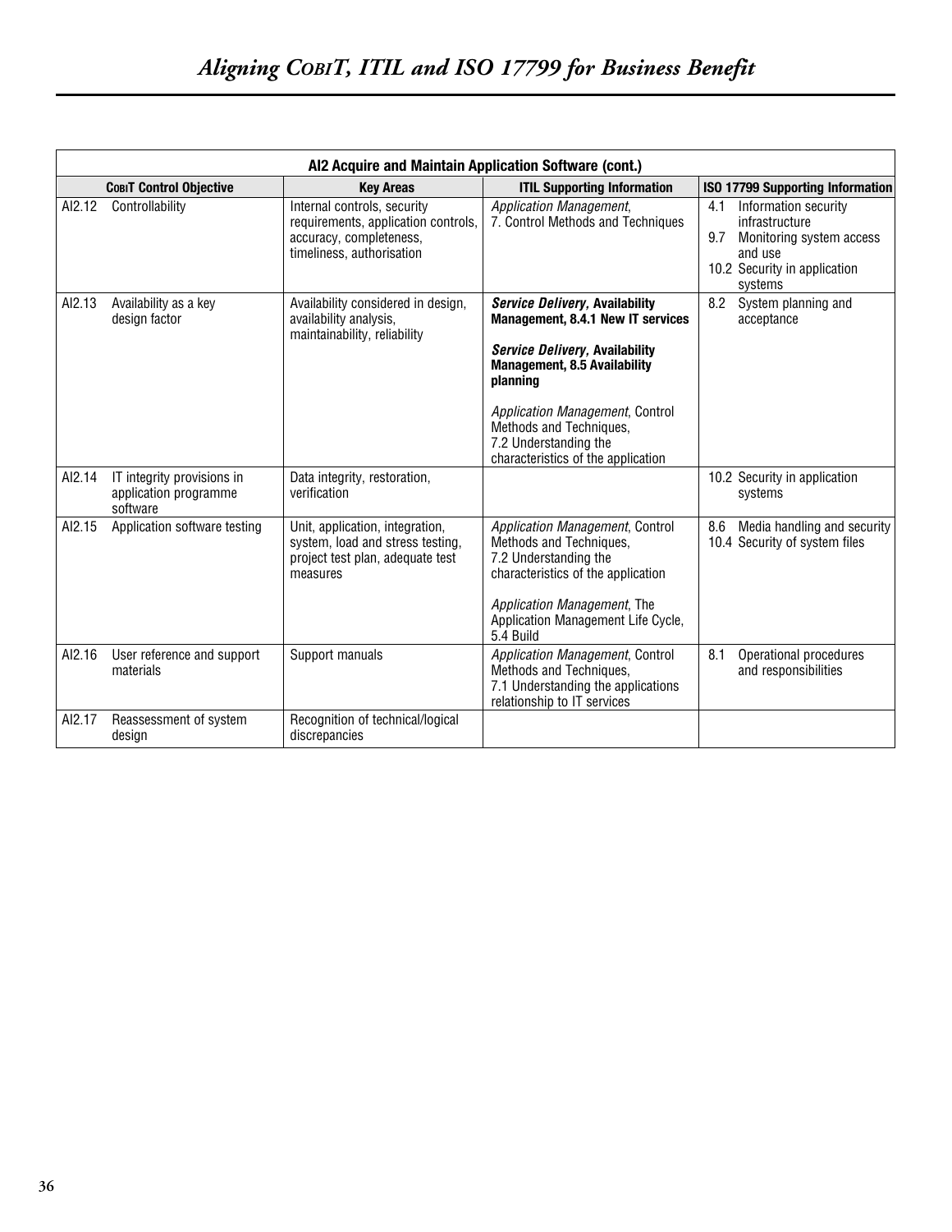| AI2 Acquire and Maintain Application Software (cont.) | | | | |
|---|---|---|---|---|
| **COBIT Control Objective** | | **Key Areas** | **ITIL Supporting Information** | **ISO 17799 Supporting Information** |
| AI2.12 | Controllability | Internal controls, security requirements, application controls, accuracy, completeness, timeliness, authorisation | *Application Management*, 7. Control Methods and Techniques | 4.1 Information security infrastructure<br>9.7 Monitoring system access and use<br>10.2 Security in application systems |
| AI2.13 | Availability as a key design factor | Availability considered in design, availability analysis, maintainability, reliability | ***Service Delivery,* Availability Management, 8.4.1 New IT services**<br><br>***Service Delivery,* Availability Management, 8.5 Availability planning**<br><br>*Application Management*, Control Methods and Techniques, 7.2 Understanding the characteristics of the application | 8.2 System planning and acceptance |
| AI2.14 | IT integrity provisions in application programme software | Data integrity, restoration, verification | | 10.2 Security in application systems |
| AI2.15 | Application software testing | Unit, application, integration, system, load and stress testing, project test plan, adequate test measures | *Application Management*, Control Methods and Techniques, 7.2 Understanding the characteristics of the application<br><br>*Application Management*, The Application Management Life Cycle, 5.4 Build | 8.6 Media handling and security<br>10.4 Security of system files |
| AI2.16 | User reference and support materials | Support manuals | *Application Management*, Control Methods and Techniques, 7.1 Understanding the applications relationship to IT services | 8.1 Operational procedures and responsibilities |
| AI2.17 | Reassessment of system design | Recognition of technical/logical discrepancies | | |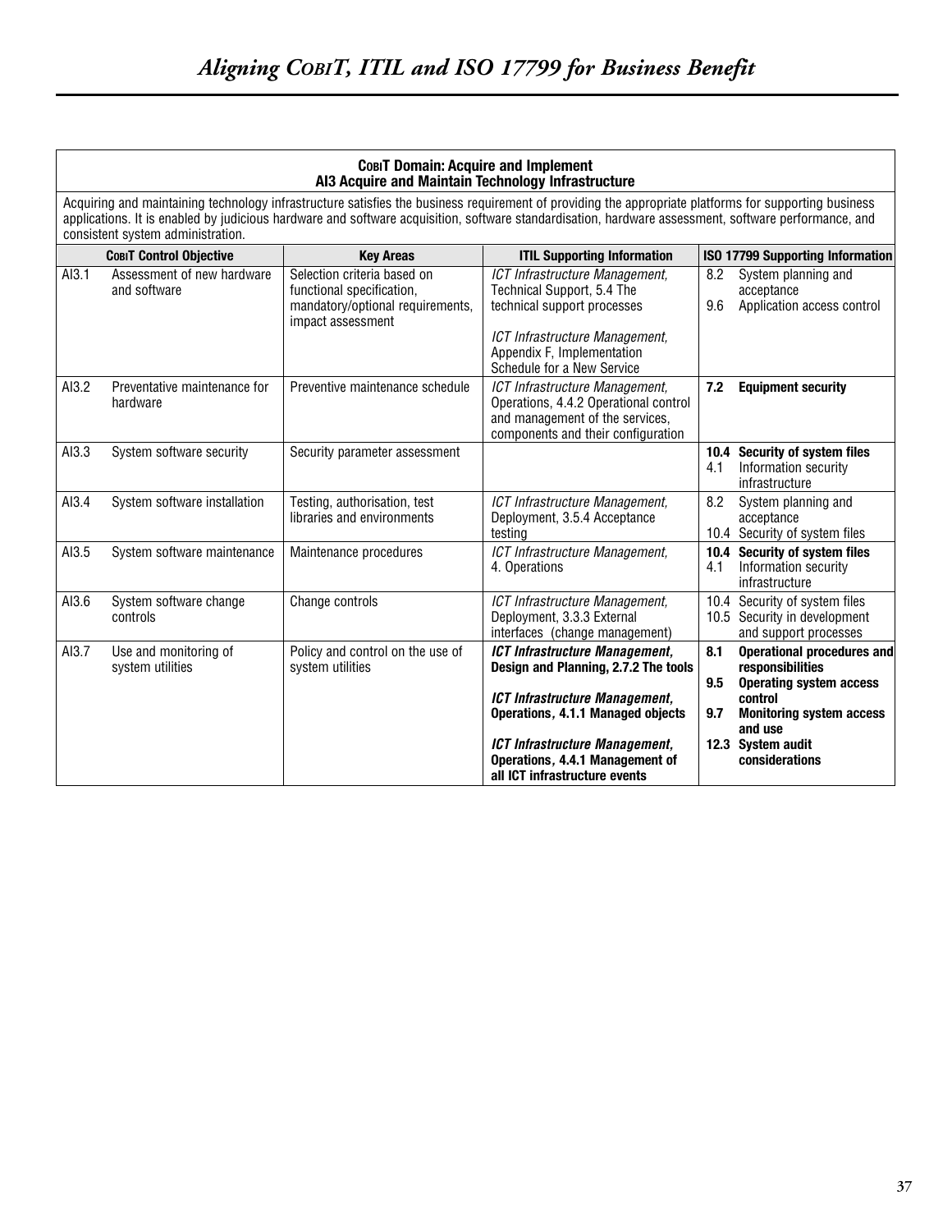| **COBIT Domain: Acquire and Implement**<br>**AI3 Acquire and Maintain Technology Infrastructure** | | | | |
|---|---|---|---|---|
| Acquiring and maintaining technology infrastructure satisfies the business requirement of providing the appropriate platforms for supporting business applications. It is enabled by judicious hardware and software acquisition, software standardisation, hardware assessment, software performance, and consistent system administration. | | | | |
| **COBIT Control Objective** | | **Key Areas** | **ITIL Supporting Information** | **ISO 17799 Supporting Information** |
| AI3.1 | Assessment of new hardware and software | Selection criteria based on functional specification, mandatory/optional requirements, impact assessment | *ICT Infrastructure Management,* Technical Support, 5.4 The technical support processes<br><br>*ICT Infrastructure Management,* Appendix F, Implementation Schedule for a New Service | 8.2 System planning and acceptance<br>9.6 Application access control |
| AI3.2 | Preventative maintenance for hardware | Preventive maintenance schedule | *ICT Infrastructure Management,* Operations, 4.4.2 Operational control and management of the services, components and their configuration | **7.2 Equipment security** |
| AI3.3 | System software security | Security parameter assessment | | **10.4 Security of system files**<br>4.1 Information security infrastructure |
| AI3.4 | System software installation | Testing, authorisation, test libraries and environments | *ICT Infrastructure Management,* Deployment, 3.5.4 Acceptance testing | 8.2 System planning and acceptance<br>10.4 Security of system files |
| AI3.5 | System software maintenance | Maintenance procedures | *ICT Infrastructure Management,* 4. Operations | **10.4 Security of system files**<br>4.1 Information security infrastructure |
| AI3.6 | System software change controls | Change controls | *ICT Infrastructure Management,* Deployment, 3.3.3 External interfaces (change management) | 10.4 Security of system files<br>10.5 Security in development and support processes |
| AI3.7 | Use and monitoring of system utilities | Policy and control on the use of system utilities | ***ICT Infrastructure Management,* Design and Planning, 2.7.2 The tools**<br><br>***ICT Infrastructure Management,* Operations, 4.1.1 Managed objects**<br><br>***ICT Infrastructure Management,* Operations, 4.4.1 Management of all ICT infrastructure events** | **8.1 Operational procedures and responsibilities**<br>**9.5 Operating system access control**<br>**9.7 Monitoring system access and use**<br>**12.3 System audit considerations** |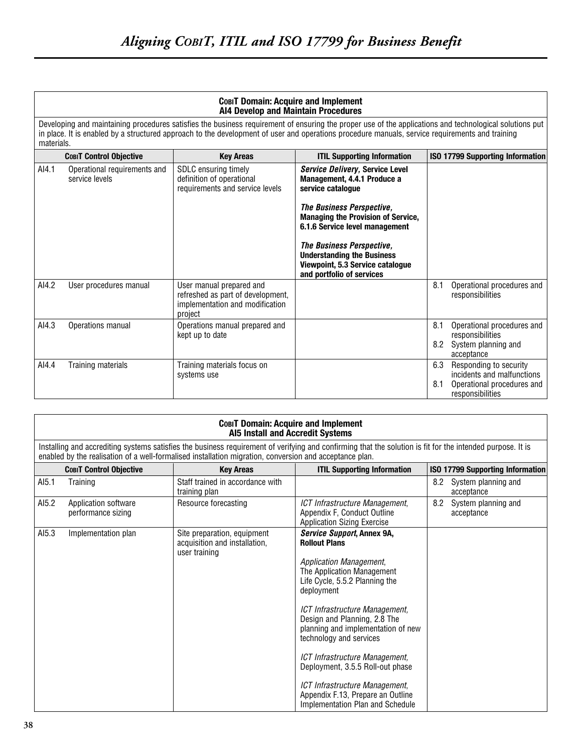**COBIT Domain: Acquire and Implement**
**AI4 Develop and Maintain Procedures**

Developing and maintaining procedures satisfies the business requirement of ensuring the proper use of the applications and technological solutions put in place. It is enabled by a structured approach to the development of user and operations procedure manuals, service requirements and training materials.

| | COBIT Control Objective | Key Areas | ITIL Supporting Information | ISO 17799 Supporting Information |
|---|---|---|---|---|
| AI4.1 | Operational requirements and service levels | SDLC ensuring timely definition of operational requirements and service levels | ***Service Delivery*, Service Level Management, 4.4.1 Produce a service catalogue**<br><br>***The Business Perspective*, Managing the Provision of Service, 6.1.6 Service level management**<br><br>***The Business Perspective*, Understanding the Business Viewpoint, 5.3 Service catalogue and portfolio of services** | |
| AI4.2 | User procedures manual | User manual prepared and refreshed as part of development, implementation and modification project | | 8.1 Operational procedures and responsibilities |
| AI4.3 | Operations manual | Operations manual prepared and kept up to date | | 8.1 Operational procedures and responsibilities<br>8.2 System planning and acceptance |
| AI4.4 | Training materials | Training materials focus on systems use | | 6.3 Responding to security incidents and malfunctions<br>8.1 Operational procedures and responsibilities |

**COBIT Domain: Acquire and Implement**
**AI5 Install and Accredit Systems**

Installing and accrediting systems satisfies the business requirement of verifying and confirming that the solution is fit for the intended purpose. It is enabled by the realisation of a well-formalised installation migration, conversion and acceptance plan.

| | COBIT Control Objective | Key Areas | ITIL Supporting Information | ISO 17799 Supporting Information |
|---|---|---|---|---|
| AI5.1 | Training | Staff trained in accordance with training plan | | 8.2 System planning and acceptance |
| AI5.2 | Application software performance sizing | Resource forecasting | *ICT Infrastructure Management*, Appendix F, Conduct Outline Application Sizing Exercise | 8.2 System planning and acceptance |
| AI5.3 | Implementation plan | Site preparation, equipment acquisition and installation, user training | ***Service Support*, Annex 9A, Rollout Plans**<br><br>*Application Management*, The Application Management Life Cycle, 5.5.2 Planning the deployment<br><br>*ICT Infrastructure Management,* Design and Planning, 2.8 The planning and implementation of new technology and services<br><br>*ICT Infrastructure Management,* Deployment, 3.5.5 Roll-out phase<br><br>*ICT Infrastructure Management*, Appendix F.13, Prepare an Outline Implementation Plan and Schedule | |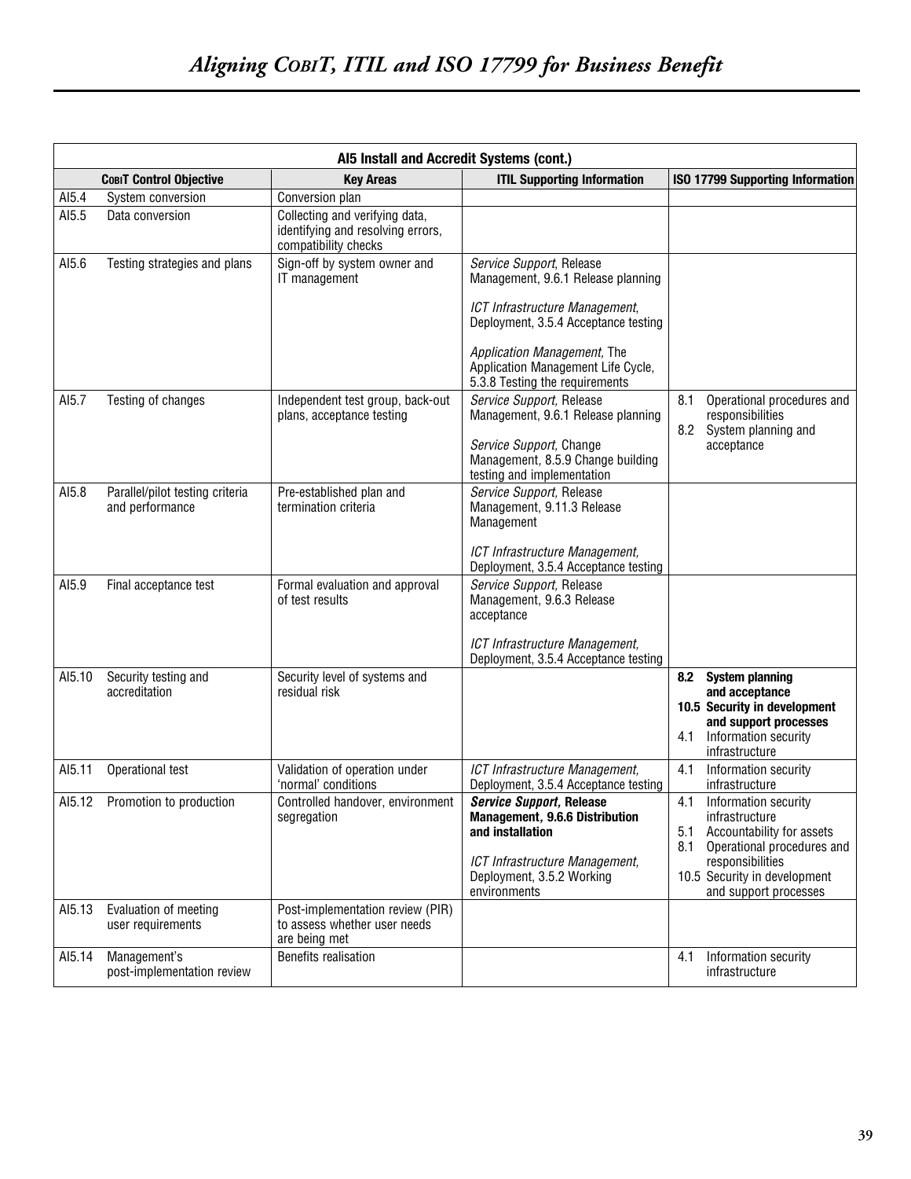| AI5 Install and Accredit Systems (cont.) | | | | |
|---|---|---|---|---|
| **COBIT Control Objective** | | **Key Areas** | **ITIL Supporting Information** | **ISO 17799 Supporting Information** |
| AI5.4 | System conversion | Conversion plan | | |
| AI5.5 | Data conversion | Collecting and verifying data, identifying and resolving errors, compatibility checks | | |
| AI5.6 | Testing strategies and plans | Sign-off by system owner and IT management | *Service Support*, Release Management, 9.6.1 Release planning<br><br>*ICT Infrastructure Management*, Deployment, 3.5.4 Acceptance testing<br><br>*Application Management*, The Application Management Life Cycle, 5.3.8 Testing the requirements | |
| AI5.7 | Testing of changes | Independent test group, back-out plans, acceptance testing | *Service Support*, Release Management, 9.6.1 Release planning<br><br>*Service Support*, Change Management, 8.5.9 Change building testing and implementation | 8.1 Operational procedures and responsibilities<br>8.2 System planning and acceptance |
| AI5.8 | Parallel/pilot testing criteria and performance | Pre-established plan and termination criteria | *Service Support*, Release Management, 9.11.3 Release Management<br><br>*ICT Infrastructure Management*, Deployment, 3.5.4 Acceptance testing | |
| AI5.9 | Final acceptance test | Formal evaluation and approval of test results | *Service Support*, Release Management, 9.6.3 Release acceptance<br><br>*ICT Infrastructure Management*, Deployment, 3.5.4 Acceptance testing | |
| AI5.10 | Security testing and accreditation | Security level of systems and residual risk | | **8.2 System planning and acceptance**<br>**10.5 Security in development and support processes**<br>4.1 Information security infrastructure |
| AI5.11 | Operational test | Validation of operation under 'normal' conditions | *ICT Infrastructure Management*, Deployment, 3.5.4 Acceptance testing | 4.1 Information security infrastructure |
| AI5.12 | Promotion to production | Controlled handover, environment segregation | ***Service Support*, Release Management, 9.6.6 Distribution and installation**<br><br>*ICT Infrastructure Management*, Deployment, 3.5.2 Working environments | 4.1 Information security infrastructure<br>5.1 Accountability for assets<br>8.1 Operational procedures and responsibilities<br>10.5 Security in development and support processes |
| AI5.13 | Evaluation of meeting user requirements | Post-implementation review (PIR) to assess whether user needs are being met | | |
| AI5.14 | Management's post-implementation review | Benefits realisation | | 4.1 Information security infrastructure |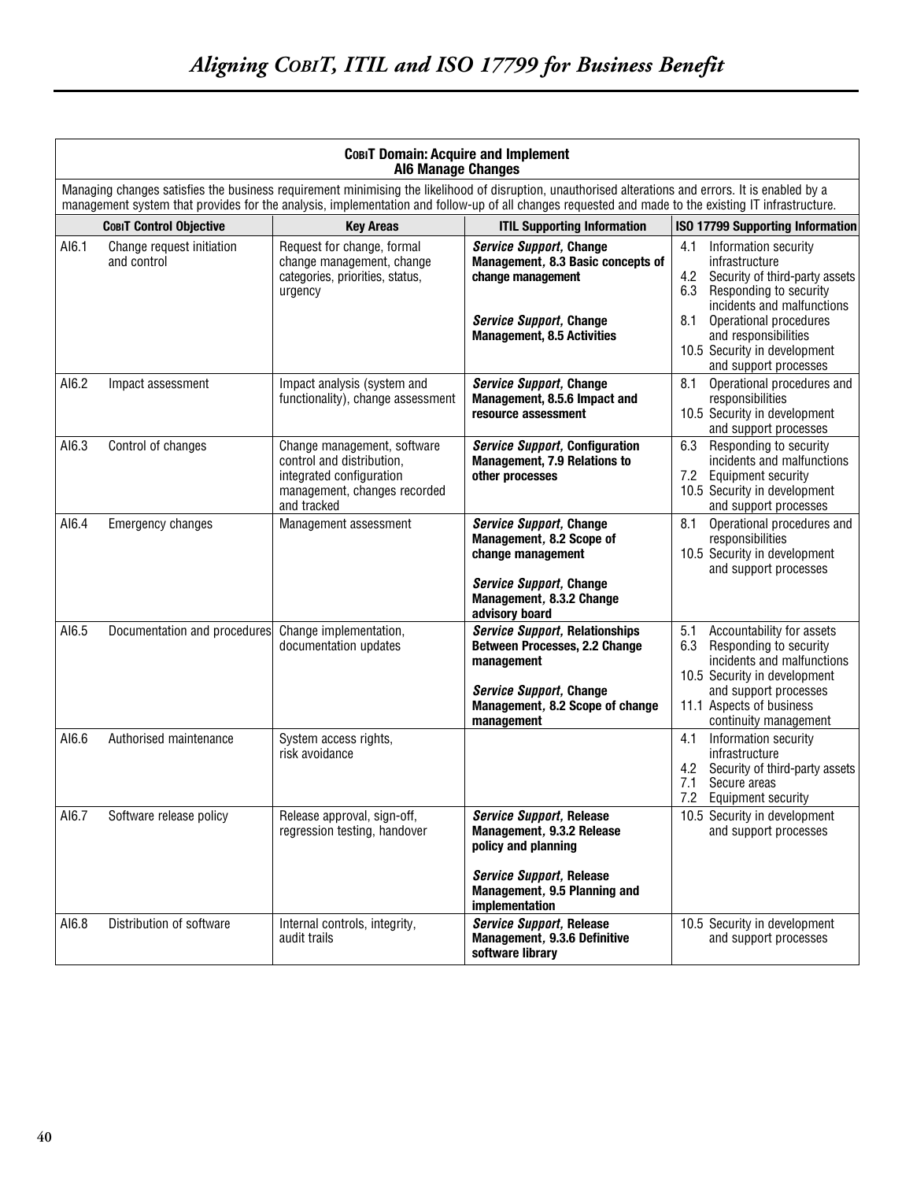| **CobiT Domain: Acquire and Implement AI6 Manage Changes** | | | | |
|---|---|---|---|---|
| Managing changes satisfies the business requirement minimising the likelihood of disruption, unauthorised alterations and errors. It is enabled by a management system that provides for the analysis, implementation and follow-up of all changes requested and made to the existing IT infrastructure. | | | | |
| **CobiT Control Objective** | | **Key Areas** | **ITIL Supporting Information** | **ISO 17799 Supporting Information** |
| AI6.1 | Change request initiation and control | Request for change, formal change management, change categories, priorities, status, urgency | ***Service Support*, Change Management, 8.3 Basic concepts of change management**<br><br>***Service Support*, Change Management, 8.5 Activities** | 4.1 Information security infrastructure<br>4.2 Security of third-party assets<br>6.3 Responding to security incidents and malfunctions<br>8.1 Operational procedures and responsibilities<br>10.5 Security in development and support processes |
| AI6.2 | Impact assessment | Impact analysis (system and functionality), change assessment | ***Service Support*, Change Management, 8.5.6 Impact and resource assessment** | 8.1 Operational procedures and responsibilities<br>10.5 Security in development and support processes |
| AI6.3 | Control of changes | Change management, software control and distribution, integrated configuration management, changes recorded and tracked | ***Service Support*, Configuration Management, 7.9 Relations to other processes** | 6.3 Responding to security incidents and malfunctions<br>7.2 Equipment security<br>10.5 Security in development and support processes |
| AI6.4 | Emergency changes | Management assessment | ***Service Support*, Change Management, 8.2 Scope of change management**<br><br>***Service Support*, Change Management, 8.3.2 Change advisory board** | 8.1 Operational procedures and responsibilities<br>10.5 Security in development and support processes |
| AI6.5 | Documentation and procedures | Change implementation, documentation updates | ***Service Support*, Relationships Between Processes, 2.2 Change management**<br><br>***Service Support*, Change Management, 8.2 Scope of change management** | 5.1 Accountability for assets<br>6.3 Responding to security incidents and malfunctions<br>10.5 Security in development and support processes<br>11.1 Aspects of business continuity management |
| AI6.6 | Authorised maintenance | System access rights, risk avoidance | | 4.1 Information security infrastructure<br>4.2 Security of third-party assets<br>7.1 Secure areas<br>7.2 Equipment security |
| AI6.7 | Software release policy | Release approval, sign-off, regression testing, handover | ***Service Support*, Release Management, 9.3.2 Release policy and planning**<br><br>***Service Support*, Release Management, 9.5 Planning and implementation** | 10.5 Security in development and support processes |
| AI6.8 | Distribution of software | Internal controls, integrity, audit trails | ***Service Support*, Release Management, 9.3.6 Definitive software library** | 10.5 Security in development and support processes |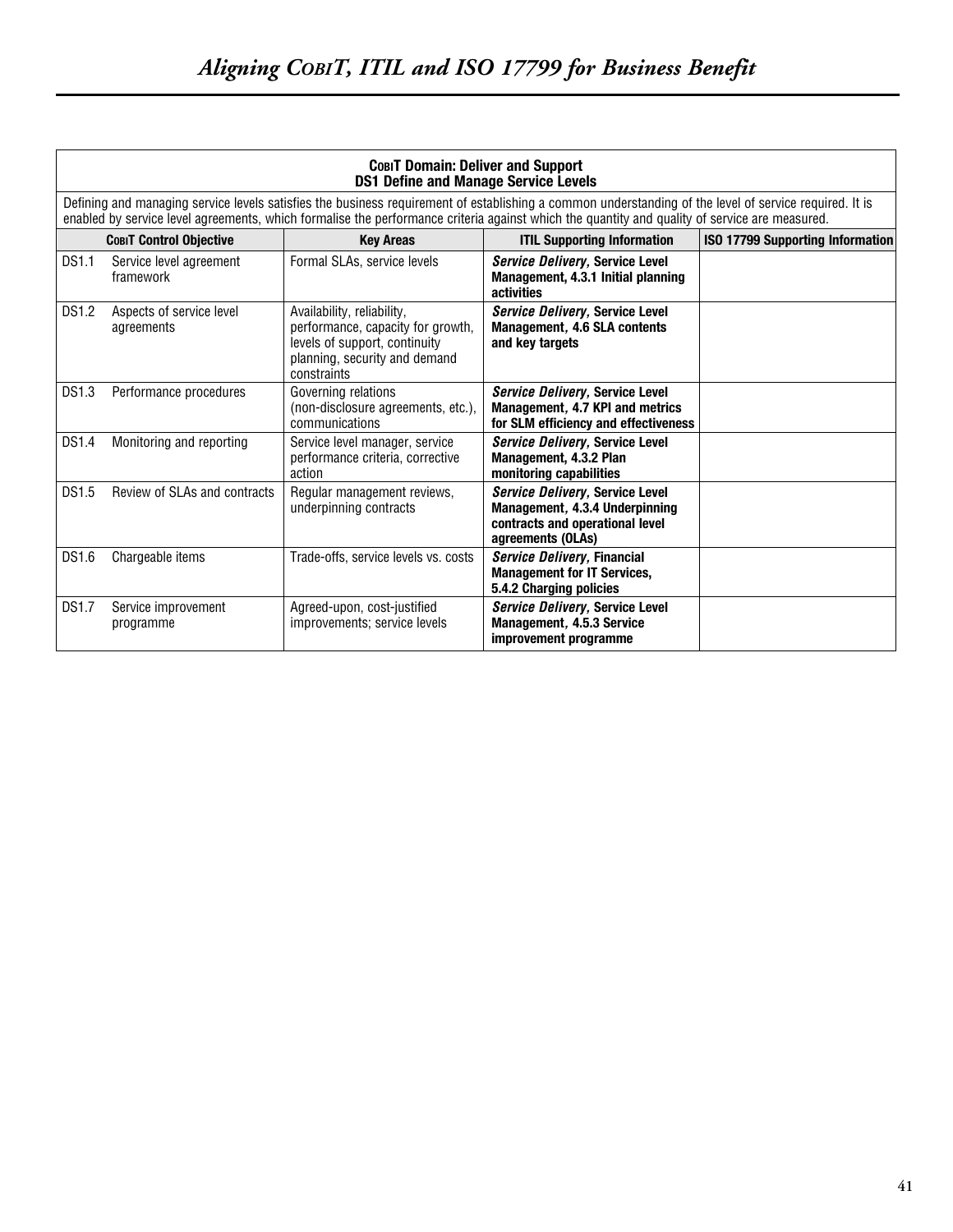| **COBIT Domain: Deliver and Support<br>DS1 Define and Manage Service Levels** | | | | |
|---|---|---|---|---|
| Defining and managing service levels satisfies the business requirement of establishing a common understanding of the level of service required. It is enabled by service level agreements, which formalise the performance criteria against which the quantity and quality of service are measured. | | | | |
| **COBIT Control Objective** | | **Key Areas** | **ITIL Supporting Information** | **ISO 17799 Supporting Information** |
| DS1.1 | Service level agreement framework | Formal SLAs, service levels | ***Service Delivery*, Service Level Management, 4.3.1 Initial planning activities** | |
| DS1.2 | Aspects of service level agreements | Availability, reliability, performance, capacity for growth, levels of support, continuity planning, security and demand constraints | ***Service Delivery*, Service Level Management, 4.6 SLA contents and key targets** | |
| DS1.3 | Performance procedures | Governing relations (non-disclosure agreements, etc.), communications | ***Service Delivery*, Service Level Management, 4.7 KPI and metrics for SLM efficiency and effectiveness** | |
| DS1.4 | Monitoring and reporting | Service level manager, service performance criteria, corrective action | ***Service Delivery*, Service Level Management, 4.3.2 Plan monitoring capabilities** | |
| DS1.5 | Review of SLAs and contracts | Regular management reviews, underpinning contracts | ***Service Delivery*, Service Level Management, 4.3.4 Underpinning contracts and operational level agreements (OLAs)** | |
| DS1.6 | Chargeable items | Trade-offs, service levels vs. costs | ***Service Delivery*, Financial Management for IT Services, 5.4.2 Charging policies** | |
| DS1.7 | Service improvement programme | Agreed-upon, cost-justified improvements; service levels | ***Service Delivery*, Service Level Management, 4.5.3 Service improvement programme** | |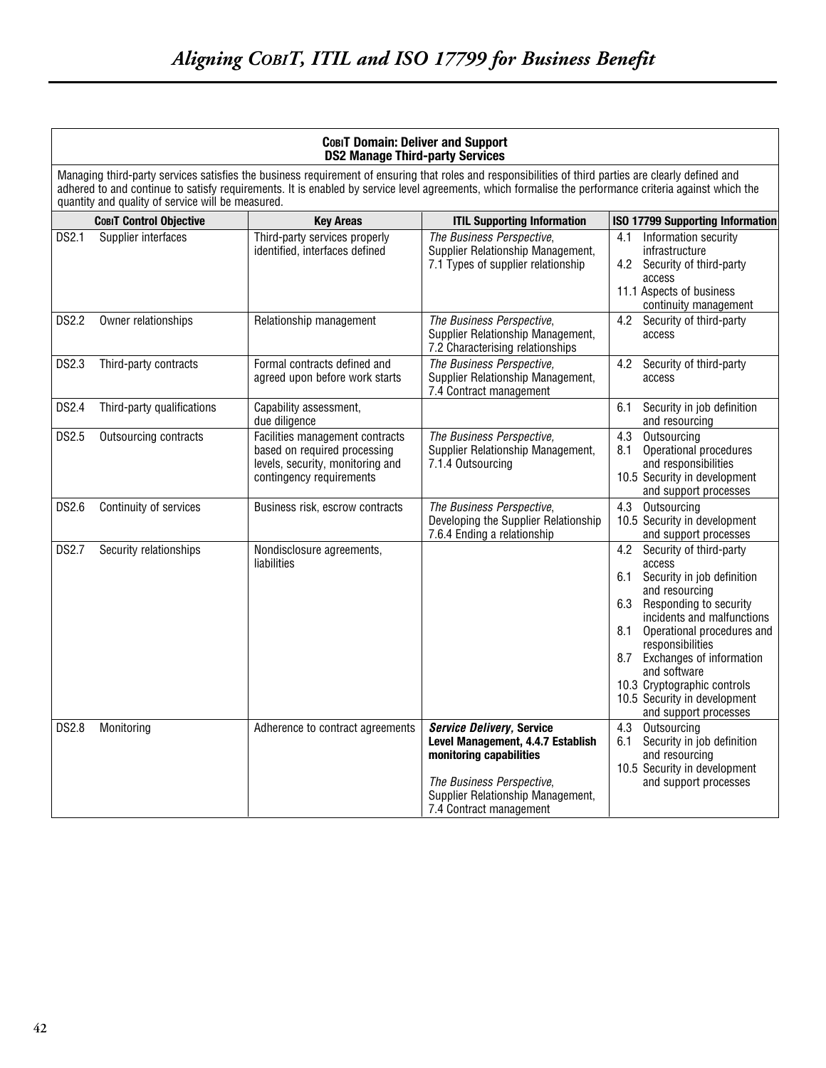**COBIT Domain: Deliver and Support**
**DS2 Manage Third-party Services**

Managing third-party services satisfies the business requirement of ensuring that roles and responsibilities of third parties are clearly defined and adhered to and continue to satisfy requirements. It is enabled by service level agreements, which formalise the performance criteria against which the quantity and quality of service will be measured.

| COBIT Control Objective | | Key Areas | ITIL Supporting Information | ISO 17799 Supporting Information |
|---|---|---|---|---|
| DS2.1 | Supplier interfaces | Third-party services properly identified, interfaces defined | *The Business Perspective*, Supplier Relationship Management, 7.1 Types of supplier relationship | 4.1 Information security infrastructure<br>4.2 Security of third-party access<br>11.1 Aspects of business continuity management |
| DS2.2 | Owner relationships | Relationship management | *The Business Perspective*, Supplier Relationship Management, 7.2 Characterising relationships | 4.2 Security of third-party access |
| DS2.3 | Third-party contracts | Formal contracts defined and agreed upon before work starts | *The Business Perspective*, Supplier Relationship Management, 7.4 Contract management | 4.2 Security of third-party access |
| DS2.4 | Third-party qualifications | Capability assessment, due diligence | | 6.1 Security in job definition and resourcing |
| DS2.5 | Outsourcing contracts | Facilities management contracts based on required processing levels, security, monitoring and contingency requirements | *The Business Perspective*, Supplier Relationship Management, 7.1.4 Outsourcing | 4.3 Outsourcing<br>8.1 Operational procedures and responsibilities<br>10.5 Security in development and support processes |
| DS2.6 | Continuity of services | Business risk, escrow contracts | *The Business Perspective*, Developing the Supplier Relationship 7.6.4 Ending a relationship | 4.3 Outsourcing<br>10.5 Security in development and support processes |
| DS2.7 | Security relationships | Nondisclosure agreements, liabilities | | 4.2 Security of third-party access<br>6.1 Security in job definition and resourcing<br>6.3 Responding to security incidents and malfunctions<br>8.1 Operational procedures and responsibilities<br>8.7 Exchanges of information and software<br>10.3 Cryptographic controls<br>10.5 Security in development and support processes |
| DS2.8 | Monitoring | Adherence to contract agreements | ***Service Delivery*, Service Level Management, 4.4.7 Establish monitoring capabilities**<br><br>*The Business Perspective*, Supplier Relationship Management, 7.4 Contract management | 4.3 Outsourcing<br>6.1 Security in job definition and resourcing<br>10.5 Security in development and support processes |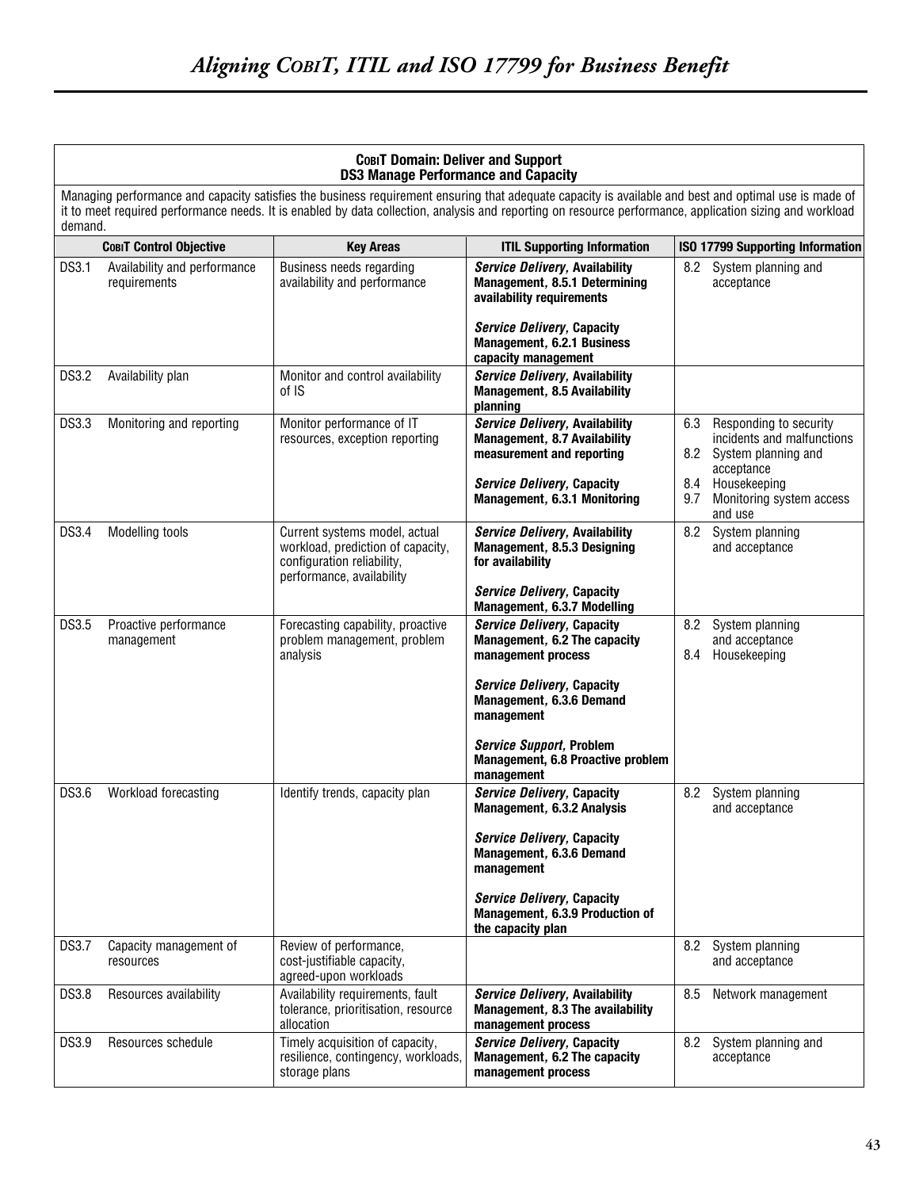**COBIT Domain: Deliver and Support**
**DS3 Manage Performance and Capacity**

Managing performance and capacity satisfies the business requirement ensuring that adequate capacity is available and best and optimal use is made of it to meet required performance needs. It is enabled by data collection, analysis and reporting on resource performance, application sizing and workload demand.

| COBIT Control Objective | | Key Areas | ITIL Supporting Information | ISO 17799 Supporting Information |
|---|---|---|---|---|
| DS3.1 | Availability and performance requirements | Business needs regarding availability and performance | ***Service Delivery*, Availability Management, 8.5.1 Determining availability requirements**<br><br>***Service Delivery*, Capacity Management, 6.2.1 Business capacity management** | 8.2 System planning and acceptance |
| DS3.2 | Availability plan | Monitor and control availability of IS | ***Service Delivery*, Availability Management, 8.5 Availability planning** | |
| DS3.3 | Monitoring and reporting | Monitor performance of IT resources, exception reporting | ***Service Delivery*, Availability Management, 8.7 Availability measurement and reporting**<br><br>***Service Delivery*, Capacity Management, 6.3.1 Monitoring** | 6.3 Responding to security incidents and malfunctions<br>8.2 System planning and acceptance<br>8.4 Housekeeping<br>9.7 Monitoring system access and use |
| DS3.4 | Modelling tools | Current systems model, actual workload, prediction of capacity, configuration reliability, performance, availability | ***Service Delivery*, Availability Management, 8.5.3 Designing for availability**<br><br>***Service Delivery*, Capacity Management, 6.3.7 Modelling** | 8.2 System planning and acceptance |
| DS3.5 | Proactive performance management | Forecasting capability, proactive problem management, problem analysis | ***Service Delivery*, Capacity Management, 6.2 The capacity management process**<br><br>***Service Delivery*, Capacity Management, 6.3.6 Demand management**<br><br>***Service Support*, Problem Management, 6.8 Proactive problem management** | 8.2 System planning and acceptance<br>8.4 Housekeeping |
| DS3.6 | Workload forecasting | Identify trends, capacity plan | ***Service Delivery*, Capacity Management, 6.3.2 Analysis**<br><br>***Service Delivery*, Capacity Management, 6.3.6 Demand management**<br><br>***Service Delivery*, Capacity Management, 6.3.9 Production of the capacity plan** | 8.2 System planning and acceptance |
| DS3.7 | Capacity management of resources | Review of performance, cost-justifiable capacity, agreed-upon workloads | | 8.2 System planning and acceptance |
| DS3.8 | Resources availability | Availability requirements, fault tolerance, prioritisation, resource allocation | ***Service Delivery*, Availability Management, 8.3 The availability management process** | 8.5 Network management |
| DS3.9 | Resources schedule | Timely acquisition of capacity, resilience, contingency, workloads, storage plans | ***Service Delivery*, Capacity Management, 6.2 The capacity management process** | 8.2 System planning and acceptance |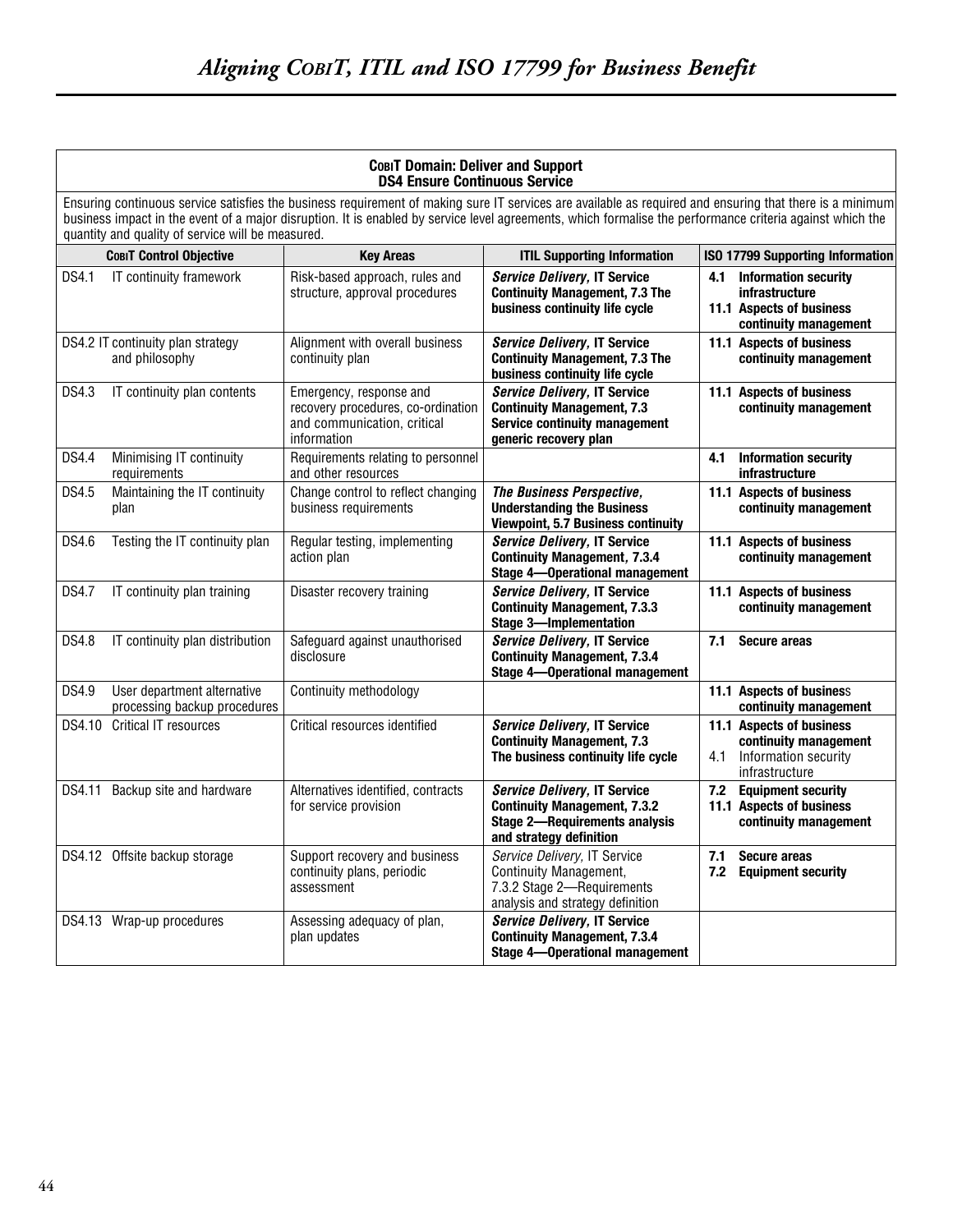**COBIT Domain: Deliver and Support**
**DS4 Ensure Continuous Service**

Ensuring continuous service satisfies the business requirement of making sure IT services are available as required and ensuring that there is a minimum business impact in the event of a major disruption. It is enabled by service level agreements, which formalise the performance criteria against which the quantity and quality of service will be measured.

| COBIT Control Objective | Key Areas | ITIL Supporting Information | ISO 17799 Supporting Information |
|---|---|---|---|
| DS4.1 IT continuity framework | Risk-based approach, rules and structure, approval procedures | ***Service Delivery,* IT Service Continuity Management, 7.3 The business continuity life cycle** | **4.1 Information security infrastructure**<br>**11.1 Aspects of business continuity management** |
| DS4.2 IT continuity plan strategy and philosophy | Alignment with overall business continuity plan | ***Service Delivery,* IT Service Continuity Management, 7.3 The business continuity life cycle** | **11.1 Aspects of business continuity management** |
| DS4.3 IT continuity plan contents | Emergency, response and recovery procedures, co-ordination and communication, critical information | ***Service Delivery,* IT Service Continuity Management, 7.3 Service continuity management generic recovery plan** | **11.1 Aspects of business continuity management** |
| DS4.4 Minimising IT continuity requirements | Requirements relating to personnel and other resources | | **4.1 Information security infrastructure** |
| DS4.5 Maintaining the IT continuity plan | Change control to reflect changing business requirements | ***The Business Perspective,* Understanding the Business Viewpoint, 5.7 Business continuity** | **11.1 Aspects of business continuity management** |
| DS4.6 Testing the IT continuity plan | Regular testing, implementing action plan | ***Service Delivery,* IT Service Continuity Management, 7.3.4 Stage 4—Operational management** | **11.1 Aspects of business continuity management** |
| DS4.7 IT continuity plan training | Disaster recovery training | ***Service Delivery,* IT Service Continuity Management, 7.3.3 Stage 3—Implementation** | **11.1 Aspects of business continuity management** |
| DS4.8 IT continuity plan distribution | Safeguard against unauthorised disclosure | ***Service Delivery,* IT Service Continuity Management, 7.3.4 Stage 4—Operational management** | **7.1 Secure areas** |
| DS4.9 User department alternative processing backup procedures | Continuity methodology | | **11.1 Aspects of business continuity management** |
| DS4.10 Critical IT resources | Critical resources identified | ***Service Delivery,* IT Service Continuity Management, 7.3 The business continuity life cycle** | **11.1 Aspects of business continuity management**<br>4.1 Information security infrastructure |
| DS4.11 Backup site and hardware | Alternatives identified, contracts for service provision | ***Service Delivery,* IT Service Continuity Management, 7.3.2 Stage 2—Requirements analysis and strategy definition** | **7.2 Equipment security**<br>**11.1 Aspects of business continuity management** |
| DS4.12 Offsite backup storage | Support recovery and business continuity plans, periodic assessment | *Service Delivery,* IT Service Continuity Management, 7.3.2 Stage 2—Requirements analysis and strategy definition | **7.1 Secure areas**<br>**7.2 Equipment security** |
| DS4.13 Wrap-up procedures | Assessing adequacy of plan, plan updates | ***Service Delivery,* IT Service Continuity Management, 7.3.4 Stage 4—Operational management** | |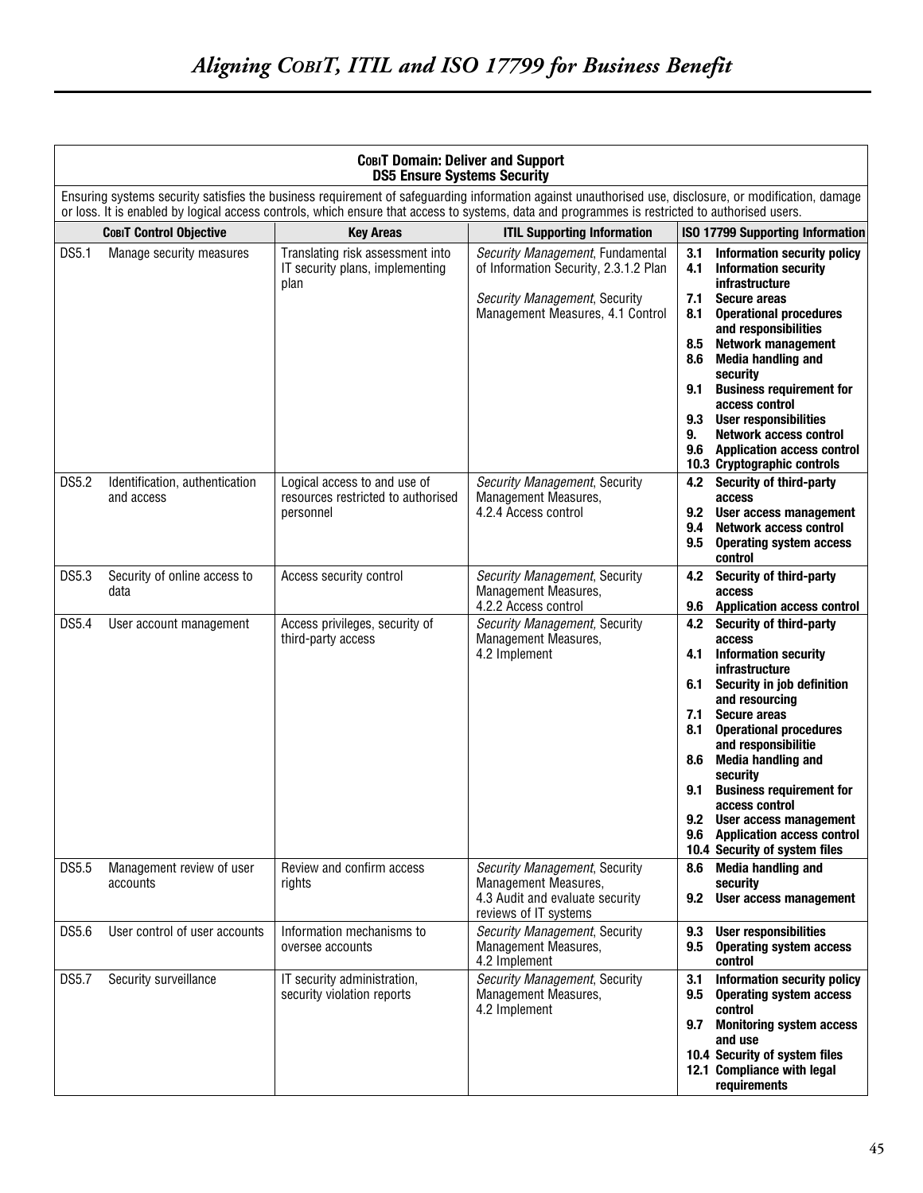| **COBIT Domain: Deliver and Support DS5 Ensure Systems Security** | | | | |
|---|---|---|---|---|
| Ensuring systems security satisfies the business requirement of safeguarding information against unauthorised use, disclosure, or modification, damage or loss. It is enabled by logical access controls, which ensure that access to systems, data and programmes is restricted to authorised users. | | | | |
| **COBIT Control Objective** | | **Key Areas** | **ITIL Supporting Information** | **ISO 17799 Supporting Information** |
| DS5.1 | Manage security measures | Translating risk assessment into IT security plans, implementing plan | *Security Management*, Fundamental of Information Security, 2.3.1.2 Plan<br><br>*Security Management*, Security Management Measures, 4.1 Control | **3.1 Information security policy**<br>**4.1 Information security infrastructure**<br>**7.1 Secure areas**<br>**8.1 Operational procedures and responsibilities**<br>**8.5 Network management**<br>**8.6 Media handling and security**<br>**9.1 Business requirement for access control**<br>**9.3 User responsibilities**<br>**9. Network access control**<br>**9.6 Application access control**<br>**10.3 Cryptographic controls** |
| DS5.2 | Identification, authentication and access | Logical access to and use of resources restricted to authorised personnel | *Security Management*, Security Management Measures, 4.2.4 Access control | **4.2 Security of third-party access**<br>**9.2 User access management**<br>**9.4 Network access control**<br>**9.5 Operating system access control** |
| DS5.3 | Security of online access to data | Access security control | *Security Management*, Security Management Measures, 4.2.2 Access control | **4.2 Security of third-party access**<br>**9.6 Application access control** |
| DS5.4 | User account management | Access privileges, security of third-party access | *Security Management,* Security Management Measures, 4.2 Implement | **4.2 Security of third-party access**<br>**4.1 Information security infrastructure**<br>**6.1 Security in job definition and resourcing**<br>**7.1 Secure areas**<br>**8.1 Operational procedures and responsibilitie**<br>**8.6 Media handling and security**<br>**9.1 Business requirement for access control**<br>**9.2 User access management**<br>**9.6 Application access control**<br>**10.4 Security of system files** |
| DS5.5 | Management review of user accounts | Review and confirm access rights | *Security Management*, Security Management Measures, 4.3 Audit and evaluate security reviews of IT systems | **8.6 Media handling and security**<br>**9.2 User access management** |
| DS5.6 | User control of user accounts | Information mechanisms to oversee accounts | *Security Management*, Security Management Measures, 4.2 Implement | **9.3 User responsibilities**<br>**9.5 Operating system access control** |
| DS5.7 | Security surveillance | IT security administration, security violation reports | *Security Management*, Security Management Measures, 4.2 Implement | **3.1 Information security policy**<br>**9.5 Operating system access control**<br>**9.7 Monitoring system access and use**<br>**10.4 Security of system files**<br>**12.1 Compliance with legal requirements** |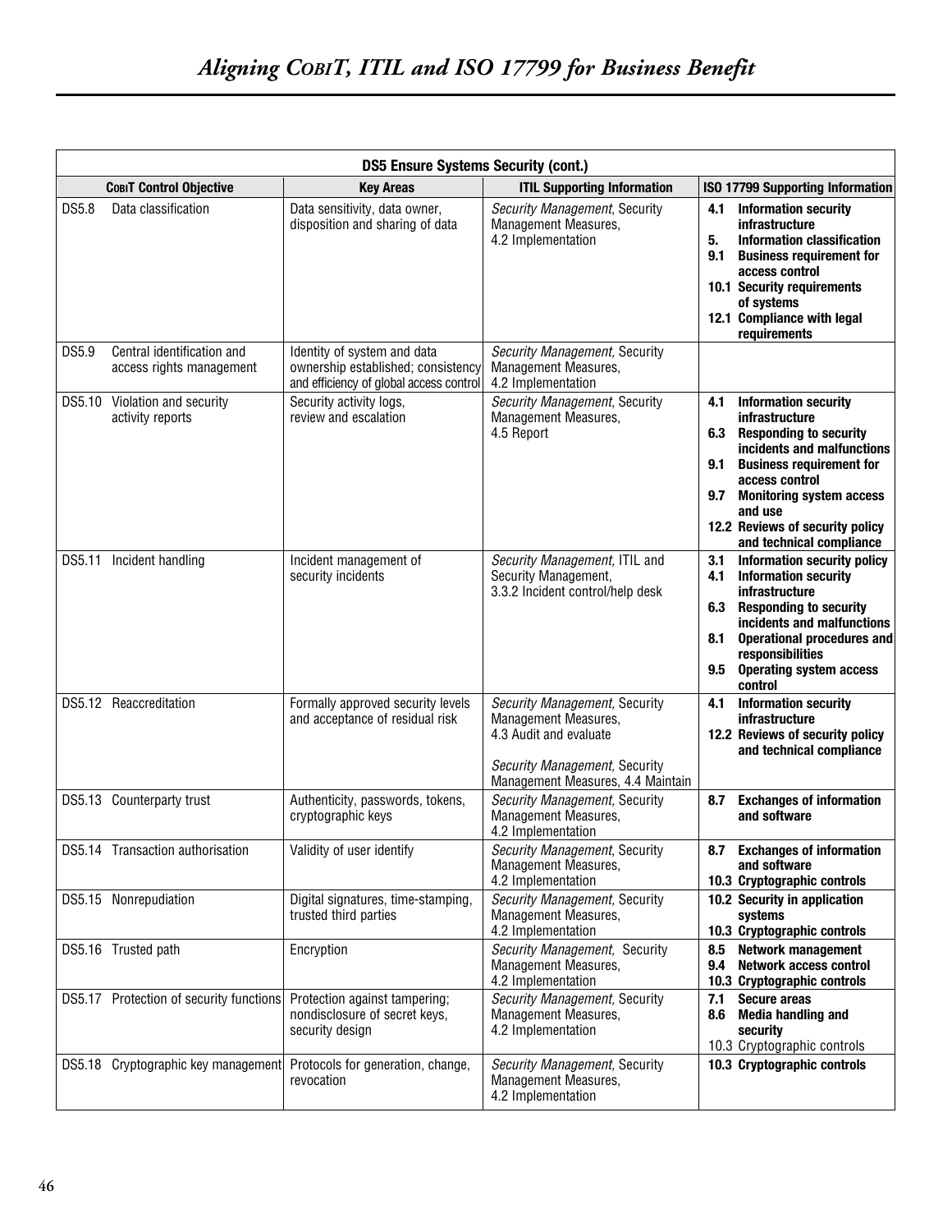| DS5 Ensure Systems Security (cont.) | | | |
|---|---|---|---|
| **CobiT Control Objective** | **Key Areas** | **ITIL Supporting Information** | **ISO 17799 Supporting Information** |
| DS5.8 Data classification | Data sensitivity, data owner, disposition and sharing of data | *Security Management*, Security Management Measures, 4.2 Implementation | **4.1 Information security infrastructure**<br>**5. Information classification**<br>**9.1 Business requirement for access control**<br>**10.1 Security requirements of systems**<br>**12.1 Compliance with legal requirements** |
| DS5.9 Central identification and access rights management | Identity of system and data ownership established; consistency and efficiency of global access control | *Security Management*, Security Management Measures, 4.2 Implementation | |
| DS5.10 Violation and security activity reports | Security activity logs, review and escalation | *Security Management*, Security Management Measures, 4.5 Report | **4.1 Information security infrastructure**<br>**6.3 Responding to security incidents and malfunctions**<br>**9.1 Business requirement for access control**<br>**9.7 Monitoring system access and use**<br>**12.2 Reviews of security policy and technical compliance** |
| DS5.11 Incident handling | Incident management of security incidents | *Security Management*, ITIL and Security Management, 3.3.2 Incident control/help desk | **3.1 Information security policy**<br>**4.1 Information security infrastructure**<br>**6.3 Responding to security incidents and malfunctions**<br>**8.1 Operational procedures and responsibilities**<br>**9.5 Operating system access control** |
| DS5.12 Reaccreditation | Formally approved security levels and acceptance of residual risk | *Security Management*, Security Management Measures, 4.3 Audit and evaluate<br><br>*Security Management*, Security Management Measures, 4.4 Maintain | **4.1 Information security infrastructure**<br>**12.2 Reviews of security policy and technical compliance** |
| DS5.13 Counterparty trust | Authenticity, passwords, tokens, cryptographic keys | *Security Management*, Security Management Measures, 4.2 Implementation | **8.7 Exchanges of information and software** |
| DS5.14 Transaction authorisation | Validity of user identify | *Security Management*, Security Management Measures, 4.2 Implementation | **8.7 Exchanges of information and software**<br>**10.3 Cryptographic controls** |
| DS5.15 Nonrepudiation | Digital signatures, time-stamping, trusted third parties | *Security Management*, Security Management Measures, 4.2 Implementation | **10.2 Security in application systems**<br>**10.3 Cryptographic controls** |
| DS5.16 Trusted path | Encryption | *Security Management*, Security Management Measures, 4.2 Implementation | **8.5 Network management**<br>**9.4 Network access control**<br>**10.3 Cryptographic controls** |
| DS5.17 Protection of security functions | Protection against tampering; nondisclosure of secret keys, security design | *Security Management*, Security Management Measures, 4.2 Implementation | **7.1 Secure areas**<br>**8.6 Media handling and security**<br>10.3 Cryptographic controls |
| DS5.18 Cryptographic key management | Protocols for generation, change, revocation | *Security Management*, Security Management Measures, 4.2 Implementation | **10.3 Cryptographic controls** |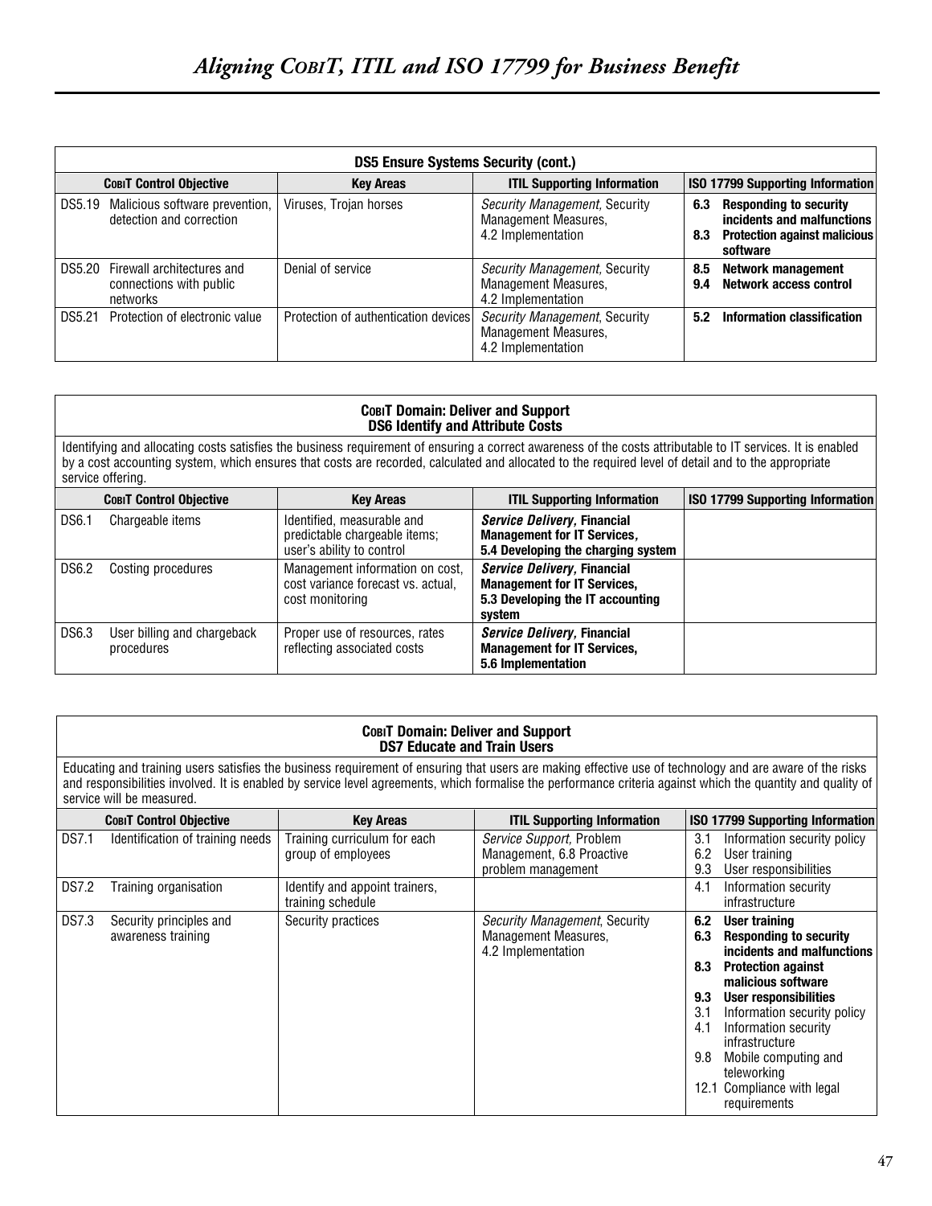| **DS5 Ensure Systems Security (cont.)** | | | |
|---|---|---|---|
| **COBIT Control Objective** | **Key Areas** | **ITIL Supporting Information** | **ISO 17799 Supporting Information** |
| DS5.19 Malicious software prevention, detection and correction | Viruses, Trojan horses | *Security Management,* Security Management Measures, 4.2 Implementation | **6.3 Responding to security incidents and malfunctions**<br>**8.3 Protection against malicious software** |
| DS5.20 Firewall architectures and connections with public networks | Denial of service | *Security Management,* Security Management Measures, 4.2 Implementation | **8.5 Network management**<br>**9.4 Network access control** |
| DS5.21 Protection of electronic value | Protection of authentication devices | *Security Management,* Security Management Measures, 4.2 Implementation | **5.2 Information classification** |

| **COBIT Domain: Deliver and Support**<br>**DS6 Identify and Attribute Costs** | | | |
|---|---|---|---|
| Identifying and allocating costs satisfies the business requirement of ensuring a correct awareness of the costs attributable to IT services. It is enabled by a cost accounting system, which ensures that costs are recorded, calculated and allocated to the required level of detail and to the appropriate service offering. | | | |
| **COBIT Control Objective** | **Key Areas** | **ITIL Supporting Information** | **ISO 17799 Supporting Information** |
| DS6.1 Chargeable items | Identified, measurable and predictable chargeable items; user's ability to control | ***Service Delivery,* Financial Management for IT Services, 5.4 Developing the charging system** | |
| DS6.2 Costing procedures | Management information on cost, cost variance forecast vs. actual, cost monitoring | ***Service Delivery,* Financial Management for IT Services, 5.3 Developing the IT accounting system** | |
| DS6.3 User billing and chargeback procedures | Proper use of resources, rates reflecting associated costs | ***Service Delivery,* Financial Management for IT Services, 5.6 Implementation** | |

| **COBIT Domain: Deliver and Support**<br>**DS7 Educate and Train Users** | | | |
|---|---|---|---|
| Educating and training users satisfies the business requirement of ensuring that users are making effective use of technology and are aware of the risks and responsibilities involved. It is enabled by service level agreements, which formalise the performance criteria against which the quantity and quality of service will be measured. | | | |
| **COBIT Control Objective** | **Key Areas** | **ITIL Supporting Information** | **ISO 17799 Supporting Information** |
| DS7.1 Identification of training needs | Training curriculum for each group of employees | *Service Support,* Problem Management, 6.8 Proactive problem management | 3.1 Information security policy<br>6.2 User training<br>9.3 User responsibilities |
| DS7.2 Training organisation | Identify and appoint trainers, training schedule | | 4.1 Information security infrastructure |
| DS7.3 Security principles and awareness training | Security practices | *Security Management,* Security Management Measures, 4.2 Implementation | **6.2 User training**<br>**6.3 Responding to security incidents and malfunctions**<br>**8.3 Protection against malicious software**<br>**9.3 User responsibilities**<br>3.1 Information security policy<br>4.1 Information security infrastructure<br>9.8 Mobile computing and teleworking<br>12.1 Compliance with legal requirements |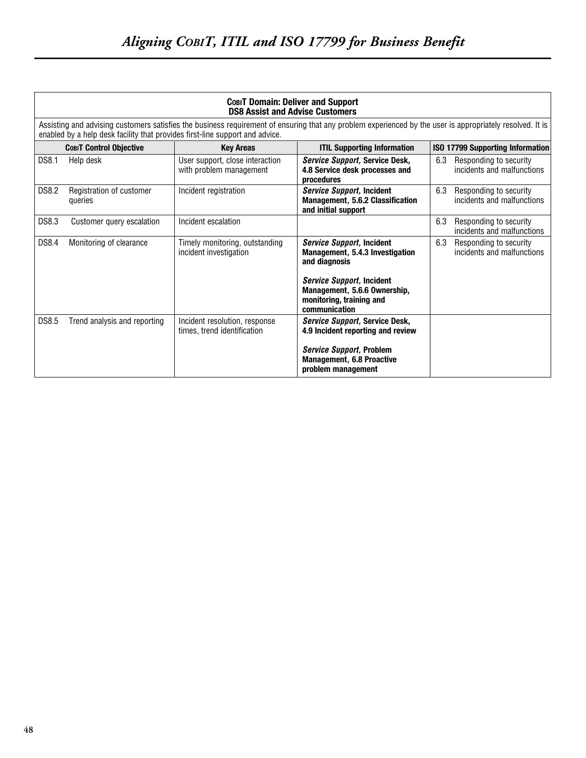**COBIT Domain: Deliver and Support**
**DS8 Assist and Advise Customers**

Assisting and advising customers satisfies the business requirement of ensuring that any problem experienced by the user is appropriately resolved. It is enabled by a help desk facility that provides first-line support and advice.

| COBIT Control Objective | | Key Areas | ITIL Supporting Information | ISO 17799 Supporting Information | |
|---|---|---|---|---|---|
| DS8.1 | Help desk | User support, close interaction with problem management | ***Service Support*, Service Desk, 4.8 Service desk processes and procedures** | 6.3 | Responding to security incidents and malfunctions |
| DS8.2 | Registration of customer queries | Incident registration | ***Service Support*, Incident Management, 5.6.2 Classification and initial support** | 6.3 | Responding to security incidents and malfunctions |
| DS8.3 | Customer query escalation | Incident escalation | | 6.3 | Responding to security incidents and malfunctions |
| DS8.4 | Monitoring of clearance | Timely monitoring, outstanding incident investigation | ***Service Support*, Incident Management, 5.4.3 Investigation and diagnosis**<br><br>***Service Support*, Incident Management, 5.6.6 Ownership, monitoring, training and communication** | 6.3 | Responding to security incidents and malfunctions |
| DS8.5 | Trend analysis and reporting | Incident resolution, response times, trend identification | ***Service Support*, Service Desk, 4.9 Incident reporting and review**<br><br>***Service Support*, Problem Management, 6.8 Proactive problem management** | | |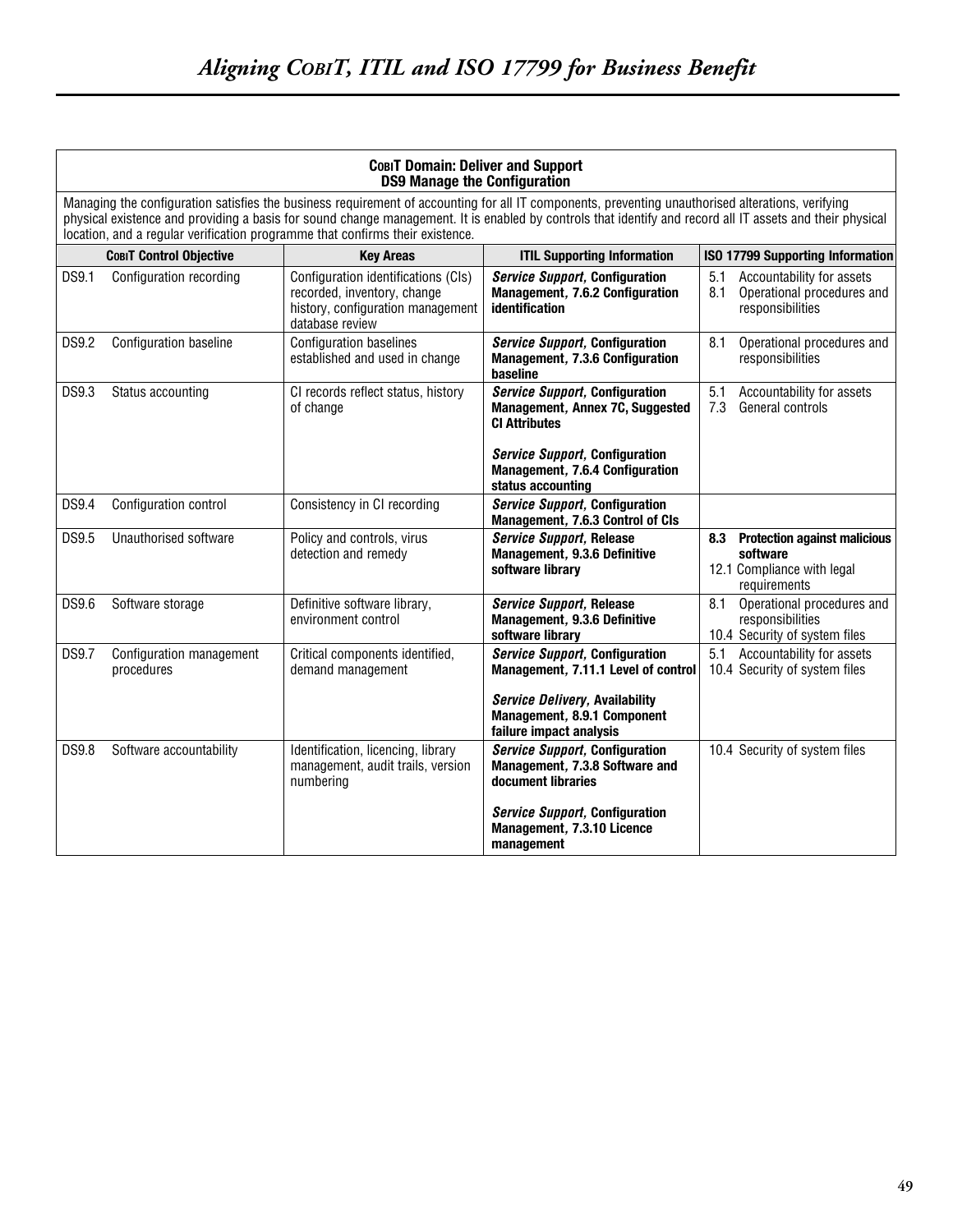| **COBIT Domain: Deliver and Support<br>DS9 Manage the Configuration** | | | |
|---|---|---|---|
| Managing the configuration satisfies the business requirement of accounting for all IT components, preventing unauthorised alterations, verifying physical existence and providing a basis for sound change management. It is enabled by controls that identify and record all IT assets and their physical location, and a regular verification programme that confirms their existence. | | | |
| **COBIT Control Objective** | **Key Areas** | **ITIL Supporting Information** | **ISO 17799 Supporting Information** |
| DS9.1 Configuration recording | Configuration identifications (CIs) recorded, inventory, change history, configuration management database review | ***Service Support*, Configuration Management, 7.6.2 Configuration identification** | 5.1 Accountability for assets<br>8.1 Operational procedures and responsibilities |
| DS9.2 Configuration baseline | Configuration baselines established and used in change | ***Service Support*, Configuration Management, 7.3.6 Configuration baseline** | 8.1 Operational procedures and responsibilities |
| DS9.3 Status accounting | CI records reflect status, history of change | ***Service Support*, Configuration Management, Annex 7C, Suggested CI Attributes**<br><br>***Service Support*, Configuration Management, 7.6.4 Configuration status accounting** | 5.1 Accountability for assets<br>7.3 General controls |
| DS9.4 Configuration control | Consistency in CI recording | ***Service Support*, Configuration Management, 7.6.3 Control of CIs** | |
| DS9.5 Unauthorised software | Policy and controls, virus detection and remedy | ***Service Support*, Release Management, 9.3.6 Definitive software library** | **8.3 Protection against malicious software**<br>12.1 Compliance with legal requirements |
| DS9.6 Software storage | Definitive software library, environment control | ***Service Support*, Release Management, 9.3.6 Definitive software library** | 8.1 Operational procedures and responsibilities<br>10.4 Security of system files |
| DS9.7 Configuration management procedures | Critical components identified, demand management | ***Service Support*, Configuration Management, 7.11.1 Level of control**<br><br>***Service Delivery*, Availability Management, 8.9.1 Component failure impact analysis** | 5.1 Accountability for assets<br>10.4 Security of system files |
| DS9.8 Software accountability | Identification, licencing, library management, audit trails, version numbering | ***Service Support*, Configuration Management, 7.3.8 Software and document libraries**<br><br>***Service Support*, Configuration Management, 7.3.10 Licence management** | 10.4 Security of system files |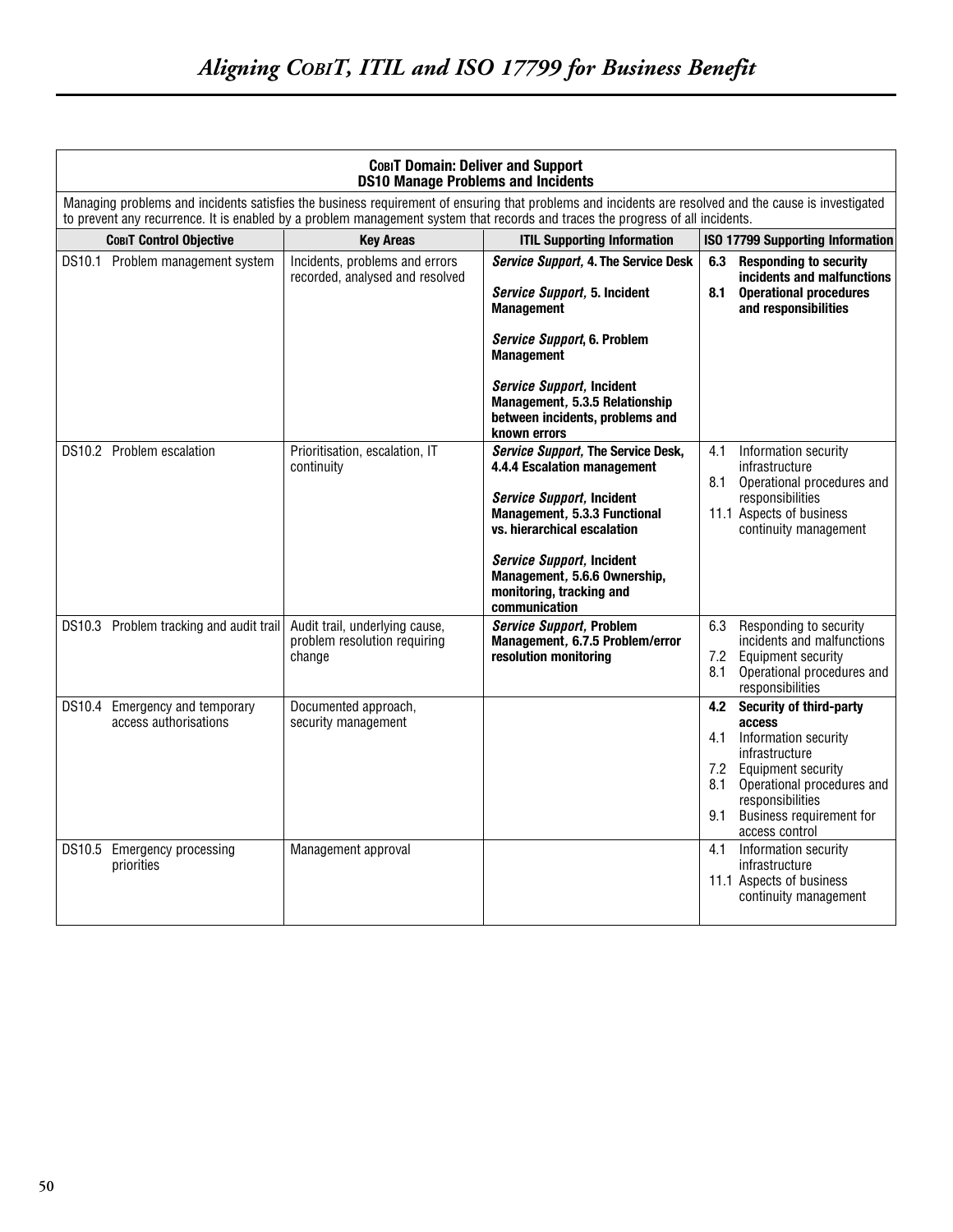| **COBIT Domain: Deliver and Support<br>DS10 Manage Problems and Incidents** | | | |
|---|---|---|---|
| Managing problems and incidents satisfies the business requirement of ensuring that problems and incidents are resolved and the cause is investigated to prevent any recurrence. It is enabled by a problem management system that records and traces the progress of all incidents. | | | |
| **COBIT Control Objective** | **Key Areas** | **ITIL Supporting Information** | **ISO 17799 Supporting Information** |
| DS10.1 Problem management system | Incidents, problems and errors recorded, analysed and resolved | ***Service Support*, 4. The Service Desk**<br><br>***Service Support*, 5. Incident Management**<br><br>***Service Support*, 6. Problem Management**<br><br>***Service Support*, Incident Management, 5.3.5 Relationship between incidents, problems and known errors** | **6.3 Responding to security incidents and malfunctions**<br>**8.1 Operational procedures and responsibilities** |
| DS10.2 Problem escalation | Prioritisation, escalation, IT continuity | ***Service Support*, The Service Desk, 4.4.4 Escalation management**<br><br>***Service Support*, Incident Management, 5.3.3 Functional vs. hierarchical escalation**<br><br>***Service Support*, Incident Management, 5.6.6 Ownership, monitoring, tracking and communication** | 4.1 Information security infrastructure<br>8.1 Operational procedures and responsibilities<br>11.1 Aspects of business continuity management |
| DS10.3 Problem tracking and audit trail | Audit trail, underlying cause, problem resolution requiring change | ***Service Support*, Problem Management, 6.7.5 Problem/error resolution monitoring** | 6.3 Responding to security incidents and malfunctions<br>7.2 Equipment security<br>8.1 Operational procedures and responsibilities |
| DS10.4 Emergency and temporary access authorisations | Documented approach, security management | | **4.2 Security of third-party access**<br>4.1 Information security infrastructure<br>7.2 Equipment security<br>8.1 Operational procedures and responsibilities<br>9.1 Business requirement for access control |
| DS10.5 Emergency processing priorities | Management approval | | 4.1 Information security infrastructure<br>11.1 Aspects of business continuity management |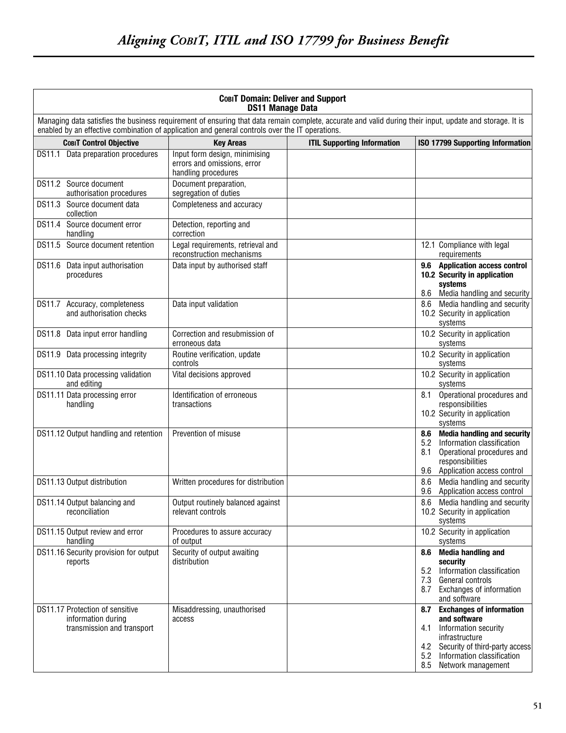| **COBIT Domain: Deliver and Support DS11 Manage Data** | | | |
|---|---|---|---|
| Managing data satisfies the business requirement of ensuring that data remain complete, accurate and valid during their input, update and storage. It is enabled by an effective combination of application and general controls over the IT operations. | | | |
| **COBIT Control Objective** | **Key Areas** | **ITIL Supporting Information** | **ISO 17799 Supporting Information** |
| DS11.1 Data preparation procedures | Input form design, minimising errors and omissions, error handling procedures | | |
| DS11.2 Source document authorisation procedures | Document preparation, segregation of duties | | |
| DS11.3 Source document data collection | Completeness and accuracy | | |
| DS11.4 Source document error handling | Detection, reporting and correction | | |
| DS11.5 Source document retention | Legal requirements, retrieval and reconstruction mechanisms | | 12.1 Compliance with legal requirements |
| DS11.6 Data input authorisation procedures | Data input by authorised staff | | **9.6 Application access control**<br>**10.2 Security in application systems**<br>8.6 Media handling and security |
| DS11.7 Accuracy, completeness and authorisation checks | Data input validation | | 8.6 Media handling and security<br>10.2 Security in application systems |
| DS11.8 Data input error handling | Correction and resubmission of erroneous data | | 10.2 Security in application systems |
| DS11.9 Data processing integrity | Routine verification, update controls | | 10.2 Security in application systems |
| DS11.10 Data processing validation and editing | Vital decisions approved | | 10.2 Security in application systems |
| DS11.11 Data processing error handling | Identification of erroneous transactions | | 8.1 Operational procedures and responsibilities<br>10.2 Security in application systems |
| DS11.12 Output handling and retention | Prevention of misuse | | **8.6 Media handling and security**<br>5.2 Information classification<br>8.1 Operational procedures and responsibilities<br>9.6 Application access control |
| DS11.13 Output distribution | Written procedures for distribution | | 8.6 Media handling and security<br>9.6 Application access control |
| DS11.14 Output balancing and reconciliation | Output routinely balanced against relevant controls | | 8.6 Media handling and security<br>10.2 Security in application systems |
| DS11.15 Output review and error handling | Procedures to assure accuracy of output | | 10.2 Security in application systems |
| DS11.16 Security provision for output reports | Security of output awaiting distribution | | **8.6 Media handling and security**<br>5.2 Information classification<br>7.3 General controls<br>8.7 Exchanges of information and software |
| DS11.17 Protection of sensitive information during transmission and transport | Misaddressing, unauthorised access | | **8.7 Exchanges of information and software**<br>4.1 Information security infrastructure<br>4.2 Security of third-party access<br>5.2 Information classification<br>8.5 Network management |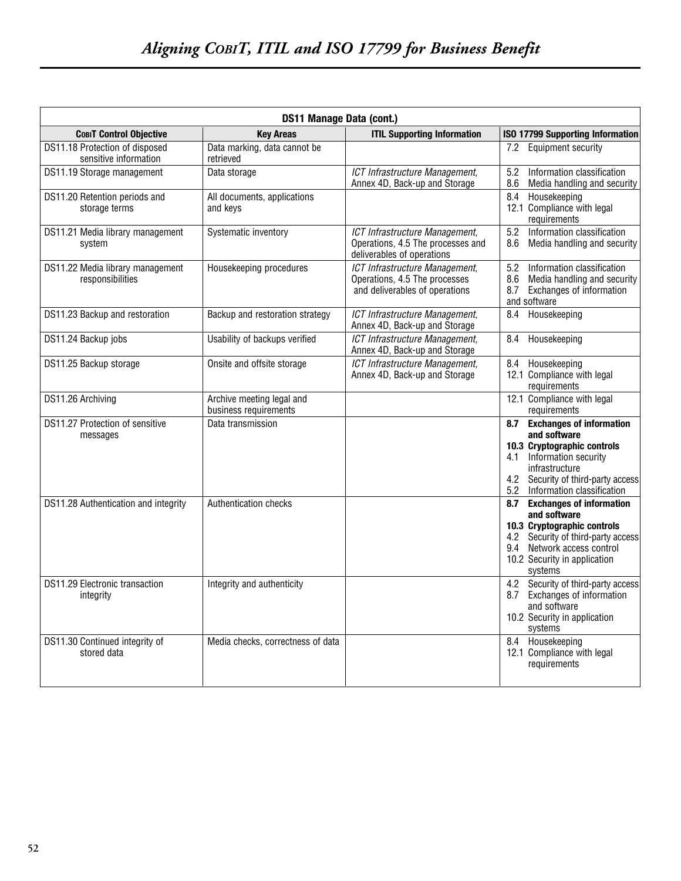| DS11 Manage Data (cont.) | | | |
|---|---|---|---|
| **COBIT Control Objective** | **Key Areas** | **ITIL Supporting Information** | **ISO 17799 Supporting Information** |
| DS11.18 Protection of disposed sensitive information | Data marking, data cannot be retrieved | | 7.2 Equipment security |
| DS11.19 Storage management | Data storage | *ICT Infrastructure Management*, Annex 4D, Back-up and Storage | 5.2 Information classification<br>8.6 Media handling and security |
| DS11.20 Retention periods and storage terms | All documents, applications and keys | | 8.4 Housekeeping<br>12.1 Compliance with legal requirements |
| DS11.21 Media library management system | Systematic inventory | *ICT Infrastructure Management*, Operations, 4.5 The processes and deliverables of operations | 5.2 Information classification<br>8.6 Media handling and security |
| DS11.22 Media library management responsibilities | Housekeeping procedures | *ICT Infrastructure Management*, Operations, 4.5 The processes and deliverables of operations | 5.2 Information classification<br>8.6 Media handling and security<br>8.7 Exchanges of information and software |
| DS11.23 Backup and restoration | Backup and restoration strategy | *ICT Infrastructure Management*, Annex 4D, Back-up and Storage | 8.4 Housekeeping |
| DS11.24 Backup jobs | Usability of backups verified | *ICT Infrastructure Management*, Annex 4D, Back-up and Storage | 8.4 Housekeeping |
| DS11.25 Backup storage | Onsite and offsite storage | *ICT Infrastructure Management*, Annex 4D, Back-up and Storage | 8.4 Housekeeping<br>12.1 Compliance with legal requirements |
| DS11.26 Archiving | Archive meeting legal and business requirements | | 12.1 Compliance with legal requirements |
| DS11.27 Protection of sensitive messages | Data transmission | | **8.7 Exchanges of information and software**<br>**10.3 Cryptographic controls**<br>4.1 Information security infrastructure<br>4.2 Security of third-party access<br>5.2 Information classification |
| DS11.28 Authentication and integrity | Authentication checks | | **8.7 Exchanges of information and software**<br>**10.3 Cryptographic controls**<br>4.2 Security of third-party access<br>9.4 Network access control<br>10.2 Security in application systems |
| DS11.29 Electronic transaction integrity | Integrity and authenticity | | 4.2 Security of third-party access<br>8.7 Exchanges of information and software<br>10.2 Security in application systems |
| DS11.30 Continued integrity of stored data | Media checks, correctness of data | | 8.4 Housekeeping<br>12.1 Compliance with legal requirements |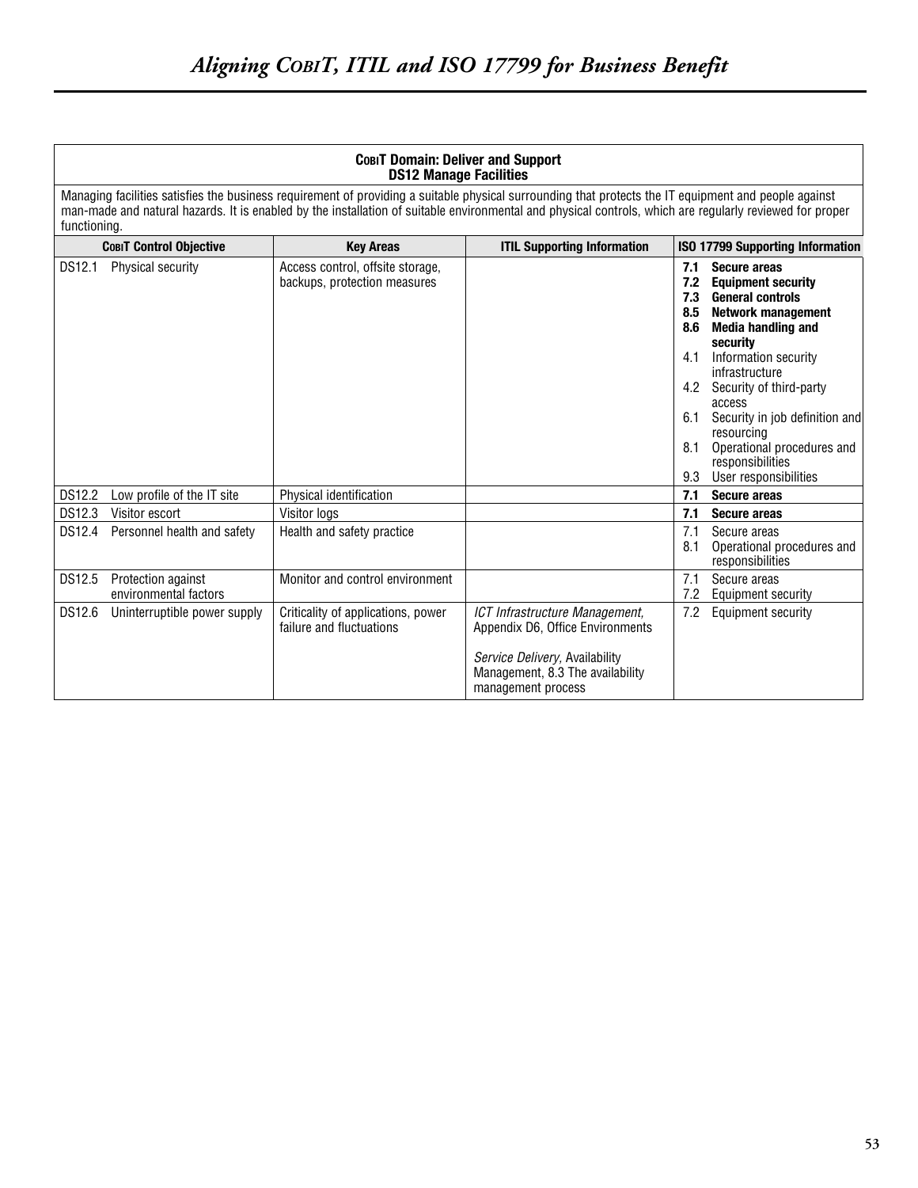| **COBIT Domain: Deliver and Support DS12 Manage Facilities** | | | |
|---|---|---|---|
| Managing facilities satisfies the business requirement of providing a suitable physical surrounding that protects the IT equipment and people against man-made and natural hazards. It is enabled by the installation of suitable environmental and physical controls, which are regularly reviewed for proper functioning. | | | |
| **COBIT Control Objective** | **Key Areas** | **ITIL Supporting Information** | **ISO 17799 Supporting Information** |
| DS12.1 Physical security | Access control, offsite storage, backups, protection measures | | **7.1 Secure areas**<br>**7.2 Equipment security**<br>**7.3 General controls**<br>**8.5 Network management**<br>**8.6 Media handling and security**<br>4.1 Information security infrastructure<br>4.2 Security of third-party access<br>6.1 Security in job definition and resourcing<br>8.1 Operational procedures and responsibilities<br>9.3 User responsibilities |
| DS12.2 Low profile of the IT site | Physical identification | | **7.1 Secure areas** |
| DS12.3 Visitor escort | Visitor logs | | **7.1 Secure areas** |
| DS12.4 Personnel health and safety | Health and safety practice | | 7.1 Secure areas<br>8.1 Operational procedures and responsibilities |
| DS12.5 Protection against environmental factors | Monitor and control environment | | 7.1 Secure areas<br>7.2 Equipment security |
| DS12.6 Uninterruptible power supply | Criticality of applications, power failure and fluctuations | *ICT Infrastructure Management,* Appendix D6, Office Environments<br><br>*Service Delivery,* Availability Management, 8.3 The availability management process | 7.2 Equipment security |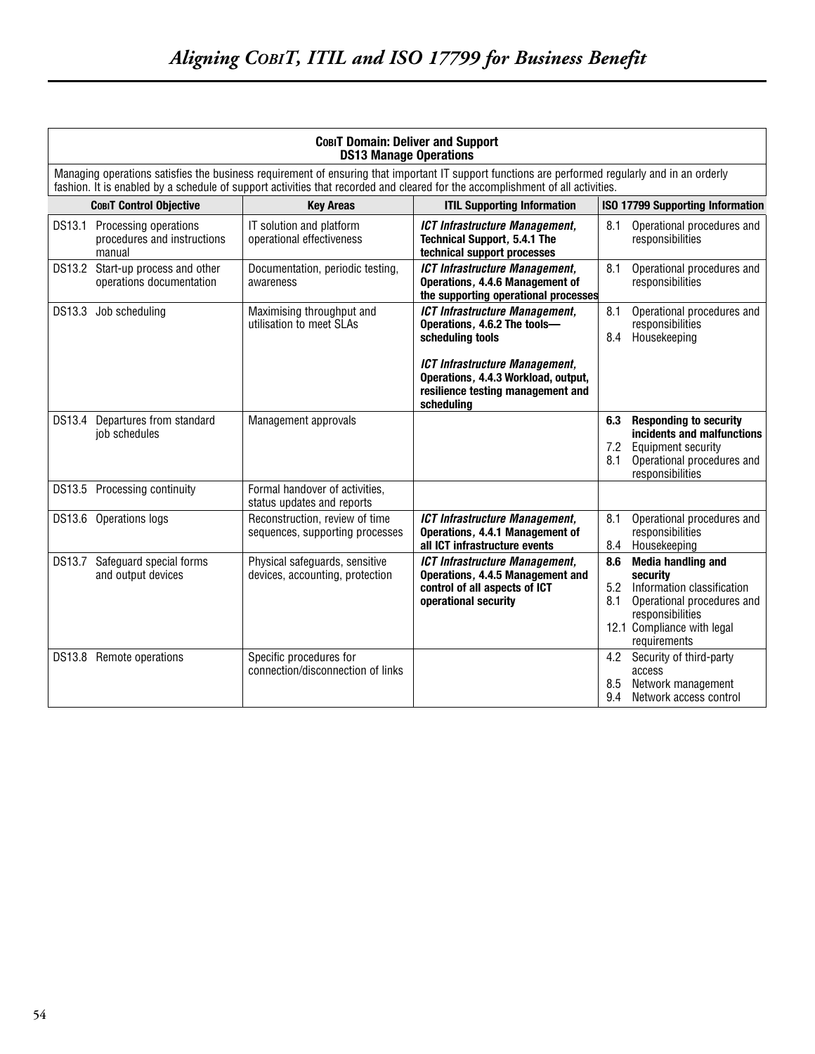**COBIT Domain: Deliver and Support**
**DS13 Manage Operations**

Managing operations satisfies the business requirement of ensuring that important IT support functions are performed regularly and in an orderly fashion. It is enabled by a schedule of support activities that recorded and cleared for the accomplishment of all activities.

| COBIT Control Objective | Key Areas | ITIL Supporting Information | ISO 17799 Supporting Information |
|---|---|---|---|
| DS13.1 Processing operations procedures and instructions manual | IT solution and platform operational effectiveness | ***ICT Infrastructure Management*, Technical Support, 5.4.1 The technical support processes** | 8.1 Operational procedures and responsibilities |
| DS13.2 Start-up process and other operations documentation | Documentation, periodic testing, awareness | ***ICT Infrastructure Management*, Operations, 4.4.6 Management of the supporting operational processes** | 8.1 Operational procedures and responsibilities |
| DS13.3 Job scheduling | Maximising throughput and utilisation to meet SLAs | ***ICT Infrastructure Management*, Operations, 4.6.2 The tools—scheduling tools**<br><br>***ICT Infrastructure Management*, Operations, 4.4.3 Workload, output, resilience testing management and scheduling** | 8.1 Operational procedures and responsibilities<br>8.4 Housekeeping |
| DS13.4 Departures from standard job schedules | Management approvals | | **6.3 Responding to security incidents and malfunctions**<br>7.2 Equipment security<br>8.1 Operational procedures and responsibilities |
| DS13.5 Processing continuity | Formal handover of activities, status updates and reports | | |
| DS13.6 Operations logs | Reconstruction, review of time sequences, supporting processes | ***ICT Infrastructure Management*, Operations, 4.4.1 Management of all ICT infrastructure events** | 8.1 Operational procedures and responsibilities<br>8.4 Housekeeping |
| DS13.7 Safeguard special forms and output devices | Physical safeguards, sensitive devices, accounting, protection | ***ICT Infrastructure Management*, Operations, 4.4.5 Management and control of all aspects of ICT operational security** | **8.6 Media handling and security**<br>5.2 Information classification<br>8.1 Operational procedures and responsibilities<br>12.1 Compliance with legal requirements |
| DS13.8 Remote operations | Specific procedures for connection/disconnection of links | | 4.2 Security of third-party access<br>8.5 Network management<br>9.4 Network access control |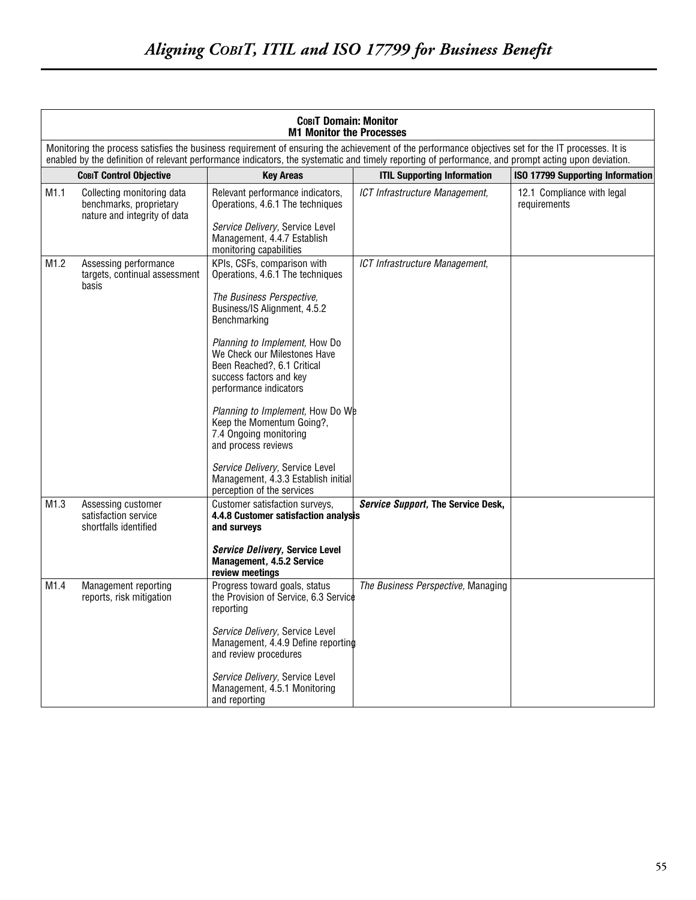| **COBIT Domain: Monitor<br>M1 Monitor the Processes** | | | | |
|---|---|---|---|---|
| Monitoring the process satisfies the business requirement of ensuring the achievement of the performance objectives set for the IT processes. It is enabled by the definition of relevant performance indicators, the systematic and timely reporting of performance, and prompt acting upon deviation. | | | | |
| **COBIT Control Objective** | | **Key Areas** | **ITIL Supporting Information** | **ISO 17799 Supporting Information** |
| M1.1 | Collecting monitoring data benchmarks, proprietary nature and integrity of data | Relevant performance indicators, Operations, 4.6.1 The techniques<br><br>*Service Delivery*, Service Level Management, 4.4.7 Establish monitoring capabilities | *ICT Infrastructure Management*, | 12.1 Compliance with legal requirements |
| M1.2 | Assessing performance targets, continual assessment basis | KPIs, CSFs, comparison with Operations, 4.6.1 The techniques<br><br>*The Business Perspective*, Business/IS Alignment, 4.5.2 Benchmarking<br><br>*Planning to Implement*, How Do We Check our Milestones Have Been Reached?, 6.1 Critical success factors and key performance indicators<br><br>*Planning to Implement*, How Do We Keep the Momentum Going?, 7.4 Ongoing monitoring and process reviews<br><br>*Service Delivery*, Service Level Management, 4.3.3 Establish initial perception of the services | *ICT Infrastructure Management*, | |
| M1.3 | Assessing customer satisfaction service shortfalls identified | Customer satisfaction surveys, **4.4.8 Customer satisfaction analysis and surveys**<br><br>***Service Delivery*, Service Level Management, 4.5.2 Service review meetings** | ***Service Support*, The Service Desk,** | |
| M1.4 | Management reporting reports, risk mitigation | Progress toward goals, status the Provision of Service, 6.3 Service reporting<br><br>*Service Delivery*, Service Level Management, 4.4.9 Define reporting and review procedures<br><br>*Service Delivery*, Service Level Management, 4.5.1 Monitoring and reporting | *The Business Perspective*, Managing | |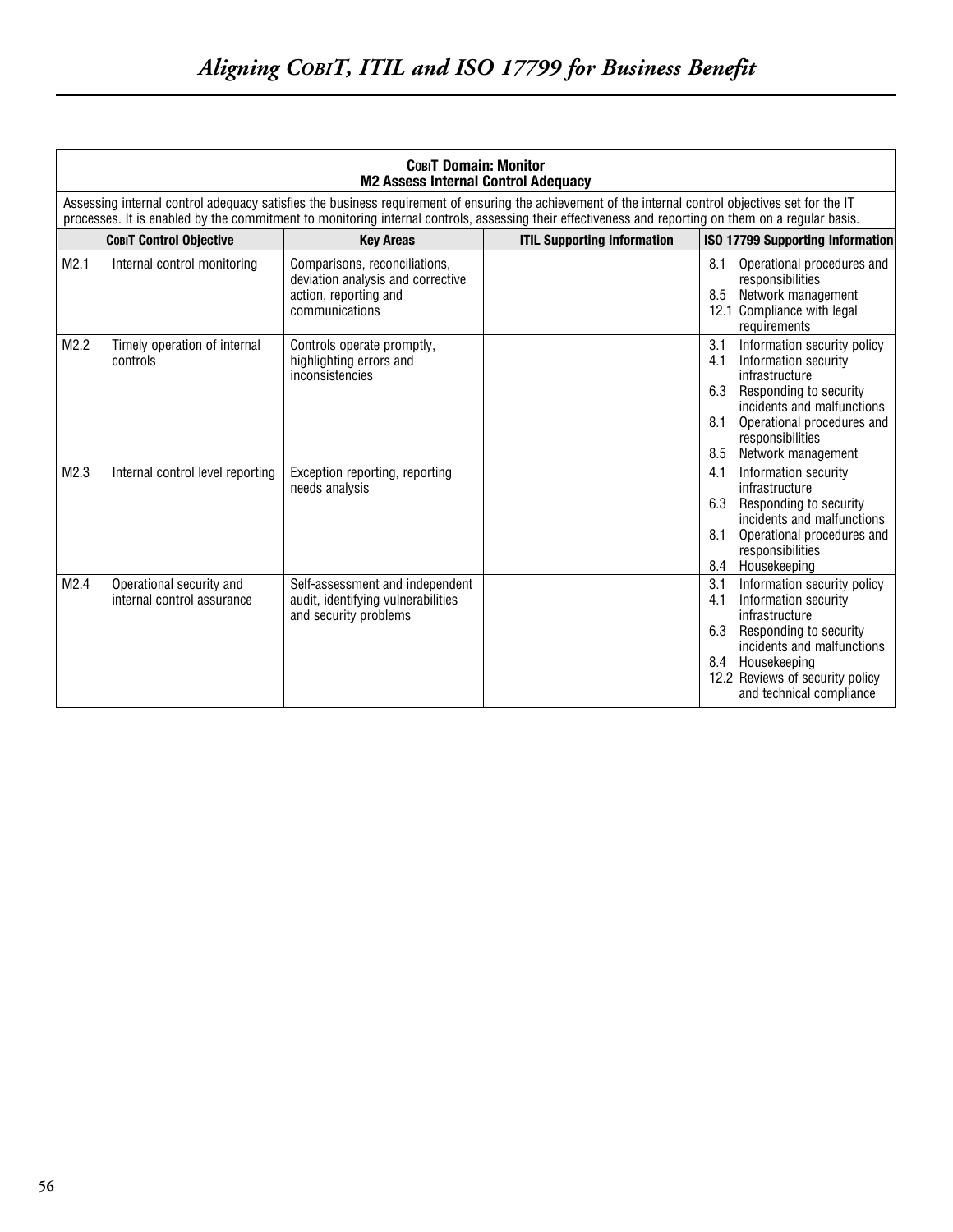| **COBIT Domain: Monitor** **M2 Assess Internal Control Adequacy** | | | | |
|---|---|---|---|---|
| Assessing internal control adequacy satisfies the business requirement of ensuring the achievement of the internal control objectives set for the IT processes. It is enabled by the commitment to monitoring internal controls, assessing their effectiveness and reporting on them on a regular basis. | | | | |
| **COBIT Control Objective** | | **Key Areas** | **ITIL Supporting Information** | **ISO 17799 Supporting Information** |
| M2.1 | Internal control monitoring | Comparisons, reconciliations, deviation analysis and corrective action, reporting and communications | | 8.1 Operational procedures and responsibilities<br>8.5 Network management<br>12.1 Compliance with legal requirements |
| M2.2 | Timely operation of internal controls | Controls operate promptly, highlighting errors and inconsistencies | | 3.1 Information security policy<br>4.1 Information security infrastructure<br>6.3 Responding to security incidents and malfunctions<br>8.1 Operational procedures and responsibilities<br>8.5 Network management |
| M2.3 | Internal control level reporting | Exception reporting, reporting needs analysis | | 4.1 Information security infrastructure<br>6.3 Responding to security incidents and malfunctions<br>8.1 Operational procedures and responsibilities<br>8.4 Housekeeping |
| M2.4 | Operational security and internal control assurance | Self-assessment and independent audit, identifying vulnerabilities and security problems | | 3.1 Information security policy<br>4.1 Information security infrastructure<br>6.3 Responding to security incidents and malfunctions<br>8.4 Housekeeping<br>12.2 Reviews of security policy and technical compliance |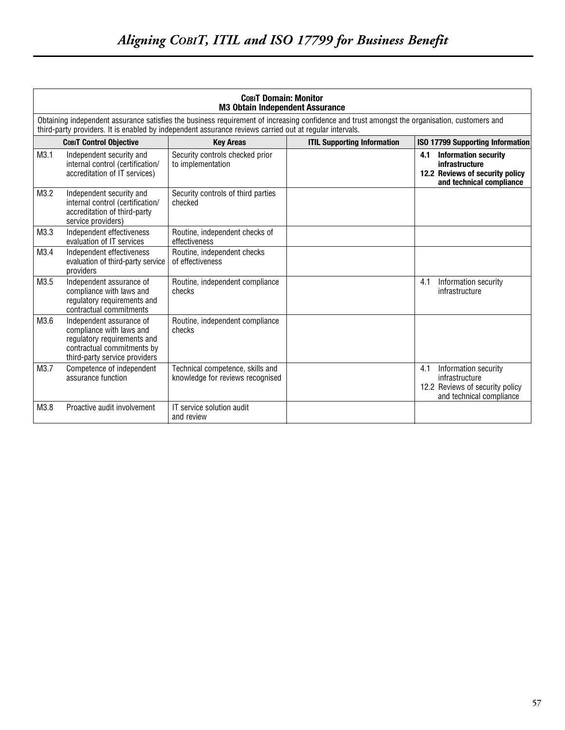| **CobiT Domain: Monitor<br>M3 Obtain Independent Assurance** | | | | |
|---|---|---|---|---|
| Obtaining independent assurance satisfies the business requirement of increasing confidence and trust amongst the organisation, customers and third-party providers. It is enabled by independent assurance reviews carried out at regular intervals. | | | | |
| **CobiT Control Objective** | | **Key Areas** | **ITIL Supporting Information** | **ISO 17799 Supporting Information** |
| M3.1 | Independent security and internal control (certification/ accreditation of IT services) | Security controls checked prior to implementation | | **4.1 Information security infrastructure**<br>**12.2 Reviews of security policy and technical compliance** |
| M3.2 | Independent security and internal control (certification/ accreditation of third-party service providers) | Security controls of third parties checked | | |
| M3.3 | Independent effectiveness evaluation of IT services | Routine, independent checks of effectiveness | | |
| M3.4 | Independent effectiveness evaluation of third-party service providers | Routine, independent checks of effectiveness | | |
| M3.5 | Independent assurance of compliance with laws and regulatory requirements and contractual commitments | Routine, independent compliance checks | | 4.1 Information security infrastructure |
| M3.6 | Independent assurance of compliance with laws and regulatory requirements and contractual commitments by third-party service providers | Routine, independent compliance checks | | |
| M3.7 | Competence of independent assurance function | Technical competence, skills and knowledge for reviews recognised | | 4.1 Information security infrastructure<br>12.2 Reviews of security policy and technical compliance |
| M3.8 | Proactive audit involvement | IT service solution audit and review | | |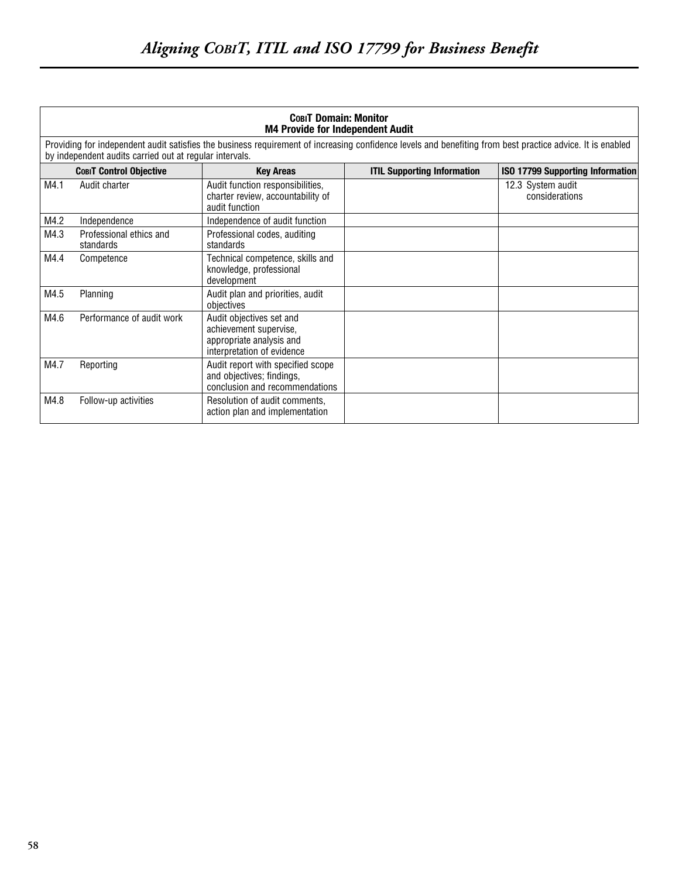| **COBIT Domain: Monitor<br>M4 Provide for Independent Audit** | | | |
|---|---|---|---|
| Providing for independent audit satisfies the business requirement of increasing confidence levels and benefiting from best practice advice. It is enabled by independent audits carried out at regular intervals. | | | |
| **COBIT Control Objective** | **Key Areas** | **ITIL Supporting Information** | **ISO 17799 Supporting Information** |
| M4.1 Audit charter | Audit function responsibilities, charter review, accountability of audit function | | 12.3 System audit considerations |
| M4.2 Independence | Independence of audit function | | |
| M4.3 Professional ethics and standards | Professional codes, auditing standards | | |
| M4.4 Competence | Technical competence, skills and knowledge, professional development | | |
| M4.5 Planning | Audit plan and priorities, audit objectives | | |
| M4.6 Performance of audit work | Audit objectives set and achievement supervise, appropriate analysis and interpretation of evidence | | |
| M4.7 Reporting | Audit report with specified scope and objectives; findings, conclusion and recommendations | | |
| M4.8 Follow-up activities | Resolution of audit comments, action plan and implementation | | |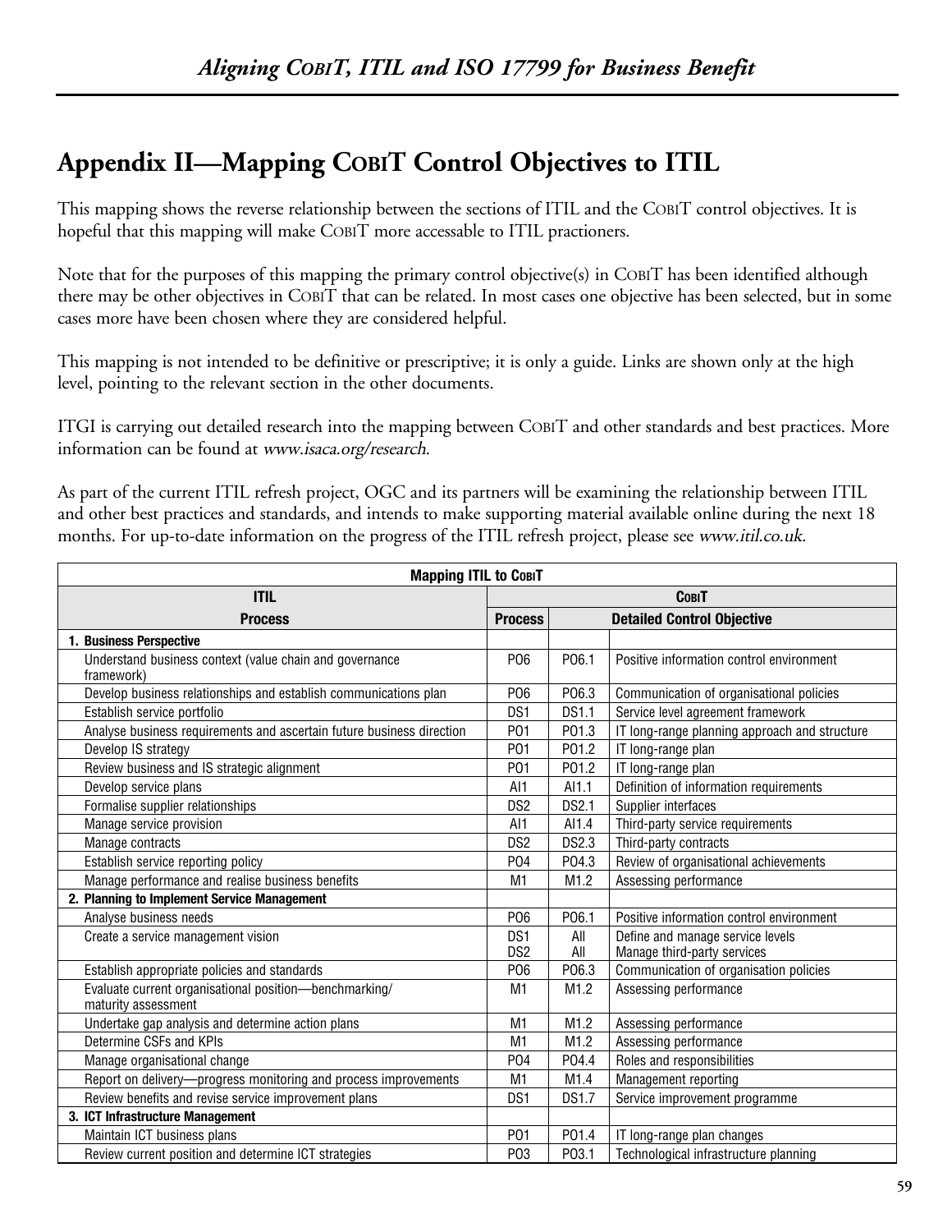## Appendix II—Mapping COBIT Control Objectives to ITIL

This mapping shows the reverse relationship between the sections of ITIL and the COBIT control objectives. It is hopeful that this mapping will make COBIT more accessable to ITIL practioners.

Note that for the purposes of this mapping the primary control objective(s) in COBIT has been identified although there may be other objectives in COBIT that can be related. In most cases one objective has been selected, but in some cases more have been chosen where they are considered helpful.

This mapping is not intended to be definitive or prescriptive; it is only a guide. Links are shown only at the high level, pointing to the relevant section in the other documents.

ITGI is carrying out detailed research into the mapping between COBIT and other standards and best practices. More information can be found at *www.isaca.org/research*.

As part of the current ITIL refresh project, OGC and its partners will be examining the relationship between ITIL and other best practices and standards, and intends to make supporting material available online during the next 18 months. For up-to-date information on the progress of the ITIL refresh project, please see *www.itil.co.uk*.

| Mapping ITIL to COBIT | | | |
|---|---|---|---|
| **ITIL** | **COBIT** | | |
| **Process** | **Process** | **Detailed Control Objective** | |
| **1. Business Perspective** | | | |
| Understand business context (value chain and governance framework) | PO6 | PO6.1 | Positive information control environment |
| Develop business relationships and establish communications plan | PO6 | PO6.3 | Communication of organisational policies |
| Establish service portfolio | DS1 | DS1.1 | Service level agreement framework |
| Analyse business requirements and ascertain future business direction | PO1 | PO1.3 | IT long-range planning approach and structure |
| Develop IS strategy | PO1 | PO1.2 | IT long-range plan |
| Review business and IS strategic alignment | PO1 | PO1.2 | IT long-range plan |
| Develop service plans | AI1 | AI1.1 | Definition of information requirements |
| Formalise supplier relationships | DS2 | DS2.1 | Supplier interfaces |
| Manage service provision | AI1 | AI1.4 | Third-party service requirements |
| Manage contracts | DS2 | DS2.3 | Third-party contracts |
| Establish service reporting policy | PO4 | PO4.3 | Review of organisational achievements |
| Manage performance and realise business benefits | M1 | M1.2 | Assessing performance |
| **2. Planning to Implement Service Management** | | | |
| Analyse business needs | PO6 | PO6.1 | Positive information control environment |
| Create a service management vision | DS1<br>DS2 | All<br>All | Define and manage service levels<br>Manage third-party services |
| Establish appropriate policies and standards | PO6 | PO6.3 | Communication of organisation policies |
| Evaluate current organisational position—benchmarking/ maturity assessment | M1 | M1.2 | Assessing performance |
| Undertake gap analysis and determine action plans | M1 | M1.2 | Assessing performance |
| Determine CSFs and KPIs | M1 | M1.2 | Assessing performance |
| Manage organisational change | PO4 | PO4.4 | Roles and responsibilities |
| Report on delivery—progress monitoring and process improvements | M1 | M1.4 | Management reporting |
| Review benefits and revise service improvement plans | DS1 | DS1.7 | Service improvement programme |
| **3. ICT Infrastructure Management** | | | |
| Maintain ICT business plans | PO1 | PO1.4 | IT long-range plan changes |
| Review current position and determine ICT strategies | PO3 | PO3.1 | Technological infrastructure planning |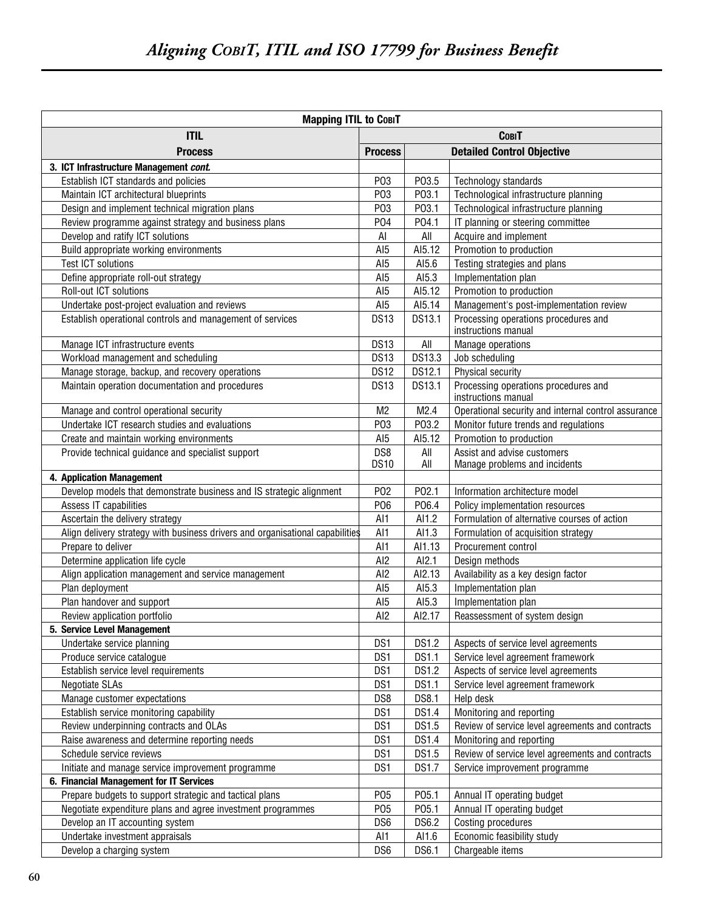| Mapping ITIL to COBIT | | | |
|---|---|---|---|
| **ITIL** | **COBIT** | | |
| **Process** | **Process** | **Detailed Control Objective** | |
| **3. ICT Infrastructure Management *cont.*** | | | |
| Establish ICT standards and policies | PO3 | PO3.5 | Technology standards |
| Maintain ICT architectural blueprints | PO3 | PO3.1 | Technological infrastructure planning |
| Design and implement technical migration plans | PO3 | PO3.1 | Technological infrastructure planning |
| Review programme against strategy and business plans | PO4 | PO4.1 | IT planning or steering committee |
| Develop and ratify ICT solutions | AI | All | Acquire and implement |
| Build appropriate working environments | AI5 | AI5.12 | Promotion to production |
| Test ICT solutions | AI5 | AI5.6 | Testing strategies and plans |
| Define appropriate roll-out strategy | AI5 | AI5.3 | Implementation plan |
| Roll-out ICT solutions | AI5 | AI5.12 | Promotion to production |
| Undertake post-project evaluation and reviews | AI5 | AI5.14 | Management's post-implementation review |
| Establish operational controls and management of services | DS13 | DS13.1 | Processing operations procedures and instructions manual |
| Manage ICT infrastructure events | DS13 | All | Manage operations |
| Workload management and scheduling | DS13 | DS13.3 | Job scheduling |
| Manage storage, backup, and recovery operations | DS12 | DS12.1 | Physical security |
| Maintain operation documentation and procedures | DS13 | DS13.1 | Processing operations procedures and instructions manual |
| Manage and control operational security | M2 | M2.4 | Operational security and internal control assurance |
| Undertake ICT research studies and evaluations | PO3 | PO3.2 | Monitor future trends and regulations |
| Create and maintain working environments | AI5 | AI5.12 | Promotion to production |
| Provide technical guidance and specialist support | DS8<br>DS10 | All<br>All | Assist and advise customers<br>Manage problems and incidents |
| **4. Application Management** | | | |
| Develop models that demonstrate business and IS strategic alignment | PO2 | PO2.1 | Information architecture model |
| Assess IT capabilities | PO6 | PO6.4 | Policy implementation resources |
| Ascertain the delivery strategy | AI1 | AI1.2 | Formulation of alternative courses of action |
| Align delivery strategy with business drivers and organisational capabilities | AI1 | AI1.3 | Formulation of acquisition strategy |
| Prepare to deliver | AI1 | AI1.13 | Procurement control |
| Determine application life cycle | AI2 | AI2.1 | Design methods |
| Align application management and service management | AI2 | AI2.13 | Availability as a key design factor |
| Plan deployment | AI5 | AI5.3 | Implementation plan |
| Plan handover and support | AI5 | AI5.3 | Implementation plan |
| Review application portfolio | AI2 | AI2.17 | Reassessment of system design |
| **5. Service Level Management** | | | |
| Undertake service planning | DS1 | DS1.2 | Aspects of service level agreements |
| Produce service catalogue | DS1 | DS1.1 | Service level agreement framework |
| Establish service level requirements | DS1 | DS1.2 | Aspects of service level agreements |
| Negotiate SLAs | DS1 | DS1.1 | Service level agreement framework |
| Manage customer expectations | DS8 | DS8.1 | Help desk |
| Establish service monitoring capability | DS1 | DS1.4 | Monitoring and reporting |
| Review underpinning contracts and OLAs | DS1 | DS1.5 | Review of service level agreements and contracts |
| Raise awareness and determine reporting needs | DS1 | DS1.4 | Monitoring and reporting |
| Schedule service reviews | DS1 | DS1.5 | Review of service level agreements and contracts |
| Initiate and manage service improvement programme | DS1 | DS1.7 | Service improvement programme |
| **6. Financial Management for IT Services** | | | |
| Prepare budgets to support strategic and tactical plans | PO5 | PO5.1 | Annual IT operating budget |
| Negotiate expenditure plans and agree investment programmes | PO5 | PO5.1 | Annual IT operating budget |
| Develop an IT accounting system | DS6 | DS6.2 | Costing procedures |
| Undertake investment appraisals | AI1 | AI1.6 | Economic feasibility study |
| Develop a charging system | DS6 | DS6.1 | Chargeable items |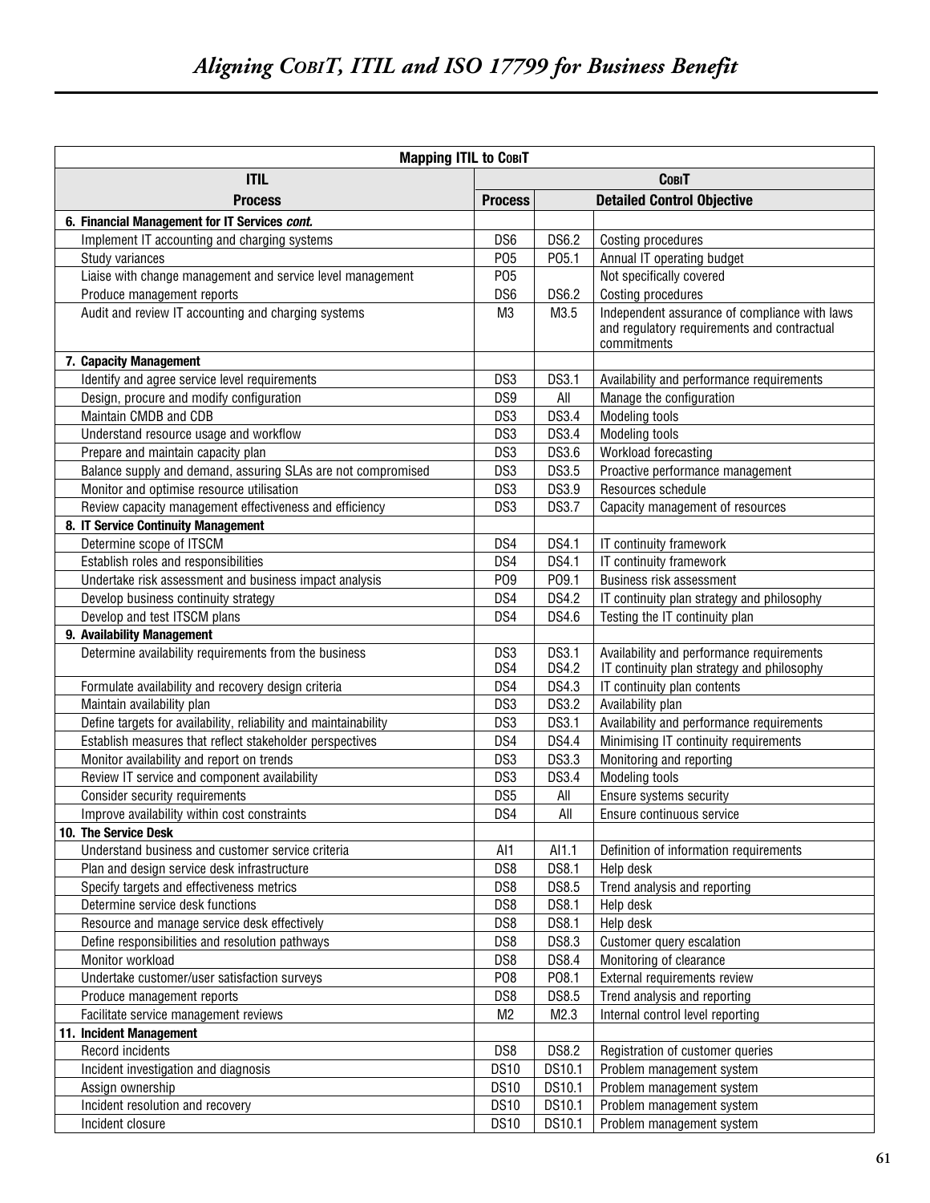| Mapping ITIL to COBIT | | | |
|---|---|---|---|
| **ITIL** | **COBIT** | | |
| **Process** | **Process** | **Detailed Control Objective** | |
| **6. Financial Management for IT Services *cont.*** | | | |
| Implement IT accounting and charging systems | DS6 | DS6.2 | Costing procedures |
| Study variances | PO5 | PO5.1 | Annual IT operating budget |
| Liaise with change management and service level management | PO5 | | Not specifically covered |
| Produce management reports | DS6 | DS6.2 | Costing procedures |
| Audit and review IT accounting and charging systems | M3 | M3.5 | Independent assurance of compliance with laws and regulatory requirements and contractual commitments |
| **7. Capacity Management** | | | |
| Identify and agree service level requirements | DS3 | DS3.1 | Availability and performance requirements |
| Design, procure and modify configuration | DS9 | All | Manage the configuration |
| Maintain CMDB and CDB | DS3 | DS3.4 | Modeling tools |
| Understand resource usage and workflow | DS3 | DS3.4 | Modeling tools |
| Prepare and maintain capacity plan | DS3 | DS3.6 | Workload forecasting |
| Balance supply and demand, assuring SLAs are not compromised | DS3 | DS3.5 | Proactive performance management |
| Monitor and optimise resource utilisation | DS3 | DS3.9 | Resources schedule |
| Review capacity management effectiveness and efficiency | DS3 | DS3.7 | Capacity management of resources |
| **8. IT Service Continuity Management** | | | |
| Determine scope of ITSCM | DS4 | DS4.1 | IT continuity framework |
| Establish roles and responsibilities | DS4 | DS4.1 | IT continuity framework |
| Undertake risk assessment and business impact analysis | PO9 | PO9.1 | Business risk assessment |
| Develop business continuity strategy | DS4 | DS4.2 | IT continuity plan strategy and philosophy |
| Develop and test ITSCM plans | DS4 | DS4.6 | Testing the IT continuity plan |
| **9. Availability Management** | | | |
| Determine availability requirements from the business | DS3<br>DS4 | DS3.1<br>DS4.2 | Availability and performance requirements<br>IT continuity plan strategy and philosophy |
| Formulate availability and recovery design criteria | DS4 | DS4.3 | IT continuity plan contents |
| Maintain availability plan | DS3 | DS3.2 | Availability plan |
| Define targets for availability, reliability and maintainability | DS3 | DS3.1 | Availability and performance requirements |
| Establish measures that reflect stakeholder perspectives | DS4 | DS4.4 | Minimising IT continuity requirements |
| Monitor availability and report on trends | DS3 | DS3.3 | Monitoring and reporting |
| Review IT service and component availability | DS3 | DS3.4 | Modeling tools |
| Consider security requirements | DS5 | All | Ensure systems security |
| Improve availability within cost constraints | DS4 | All | Ensure continuous service |
| **10. The Service Desk** | | | |
| Understand business and customer service criteria | AI1 | AI1.1 | Definition of information requirements |
| Plan and design service desk infrastructure | DS8 | DS8.1 | Help desk |
| Specify targets and effectiveness metrics | DS8 | DS8.5 | Trend analysis and reporting |
| Determine service desk functions | DS8 | DS8.1 | Help desk |
| Resource and manage service desk effectively | DS8 | DS8.1 | Help desk |
| Define responsibilities and resolution pathways | DS8 | DS8.3 | Customer query escalation |
| Monitor workload | DS8 | DS8.4 | Monitoring of clearance |
| Undertake customer/user satisfaction surveys | PO8 | PO8.1 | External requirements review |
| Produce management reports | DS8 | DS8.5 | Trend analysis and reporting |
| Facilitate service management reviews | M2 | M2.3 | Internal control level reporting |
| **11. Incident Management** | | | |
| Record incidents | DS8 | DS8.2 | Registration of customer queries |
| Incident investigation and diagnosis | DS10 | DS10.1 | Problem management system |
| Assign ownership | DS10 | DS10.1 | Problem management system |
| Incident resolution and recovery | DS10 | DS10.1 | Problem management system |
| Incident closure | DS10 | DS10.1 | Problem management system |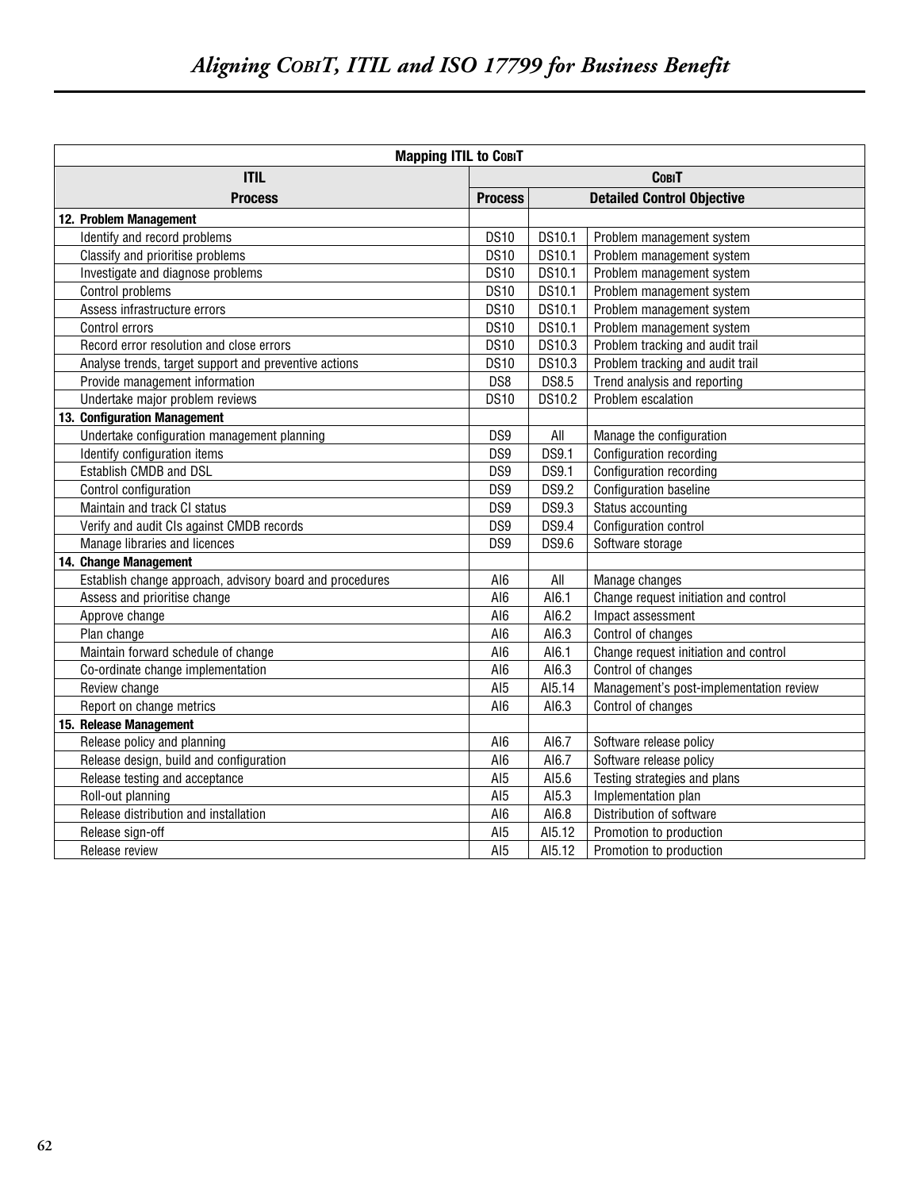| Mapping ITIL to COBIT | | | |
|---|---|---|---|
| **ITIL** | **COBIT** | | |
| **Process** | **Process** | **Detailed Control Objective** | |
| **12. Problem Management** | | | |
| Identify and record problems | DS10 | DS10.1 | Problem management system |
| Classify and prioritise problems | DS10 | DS10.1 | Problem management system |
| Investigate and diagnose problems | DS10 | DS10.1 | Problem management system |
| Control problems | DS10 | DS10.1 | Problem management system |
| Assess infrastructure errors | DS10 | DS10.1 | Problem management system |
| Control errors | DS10 | DS10.1 | Problem management system |
| Record error resolution and close errors | DS10 | DS10.3 | Problem tracking and audit trail |
| Analyse trends, target support and preventive actions | DS10 | DS10.3 | Problem tracking and audit trail |
| Provide management information | DS8 | DS8.5 | Trend analysis and reporting |
| Undertake major problem reviews | DS10 | DS10.2 | Problem escalation |
| **13. Configuration Management** | | | |
| Undertake configuration management planning | DS9 | All | Manage the configuration |
| Identify configuration items | DS9 | DS9.1 | Configuration recording |
| Establish CMDB and DSL | DS9 | DS9.1 | Configuration recording |
| Control configuration | DS9 | DS9.2 | Configuration baseline |
| Maintain and track CI status | DS9 | DS9.3 | Status accounting |
| Verify and audit CIs against CMDB records | DS9 | DS9.4 | Configuration control |
| Manage libraries and licences | DS9 | DS9.6 | Software storage |
| **14. Change Management** | | | |
| Establish change approach, advisory board and procedures | AI6 | All | Manage changes |
| Assess and prioritise change | AI6 | AI6.1 | Change request initiation and control |
| Approve change | AI6 | AI6.2 | Impact assessment |
| Plan change | AI6 | AI6.3 | Control of changes |
| Maintain forward schedule of change | AI6 | AI6.1 | Change request initiation and control |
| Co-ordinate change implementation | AI6 | AI6.3 | Control of changes |
| Review change | AI5 | AI5.14 | Management's post-implementation review |
| Report on change metrics | AI6 | AI6.3 | Control of changes |
| **15. Release Management** | | | |
| Release policy and planning | AI6 | AI6.7 | Software release policy |
| Release design, build and configuration | AI6 | AI6.7 | Software release policy |
| Release testing and acceptance | AI5 | AI5.6 | Testing strategies and plans |
| Roll-out planning | AI5 | AI5.3 | Implementation plan |
| Release distribution and installation | AI6 | AI6.8 | Distribution of software |
| Release sign-off | AI5 | AI5.12 | Promotion to production |
| Release review | AI5 | AI5.12 | Promotion to production |